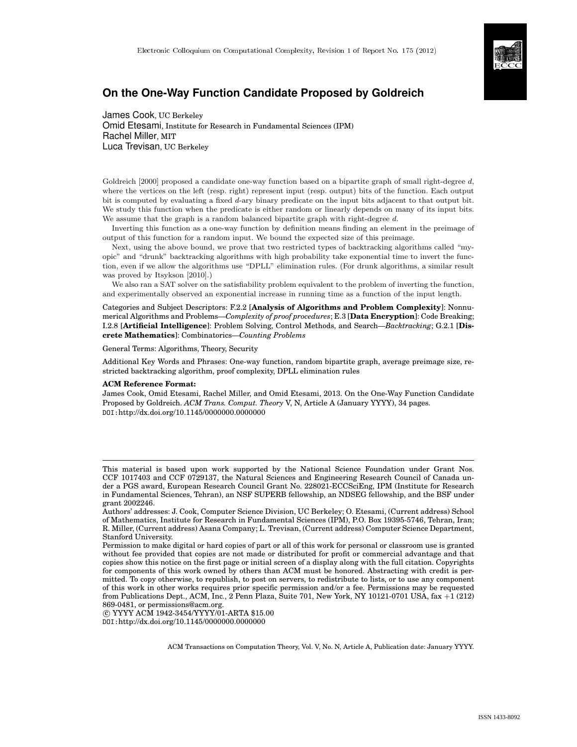# On the One-Way Function Candidate Proposed by Goldreich

James Cook, UC Berkeley
Omid Etesami, Institute for Research in Fundamental Sciences (IPM)
Rachel Miller, MIT
Luca Trevisan, UC Berkeley

Goldreich [2000] proposed a candidate one-way function based on a bipartite graph of small right-degree $d$, where the vertices on the left (resp. right) represent input (resp. output) bits of the function. Each output bit is computed by evaluating a fixed $d$-ary binary predicate on the input bits adjacent to that output bit. We study this function when the predicate is either random or linearly depends on many of its input bits. We assume that the graph is a random balanced bipartite graph with right-degree $d$.

Inverting this function as a one-way function by definition means finding an element in the preimage of output of this function for a random input. We bound the expected size of this preimage.

Next, using the above bound, we prove that two restricted types of backtracking algorithms called "myopic" and "drunk" backtracking algorithms with high probability take exponential time to invert the function, even if we allow the algorithms use "DPLL" elimination rules. (For drunk algorithms, a similar result was proved by Itsykson [2010].)

We also ran a SAT solver on the satisfiability problem equivalent to the problem of inverting the function, and experimentally observed an exponential increase in running time as a function of the input length.

Categories and Subject Descriptors: F.2.2 [**Analysis of Algorithms and Problem Complexity**]: Nonnumerical Algorithms and Problems—*Complexity of proof procedures*; E.3 [**Data Encryption**]: Code Breaking; I.2.8 [**Artificial Intelligence**]: Problem Solving, Control Methods, and Search—*Backtracking*; G.2.1 [**Discrete Mathematics**]: Combinatorics—*Counting Problems*

General Terms: Algorithms, Theory, Security

Additional Key Words and Phrases: One-way function, random bipartite graph, average preimage size, restricted backtracking algorithm, proof complexity, DPLL elimination rules

**ACM Reference Format:**
James Cook, Omid Etesami, Rachel Miller, and Omid Etesami, 2013. On the One-Way Function Candidate Proposed by Goldreich. *ACM Trans. Comput. Theory* V, N, Article A (January YYYY), 34 pages.
DOI:http://dx.doi.org/10.1145/0000000.0000000

---

This material is based upon work supported by the National Science Foundation under Grant Nos. CCF 1017403 and CCF 0729137, the Natural Sciences and Engineering Research Council of Canada under a PGS award, European Research Council Grant No. 228021-ECCSciEng, IPM (Institute for Research in Fundamental Sciences, Tehran), an NSF SUPERB fellowship, an NDSEG fellowship, and the BSF under grant 2002246.

Authors' addresses: J. Cook, Computer Science Division, UC Berkeley; O. Etesami, (Current address) School of Mathematics, Institute for Research in Fundamental Sciences (IPM), P.O. Box 19395-5746, Tehran, Iran; R. Miller, (Current address) Asana Company; L. Trevisan, (Current address) Computer Science Department, Stanford University.

Permission to make digital or hard copies of part or all of this work for personal or classroom use is granted without fee provided that copies are not made or distributed for profit or commercial advantage and that copies show this notice on the first page or initial screen of a display along with the full citation. Copyrights for components of this work owned by others than ACM must be honored. Abstracting with credit is permitted. To copy otherwise, to republish, to post on servers, to redistribute to lists, or to use any component of this work in other works requires prior specific permission and/or a fee. Permissions may be requested from Publications Dept., ACM, Inc., 2 Penn Plaza, Suite 701, New York, NY 10121-0701 USA, fax +1 (212) 869-0481, or permissions@acm.org.

© YYYY ACM 1942-3454/YYYY/01-ARTA $15.00
DOI:http://dx.doi.org/10.1145/0000000.0000000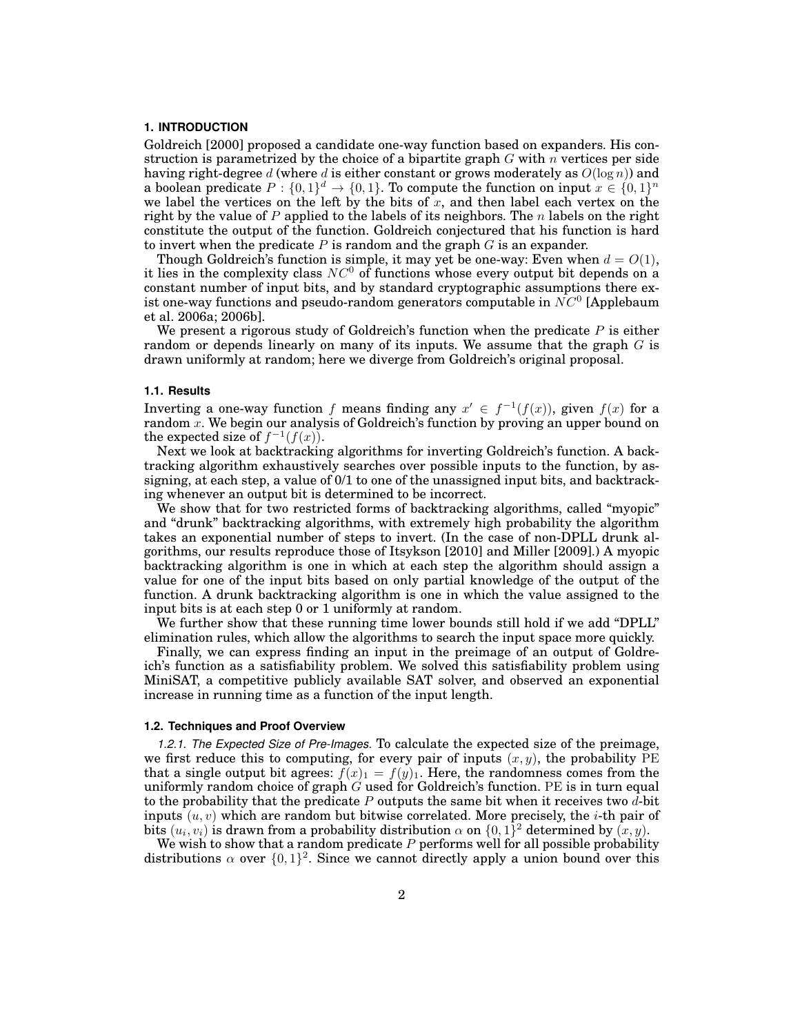## 1. INTRODUCTION

Goldreich [2000] proposed a candidate one-way function based on expanders. His construction is parametrized by the choice of a bipartite graph $G$ with $n$ vertices per side having right-degree $d$ (where $d$ is either constant or grows moderately as $O(\log n)$) and a boolean predicate $P : \{0,1\}^d \to \{0,1\}$. To compute the function on input $x \in \{0,1\}^n$ we label the vertices on the left by the bits of $x$, and then label each vertex on the right by the value of $P$ applied to the labels of its neighbors. The $n$ labels on the right constitute the output of the function. Goldreich conjectured that his function is hard to invert when the predicate $P$ is random and the graph $G$ is an expander.

Though Goldreich's function is simple, it may yet be one-way: Even when $d = O(1)$, it lies in the complexity class $NC^0$ of functions whose every output bit depends on a constant number of input bits, and by standard cryptographic assumptions there exist one-way functions and pseudo-random generators computable in $NC^0$ [Applebaum et al. 2006a; 2006b].

We present a rigorous study of Goldreich's function when the predicate $P$ is either random or depends linearly on many of its inputs. We assume that the graph $G$ is drawn uniformly at random; here we diverge from Goldreich's original proposal.

### 1.1. Results

Inverting a one-way function $f$ means finding any $x' \in f^{-1}(f(x))$, given $f(x)$ for a random $x$. We begin our analysis of Goldreich's function by proving an upper bound on the expected size of $f^{-1}(f(x))$.

Next we look at backtracking algorithms for inverting Goldreich's function. A backtracking algorithm exhaustively searches over possible inputs to the function, by assigning, at each step, a value of 0/1 to one of the unassigned input bits, and backtracking whenever an output bit is determined to be incorrect.

We show that for two restricted forms of backtracking algorithms, called "myopic" and "drunk" backtracking algorithms, with extremely high probability the algorithm takes an exponential number of steps to invert. (In the case of non-DPLL drunk algorithms, our results reproduce those of Itsykson [2010] and Miller [2009].) A myopic backtracking algorithm is one in which at each step the algorithm should assign a value for one of the input bits based on only partial knowledge of the output of the function. A drunk backtracking algorithm is one in which the value assigned to the input bits is at each step 0 or 1 uniformly at random.

We further show that these running time lower bounds still hold if we add "DPLL" elimination rules, which allow the algorithms to search the input space more quickly.

Finally, we can express finding an input in the preimage of an output of Goldreich's function as a satisfiability problem. We solved this satisfiability problem using MiniSAT, a competitive publicly available SAT solver, and observed an exponential increase in running time as a function of the input length.

### 1.2. Techniques and Proof Overview

*1.2.1. The Expected Size of Pre-Images.* To calculate the expected size of the preimage, we first reduce this to computing, for every pair of inputs $(x, y)$, the probability $\mathrm{PE}$ that a single output bit agrees: $f(x)_1 = f(y)_1$. Here, the randomness comes from the uniformly random choice of graph $G$ used for Goldreich's function. $\mathrm{PE}$ is in turn equal to the probability that the predicate $P$ outputs the same bit when it receives two $d$-bit inputs $(u, v)$ which are random but bitwise correlated. More precisely, the $i$-th pair of bits $(u_i, v_i)$ is drawn from a probability distribution $\alpha$ on $\{0,1\}^2$ determined by $(x, y)$.

We wish to show that a random predicate $P$ performs well for all possible probability distributions $\alpha$ over $\{0,1\}^2$. Since we cannot directly apply a union bound over this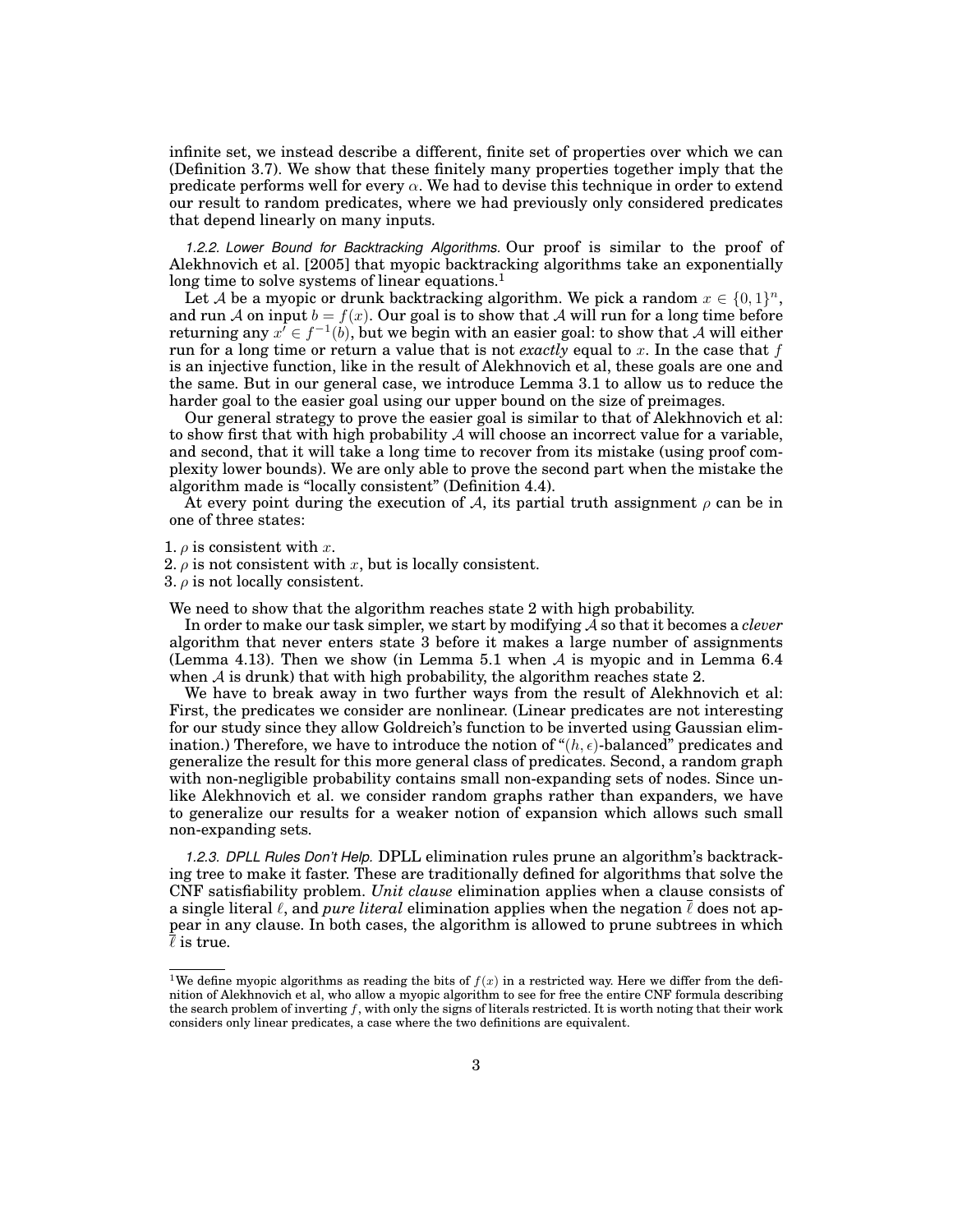infinite set, we instead describe a different, finite set of properties over which we can (Definition 3.7). We show that these finitely many properties together imply that the predicate performs well for every $\alpha$. We had to devise this technique in order to extend our result to random predicates, where we had previously only considered predicates that depend linearly on many inputs.

#### 1.2.2. Lower Bound for Backtracking Algorithms.

Our proof is similar to the proof of Alekhnovich et al. [2005] that myopic backtracking algorithms take an exponentially long time to solve systems of linear equations.[1]

Let $\mathcal{A}$ be a myopic or drunk backtracking algorithm. We pick a random $x \in \{0,1\}^n$, and run $\mathcal{A}$ on input $b = f(x)$. Our goal is to show that $\mathcal{A}$ will run for a long time before returning any $x' \in f^{-1}(b)$, but we begin with an easier goal: to show that $\mathcal{A}$ will either run for a long time or return a value that is not *exactly* equal to $x$. In the case that $f$ is an injective function, like in the result of Alekhnovich et al, these goals are one and the same. But in our general case, we introduce Lemma 3.1 to allow us to reduce the harder goal to the easier goal using our upper bound on the size of preimages.

Our general strategy to prove the easier goal is similar to that of Alekhnovich et al: to show first that with high probability $\mathcal{A}$ will choose an incorrect value for a variable, and second, that it will take a long time to recover from its mistake (using proof complexity lower bounds). We are only able to prove the second part when the mistake the algorithm made is "locally consistent" (Definition 4.4).

At every point during the execution of $\mathcal{A}$, its partial truth assignment $\rho$ can be in one of three states:

1. $\rho$ is consistent with $x$.
2. $\rho$ is not consistent with $x$, but is locally consistent.
3. $\rho$ is not locally consistent.

We need to show that the algorithm reaches state 2 with high probability.

In order to make our task simpler, we start by modifying $\mathcal{A}$ so that it becomes a *clever* algorithm that never enters state 3 before it makes a large number of assignments (Lemma 4.13). Then we show (in Lemma 5.1 when $\mathcal{A}$ is myopic and in Lemma 6.4 when $\mathcal{A}$ is drunk) that with high probability, the algorithm reaches state 2.

We have to break away in two further ways from the result of Alekhnovich et al: First, the predicates we consider are nonlinear. (Linear predicates are not interesting for our study since they allow Goldreich's function to be inverted using Gaussian elimination.) Therefore, we have to introduce the notion of "$(h,\epsilon)$-balanced" predicates and generalize the result for this more general class of predicates. Second, a random graph with non-negligible probability contains small non-expanding sets of nodes. Since unlike Alekhnovich et al. we consider random graphs rather than expanders, we have to generalize our results for a weaker notion of expansion which allows such small non-expanding sets.

#### 1.2.3. DPLL Rules Don't Help.

DPLL elimination rules prune an algorithm's backtracking tree to make it faster. These are traditionally defined for algorithms that solve the CNF satisfiability problem. *Unit clause* elimination applies when a clause consists of a single literal $\ell$, and *pure literal* elimination applies when the negation $\overline{\ell}$ does not appear in any clause. In both cases, the algorithm is allowed to prune subtrees in which $\overline{\ell}$ is true.

---

[1] We define myopic algorithms as reading the bits of $f(x)$ in a restricted way. Here we differ from the definition of Alekhnovich et al, who allow a myopic algorithm to see for free the entire CNF formula describing the search problem of inverting $f$, with only the signs of literals restricted. It is worth noting that their work considers only linear predicates, a case where the two definitions are equivalent.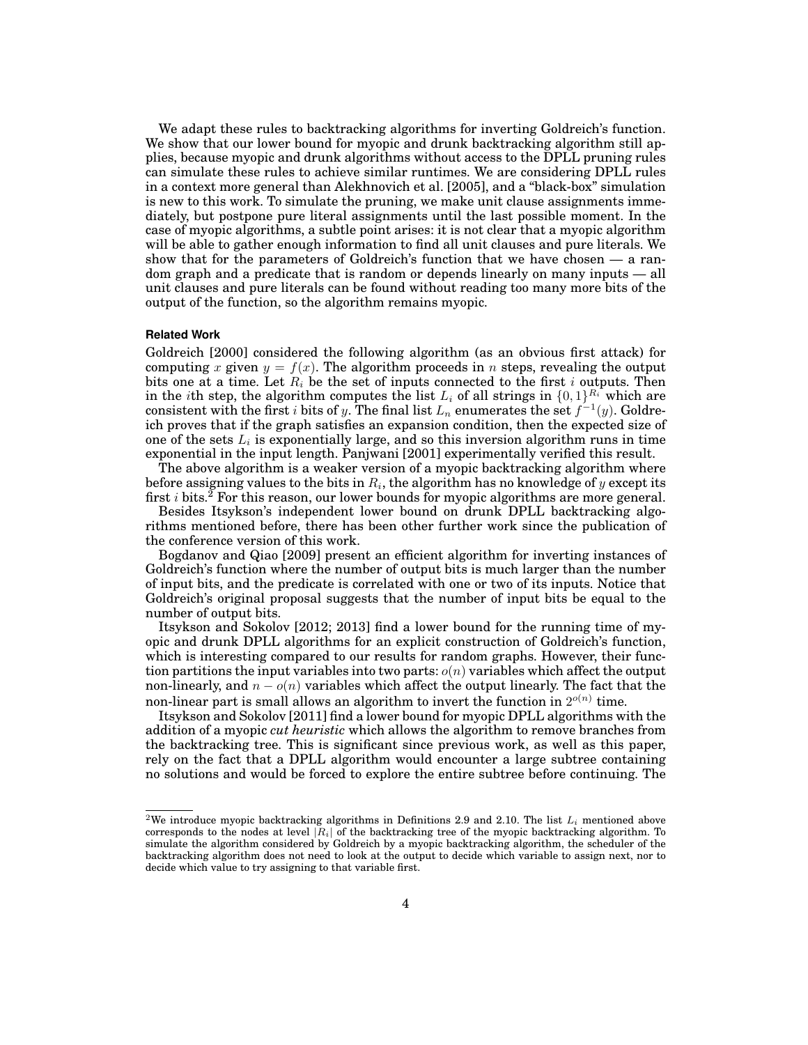We adapt these rules to backtracking algorithms for inverting Goldreich's function. We show that our lower bound for myopic and drunk backtracking algorithm still applies, because myopic and drunk algorithms without access to the DPLL pruning rules can simulate these rules to achieve similar runtimes. We are considering DPLL rules in a context more general than Alekhnovich et al. [2005], and a "black-box" simulation is new to this work. To simulate the pruning, we make unit clause assignments immediately, but postpone pure literal assignments until the last possible moment. In the case of myopic algorithms, a subtle point arises: it is not clear that a myopic algorithm will be able to gather enough information to find all unit clauses and pure literals. We show that for the parameters of Goldreich's function that we have chosen — a random graph and a predicate that is random or depends linearly on many inputs — all unit clauses and pure literals can be found without reading too many more bits of the output of the function, so the algorithm remains myopic.

#### Related Work

Goldreich [2000] considered the following algorithm (as an obvious first attack) for computing $x$ given $y = f(x)$. The algorithm proceeds in $n$ steps, revealing the output bits one at a time. Let $R_i$ be the set of inputs connected to the first $i$ outputs. Then in the $i$th step, the algorithm computes the list $L_i$ of all strings in $\{0,1\}^{R_i}$ which are consistent with the first $i$ bits of $y$. The final list $L_n$ enumerates the set $f^{-1}(y)$. Goldreich proves that if the graph satisfies an expansion condition, then the expected size of one of the sets $L_i$ is exponentially large, and so this inversion algorithm runs in time exponential in the input length. Panjwani [2001] experimentally verified this result.

The above algorithm is a weaker version of a myopic backtracking algorithm where before assigning values to the bits in $R_i$, the algorithm has no knowledge of $y$ except its first $i$ bits.[2] For this reason, our lower bounds for myopic algorithms are more general.

Besides Itsykson's independent lower bound on drunk DPLL backtracking algorithms mentioned before, there has been other further work since the publication of the conference version of this work.

Bogdanov and Qiao [2009] present an efficient algorithm for inverting instances of Goldreich's function where the number of output bits is much larger than the number of input bits, and the predicate is correlated with one or two of its inputs. Notice that Goldreich's original proposal suggests that the number of input bits be equal to the number of output bits.

Itsykson and Sokolov [2012; 2013] find a lower bound for the running time of myopic and drunk DPLL algorithms for an explicit construction of Goldreich's function, which is interesting compared to our results for random graphs. However, their function partitions the input variables into two parts: $o(n)$ variables which affect the output non-linearly, and $n - o(n)$ variables which affect the output linearly. The fact that the non-linear part is small allows an algorithm to invert the function in $2^{o(n)}$ time.

Itsykson and Sokolov [2011] find a lower bound for myopic DPLL algorithms with the addition of a myopic *cut heuristic* which allows the algorithm to remove branches from the backtracking tree. This is significant since previous work, as well as this paper, rely on the fact that a DPLL algorithm would encounter a large subtree containing no solutions and would be forced to explore the entire subtree before continuing. The

---

[2] We introduce myopic backtracking algorithms in Definitions 2.9 and 2.10. The list $L_i$ mentioned above corresponds to the nodes at level $|R_i|$ of the backtracking tree of the myopic backtracking algorithm. To simulate the algorithm considered by Goldreich by a myopic backtracking algorithm, the scheduler of the backtracking algorithm does not need to look at the output to decide which variable to assign next, nor to decide which value to try assigning to that variable first.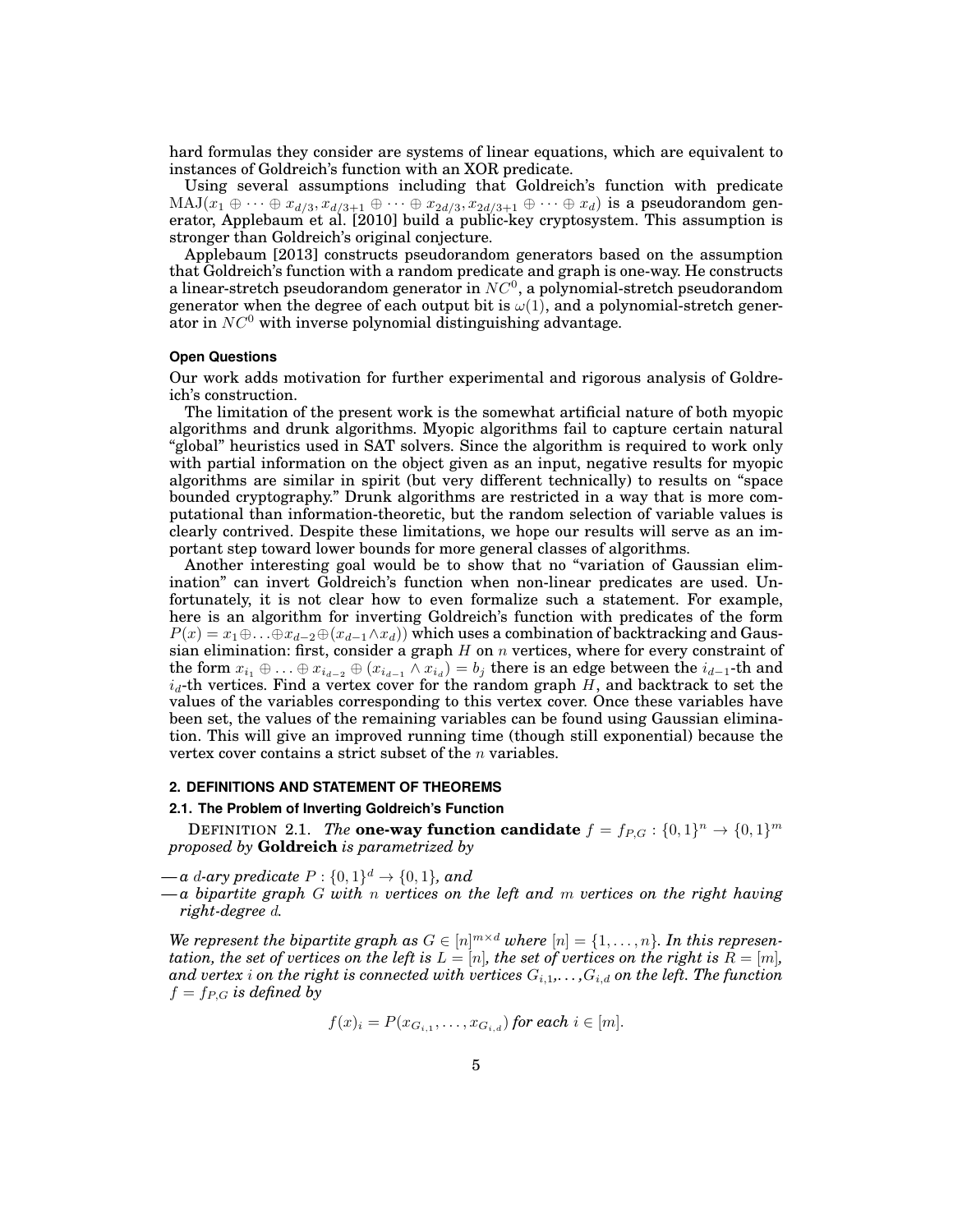hard formulas they consider are systems of linear equations, which are equivalent to instances of Goldreich's function with an XOR predicate.

Using several assumptions including that Goldreich's function with predicate $\mathrm{MAJ}(x_1 \oplus \cdots \oplus x_{d/3}, x_{d/3+1} \oplus \cdots \oplus x_{2d/3}, x_{2d/3+1} \oplus \cdots \oplus x_d)$ is a pseudorandom generator, Applebaum et al. [2010] build a public-key cryptosystem. This assumption is stronger than Goldreich's original conjecture.

Applebaum [2013] constructs pseudorandom generators based on the assumption that Goldreich's function with a random predicate and graph is one-way. He constructs a linear-stretch pseudorandom generator in $NC^0$, a polynomial-stretch pseudorandom generator when the degree of each output bit is $\omega(1)$, and a polynomial-stretch generator in $NC^0$ with inverse polynomial distinguishing advantage.

**Open Questions**

Our work adds motivation for further experimental and rigorous analysis of Goldreich's construction.

The limitation of the present work is the somewhat artificial nature of both myopic algorithms and drunk algorithms. Myopic algorithms fail to capture certain natural "global" heuristics used in SAT solvers. Since the algorithm is required to work only with partial information on the object given as an input, negative results for myopic algorithms are similar in spirit (but very different technically) to results on "space bounded cryptography." Drunk algorithms are restricted in a way that is more computational than information-theoretic, but the random selection of variable values is clearly contrived. Despite these limitations, we hope our results will serve as an important step toward lower bounds for more general classes of algorithms.

Another interesting goal would be to show that no "variation of Gaussian elimination" can invert Goldreich's function when non-linear predicates are used. Unfortunately, it is not clear how to even formalize such a statement. For example, here is an algorithm for inverting Goldreich's function with predicates of the form $P(x) = x_1 \oplus \ldots \oplus x_{d-2} \oplus (x_{d-1} \wedge x_d)$) which uses a combination of backtracking and Gaussian elimination: first, consider a graph $H$ on $n$ vertices, where for every constraint of the form $x_{i_1} \oplus \ldots \oplus x_{i_{d-2}} \oplus (x_{i_{d-1}} \wedge x_{i_d}) = b_j$ there is an edge between the $i_{d-1}$-th and $i_d$-th vertices. Find a vertex cover for the random graph $H$, and backtrack to set the values of the variables corresponding to this vertex cover. Once these variables have been set, the values of the remaining variables can be found using Gaussian elimination. This will give an improved running time (though still exponential) because the vertex cover contains a strict subset of the $n$ variables.

## 2. DEFINITIONS AND STATEMENT OF THEOREMS

### 2.1. The Problem of Inverting Goldreich's Function

DEFINITION 2.1. *The* **one-way function candidate** $f = f_{P,G} : \{0,1\}^n \to \{0,1\}^m$ *proposed by* **Goldreich** *is parametrized by*

- *a $d$-ary predicate $P : \{0,1\}^d \to \{0,1\}$, and*
- *a bipartite graph $G$ with $n$ vertices on the left and $m$ vertices on the right having right-degree $d$.*

*We represent the bipartite graph as $G \in [n]^{m \times d}$ where $[n] = \{1, \ldots, n\}$. In this representation, the set of vertices on the left is $L = [n]$, the set of vertices on the right is $R = [m]$, and vertex $i$ on the right is connected with vertices $G_{i,1}, \ldots, G_{i,d}$ on the left. The function $f = f_{P,G}$ is defined by*

$$f(x)_i = P(x_{G_{i,1}}, \ldots, x_{G_{i,d}}) \text{ for each } i \in [m].$$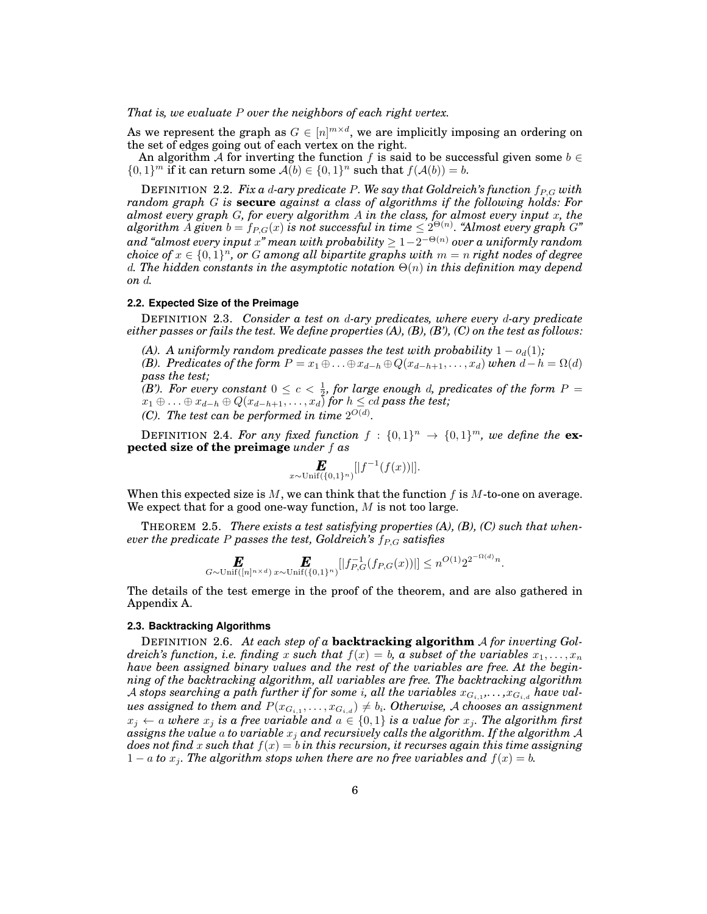*That is, we evaluate $P$ over the neighbors of each right vertex.*

As we represent the graph as $G \in [n]^{m \times d}$, we are implicitly imposing an ordering on the set of edges going out of each vertex on the right.

An algorithm $\mathcal{A}$ for inverting the function $f$ is said to be successful given some $b \in \{0,1\}^m$ if it can return some $\mathcal{A}(b) \in \{0,1\}^n$ such that $f(\mathcal{A}(b)) = b$.

DEFINITION 2.2. *Fix a $d$-ary predicate $P$. We say that Goldreich's function $f_{P,G}$ with random graph $G$ is* **secure** *against a class of algorithms if the following holds: For almost every graph $G$, for every algorithm $A$ in the class, for almost every input $x$, the algorithm $A$ given $b = f_{P,G}(x)$ is not successful in time $\leq 2^{\Theta(n)}$. "Almost every graph $G$" and "almost every input $x$" mean with probability $\geq 1 - 2^{-\Theta(n)}$ over a uniformly random choice of $x \in \{0,1\}^n$, or $G$ among all bipartite graphs with $m = n$ right nodes of degree $d$. The hidden constants in the asymptotic notation $\Theta(n)$ in this definition may depend on $d$.*

### 2.2. Expected Size of the Preimage

DEFINITION 2.3. *Consider a test on $d$-ary predicates, where every $d$-ary predicate either passes or fails the test. We define properties (A), (B), (B'), (C) on the test as follows:*

*(A). A uniformly random predicate passes the test with probability $1 - o_d(1)$;*
*(B). Predicates of the form $P = x_1 \oplus \ldots \oplus x_{d-h} \oplus Q(x_{d-h+1}, \ldots, x_d)$ when $d - h = \Omega(d)$ pass the test;*
*(B'). For every constant $0 \leq c < \frac{1}{2}$, for large enough $d$, predicates of the form $P = x_1 \oplus \ldots \oplus x_{d-h} \oplus Q(x_{d-h+1}, \ldots, x_d)$ for $h \leq cd$ pass the test;*
*(C). The test can be performed in time $2^{O(d)}$.*

DEFINITION 2.4. *For any fixed function $f : \{0,1\}^n \to \{0,1\}^m$, we define the* **expected size of the preimage** *under $f$ as*

$$\mathop{\boldsymbol{E}}_{x \sim \mathrm{Unif}(\{0,1\}^n)}[|f^{-1}(f(x))|].$$

When this expected size is $M$, we can think that the function $f$ is $M$-to-one on average. We expect that for a good one-way function, $M$ is not too large.

THEOREM 2.5. *There exists a test satisfying properties (A), (B), (C) such that whenever the predicate $P$ passes the test, Goldreich's $f_{P,G}$ satisfies*

$$\mathop{\boldsymbol{E}}_{G \sim \mathrm{Unif}([n]^{n \times d})} \mathop{\boldsymbol{E}}_{x \sim \mathrm{Unif}(\{0,1\}^n)}[|f_{P,G}^{-1}(f_{P,G}(x))|] \leq n^{O(1)} 2^{2^{-\Omega(d)} n}.$$

The details of the test emerge in the proof of the theorem, and are also gathered in Appendix A.

### 2.3. Backtracking Algorithms

DEFINITION 2.6. *At each step of a* **backtracking algorithm** *$\mathcal{A}$ for inverting Goldreich's function, i.e. finding $x$ such that $f(x) = b$, a subset of the variables $x_1, \ldots, x_n$ have been assigned binary values and the rest of the variables are free. At the beginning of the backtracking algorithm, all variables are free. The backtracking algorithm $\mathcal{A}$ stops searching a path further if for some $i$, all the variables $x_{G_{i,1}}, \ldots, x_{G_{i,d}}$ have values assigned to them and $P(x_{G_{i,1}}, \ldots, x_{G_{i,d}}) \neq b_i$. Otherwise, $\mathcal{A}$ chooses an assignment $x_j \leftarrow a$ where $x_j$ is a free variable and $a \in \{0,1\}$ is a value for $x_j$. The algorithm first assigns the value $a$ to variable $x_j$ and recursively calls the algorithm. If the algorithm $\mathcal{A}$ does not find $x$ such that $f(x) = b$ in this recursion, it recurses again this time assigning $1 - a$ to $x_j$. The algorithm stops when there are no free variables and $f(x) = b$.*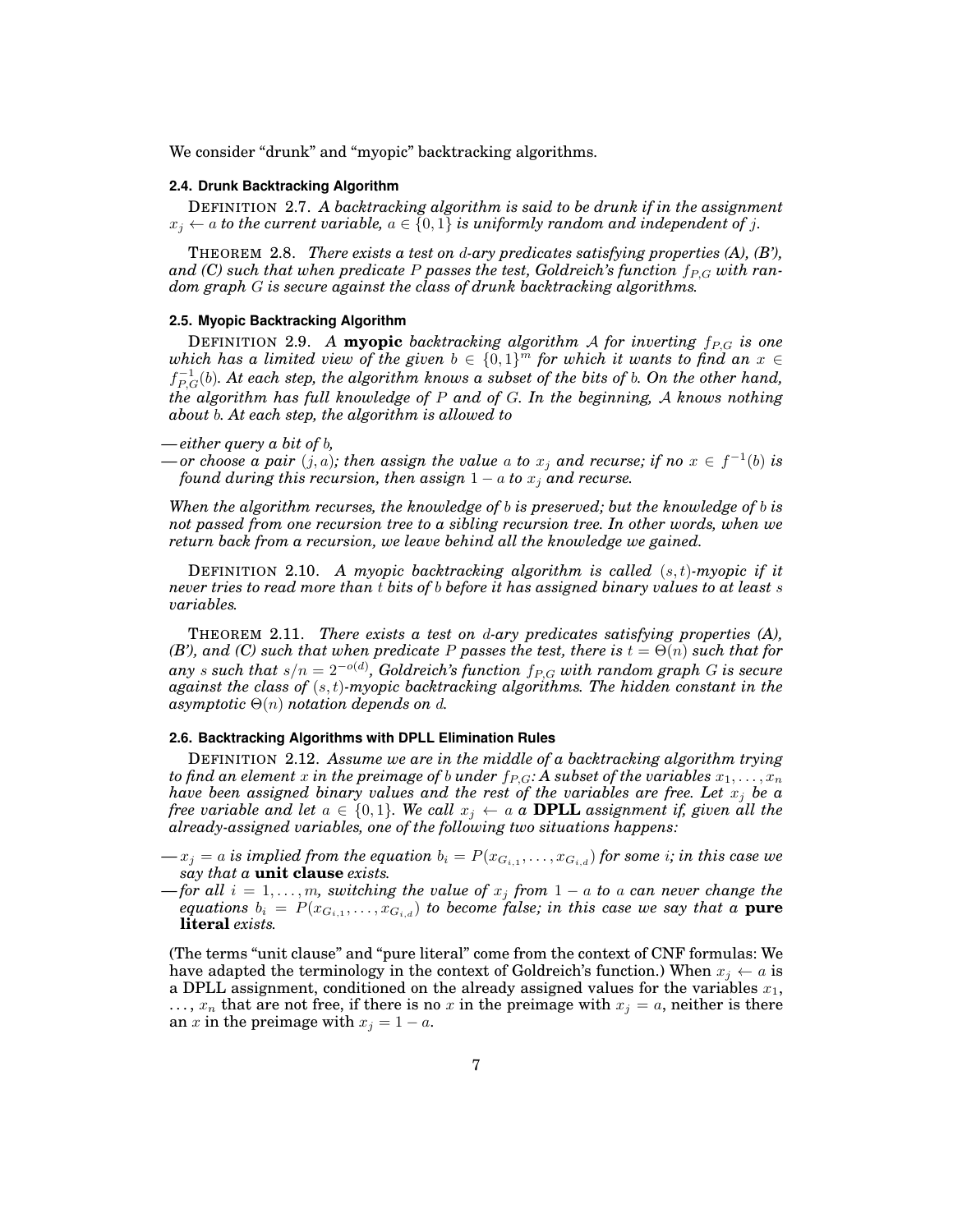We consider "drunk" and "myopic" backtracking algorithms.

### 2.4. Drunk Backtracking Algorithm

DEFINITION 2.7. *A backtracking algorithm is said to be drunk if in the assignment $x_j \leftarrow a$ to the current variable, $a \in \{0,1\}$ is uniformly random and independent of $j$.*

THEOREM 2.8. *There exists a test on $d$-ary predicates satisfying properties (A), (B'), and (C) such that when predicate $P$ passes the test, Goldreich's function $f_{P,G}$ with random graph $G$ is secure against the class of drunk backtracking algorithms.*

### 2.5. Myopic Backtracking Algorithm

DEFINITION 2.9. *A* **myopic** *backtracking algorithm $\mathcal{A}$ for inverting $f_{P,G}$ is one which has a limited view of the given $b \in \{0,1\}^m$ for which it wants to find an $x \in f_{P,G}^{-1}(b)$. At each step, the algorithm knows a subset of the bits of $b$. On the other hand, the algorithm has full knowledge of $P$ and of $G$. In the beginning, $\mathcal{A}$ knows nothing about $b$. At each step, the algorithm is allowed to*

- *either query a bit of $b$,*
- *or choose a pair $(j,a)$; then assign the value $a$ to $x_j$ and recurse; if no $x \in f^{-1}(b)$ is found during this recursion, then assign $1-a$ to $x_j$ and recurse.*

*When the algorithm recurses, the knowledge of $b$ is preserved; but the knowledge of $b$ is not passed from one recursion tree to a sibling recursion tree. In other words, when we return back from a recursion, we leave behind all the knowledge we gained.*

DEFINITION 2.10. *A myopic backtracking algorithm is called $(s,t)$-myopic if it never tries to read more than $t$ bits of $b$ before it has assigned binary values to at least $s$ variables.*

THEOREM 2.11. *There exists a test on $d$-ary predicates satisfying properties (A), (B'), and (C) such that when predicate $P$ passes the test, there is $t = \Theta(n)$ such that for any $s$ such that $s/n = 2^{-o(d)}$, Goldreich's function $f_{P,G}$ with random graph $G$ is secure against the class of $(s,t)$-myopic backtracking algorithms. The hidden constant in the asymptotic $\Theta(n)$ notation depends on $d$.*

### 2.6. Backtracking Algorithms with DPLL Elimination Rules

DEFINITION 2.12. *Assume we are in the middle of a backtracking algorithm trying to find an element $x$ in the preimage of $b$ under $f_{P,G}$: A subset of the variables $x_1,\ldots,x_n$ have been assigned binary values and the rest of the variables are free. Let $x_j$ be a free variable and let $a \in \{0,1\}$. We call $x_j \leftarrow a$ a* **DPLL** *assignment if, given all the already-assigned variables, one of the following two situations happens:*

- *$x_j = a$ is implied from the equation $b_i = P(x_{G_{i,1}},\ldots,x_{G_{i,d}})$ for some $i$; in this case we say that a* **unit clause** *exists.*
- *for all $i = 1,\ldots,m$, switching the value of $x_j$ from $1-a$ to $a$ can never change the equations $b_i = P(x_{G_{i,1}},\ldots,x_{G_{i,d}})$ to become false; in this case we say that a* **pure literal** *exists.*

(The terms "unit clause" and "pure literal" come from the context of CNF formulas: We have adapted the terminology in the context of Goldreich's function.) When $x_j \leftarrow a$ is a DPLL assignment, conditioned on the already assigned values for the variables $x_1$, $\ldots$, $x_n$ that are not free, if there is no $x$ in the preimage with $x_j = a$, neither is there an $x$ in the preimage with $x_j = 1-a$.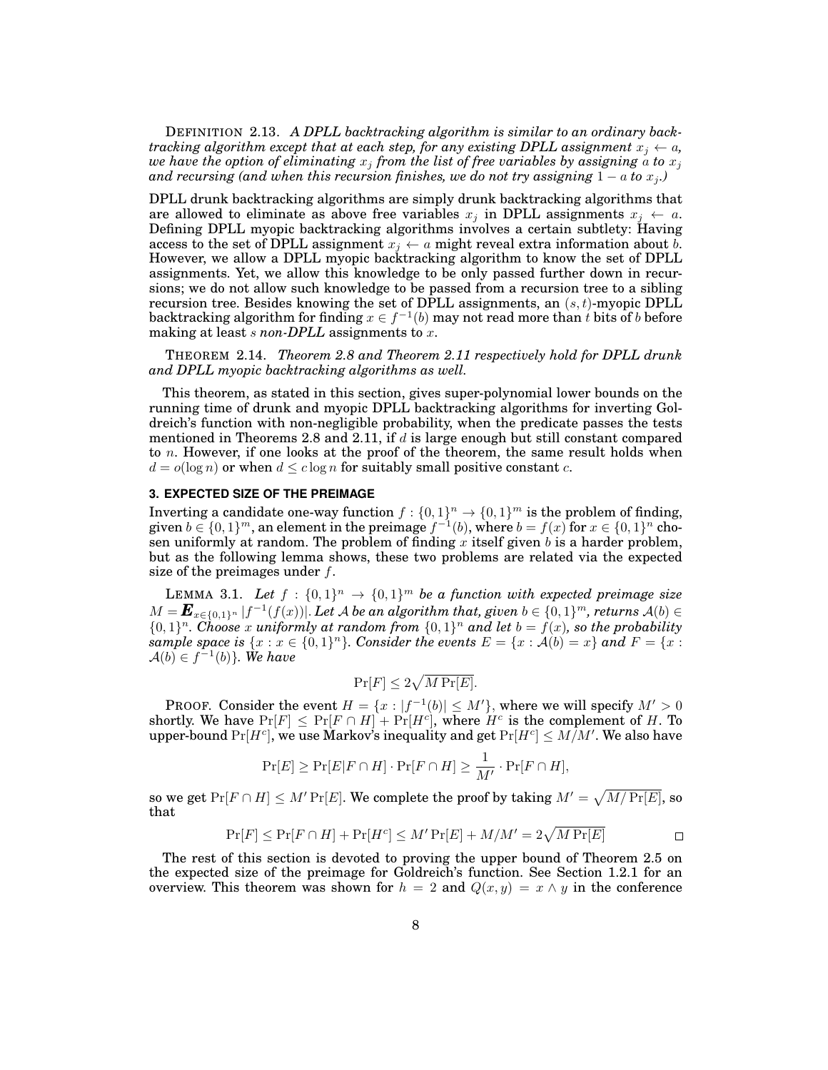DEFINITION 2.13. *A DPLL backtracking algorithm is similar to an ordinary backtracking algorithm except that at each step, for any existing DPLL assignment $x_j \leftarrow a$, we have the option of eliminating $x_j$ from the list of free variables by assigning $a$ to $x_j$ and recursing (and when this recursion finishes, we do not try assigning $1 - a$ to $x_j$.)*

DPLL drunk backtracking algorithms are simply drunk backtracking algorithms that are allowed to eliminate as above free variables $x_j$ in DPLL assignments $x_j \leftarrow a$. Defining DPLL myopic backtracking algorithms involves a certain subtlety: Having access to the set of DPLL assignment $x_j \leftarrow a$ might reveal extra information about $b$. However, we allow a DPLL myopic backtracking algorithm to know the set of DPLL assignments. Yet, we allow this knowledge to be only passed further down in recursions; we do not allow such knowledge to be passed from a recursion tree to a sibling recursion tree. Besides knowing the set of DPLL assignments, an $(s,t)$-myopic DPLL backtracking algorithm for finding $x \in f^{-1}(b)$ may not read more than $t$ bits of $b$ before making at least $s$ *non-DPLL* assignments to $x$.

THEOREM 2.14. *Theorem 2.8 and Theorem 2.11 respectively hold for DPLL drunk and DPLL myopic backtracking algorithms as well.*

This theorem, as stated in this section, gives super-polynomial lower bounds on the running time of drunk and myopic DPLL backtracking algorithms for inverting Goldreich's function with non-negligible probability, when the predicate passes the tests mentioned in Theorems 2.8 and 2.11, if $d$ is large enough but still constant compared to $n$. However, if one looks at the proof of the theorem, the same result holds when $d = o(\log n)$ or when $d \leq c \log n$ for suitably small positive constant $c$.

## 3. EXPECTED SIZE OF THE PREIMAGE

Inverting a candidate one-way function $f : \{0,1\}^n \to \{0,1\}^m$ is the problem of finding, given $b \in \{0,1\}^m$, an element in the preimage $f^{-1}(b)$, where $b = f(x)$ for $x \in \{0,1\}^n$ chosen uniformly at random. The problem of finding $x$ itself given $b$ is a harder problem, but as the following lemma shows, these two problems are related via the expected size of the preimages under $f$.

LEMMA 3.1. *Let $f : \{0,1\}^n \to \{0,1\}^m$ be a function with expected preimage size $M = \boldsymbol{E}_{x \in \{0,1\}^n} |f^{-1}(f(x))|$. Let $\mathcal{A}$ be an algorithm that, given $b \in \{0,1\}^m$, returns $\mathcal{A}(b) \in \{0,1\}^n$. Choose $x$ uniformly at random from $\{0,1\}^n$ and let $b = f(x)$, so the probability sample space is $\{x : x \in \{0,1\}^n\}$. Consider the events $E = \{x : \mathcal{A}(b) = x\}$ and $F = \{x : \mathcal{A}(b) \in f^{-1}(b)\}$. We have*

$$\Pr[F] \leq 2\sqrt{M \Pr[E]}.$$

PROOF. Consider the event $H = \{x : |f^{-1}(b)| \leq M'\}$, where we will specify $M' > 0$ shortly. We have $\Pr[F] \leq \Pr[F \cap H] + \Pr[H^c]$, where $H^c$ is the complement of $H$. To upper-bound $\Pr[H^c]$, we use Markov's inequality and get $\Pr[H^c] \leq M/M'$. We also have

$$\Pr[E] \geq \Pr[E | F \cap H] \cdot \Pr[F \cap H] \geq \frac{1}{M'} \cdot \Pr[F \cap H],$$

so we get $\Pr[F \cap H] \leq M' \Pr[E]$. We complete the proof by taking $M' = \sqrt{M/\Pr[E]}$, so that

$$\Pr[F] \leq \Pr[F \cap H] + \Pr[H^c] \leq M' \Pr[E] + M/M' = 2\sqrt{M \Pr[E]} \qquad \square$$

The rest of this section is devoted to proving the upper bound of Theorem 2.5 on the expected size of the preimage for Goldreich's function. See Section 1.2.1 for an overview. This theorem was shown for $h = 2$ and $Q(x,y) = x \wedge y$ in the conference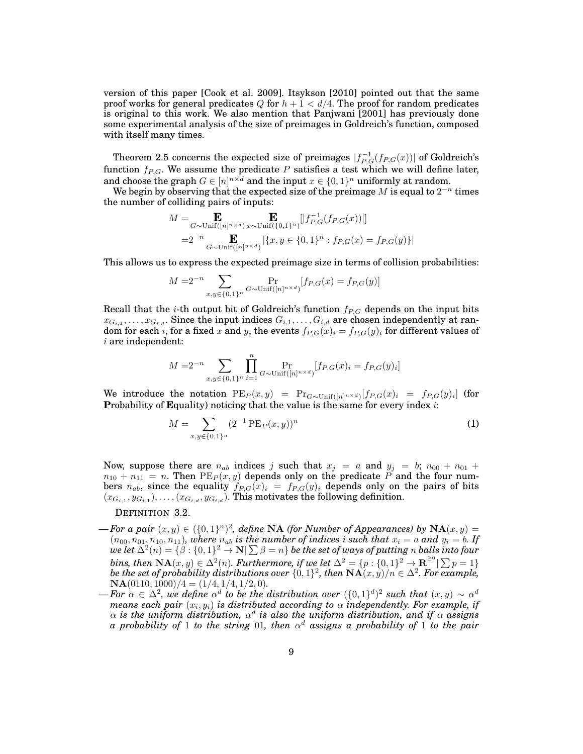version of this paper [Cook et al. 2009]. Itsykson [2010] pointed out that the same proof works for general predicates $Q$ for $h + 1 < d/4$. The proof for random predicates is original to this work. We also mention that Panjwani [2001] has previously done some experimental analysis of the size of preimages in Goldreich's function, composed with itself many times.

Theorem 2.5 concerns the expected size of preimages $|f_{P,G}^{-1}(f_{P,G}(x))|$ of Goldreich's function $f_{P,G}$. We assume the predicate $P$ satisfies a test which we will define later, and choose the graph $G \in [n]^{n\times d}$ and the input $x \in \{0,1\}^n$ uniformly at random.

We begin by observing that the expected size of the preimage $M$ is equal to $2^{-n}$ times the number of colliding pairs of inputs:

$$
\begin{aligned}
M &= \mathop{\mathbf{E}}_{G\sim \mathrm{Unif}([n]^{n\times d})} \mathop{\mathbf{E}}_{x\sim \mathrm{Unif}(\{0,1\}^n)} [|f_{P,G}^{-1}(f_{P,G}(x))|] \\
&= 2^{-n} \mathop{\mathbf{E}}_{G\sim \mathrm{Unif}([n]^{n\times d})} |\{x, y \in \{0,1\}^n : f_{P,G}(x) = f_{P,G}(y)\}|
\end{aligned}
$$

This allows us to express the expected preimage size in terms of collision probabilities:

$$
M = 2^{-n} \sum_{x,y\in\{0,1\}^n} \Pr_{G\sim \mathrm{Unif}([n]^{n\times d})}[f_{P,G}(x) = f_{P,G}(y)]
$$

Recall that the $i$-th output bit of Goldreich's function $f_{P,G}$ depends on the input bits $x_{G_{i,1}}, \ldots, x_{G_{i,d}}$. Since the input indices $G_{i,1}, \ldots, G_{i,d}$ are chosen independently at random for each $i$, for a fixed $x$ and $y$, the events $f_{P,G}(x)_i = f_{P,G}(y)_i$ for different values of $i$ are independent:

$$
M = 2^{-n} \sum_{x,y\in\{0,1\}^n} \prod_{i=1}^{n} \Pr_{G\sim \mathrm{Unif}([n]^{n\times d})}[f_{P,G}(x)_i = f_{P,G}(y)_i]
$$

We introduce the notation $\mathrm{PE}_P(x, y) = \Pr_{G\sim \mathrm{Unif}([n]^{n\times d})}[f_{P,G}(x)_i = f_{P,G}(y)_i]$ (for **P**robability of **E**quality) noticing that the value is the same for every index $i$:

$$
M = \sum_{x,y\in\{0,1\}^n} (2^{-1}\,\mathrm{PE}_P(x, y))^n \tag{1}
$$

Now, suppose there are $n_{ab}$ indices $j$ such that $x_j = a$ and $y_j = b$; $n_{00} + n_{01} + n_{10} + n_{11} = n$. Then $\mathrm{PE}_P(x, y)$ depends only on the predicate $P$ and the four numbers $n_{ab}$, since the equality $f_{P,G}(x)_i = f_{P,G}(y)_i$ depends only on the pairs of bits $(x_{G_{i,1}}, y_{G_{i,1}}), \ldots, (x_{G_{i,d}}, y_{G_{i,d}})$. This motivates the following definition.

DEFINITION 3.2.

— *For a pair $(x, y) \in (\{0,1\}^n)^2$, define* $\mathbf{NA}$ *(for Number of Appearances) by* $\mathbf{NA}(x, y) = (n_{00}, n_{01}, n_{10}, n_{11})$*, where $n_{ab}$ is the number of indices $i$ such that $x_i = a$ and $y_i = b$. If we let $\Delta^2(n) = \{\beta : \{0,1\}^2 \to \mathbf{N} | \sum \beta = n\}$ be the set of ways of putting $n$ balls into four bins, then $\mathbf{NA}(x, y) \in \Delta^2(n)$. Furthermore, if we let $\Delta^2 = \{p : \{0,1\}^2 \to \mathbf{R}^{\geq 0} | \sum p = 1\}$ be the set of probability distributions over $\{0,1\}^2$, then $\mathbf{NA}(x, y)/n \in \Delta^2$. For example, $\mathbf{NA}(0110, 1000)/4 = (1/4, 1/4, 1/2, 0)$.*

— *For $\alpha \in \Delta^2$, we define $\alpha^d$ to be the distribution over $(\{0,1\}^d)^2$ such that $(x, y) \sim \alpha^d$ means each pair $(x_i, y_i)$ is distributed according to $\alpha$ independently. For example, if $\alpha$ is the uniform distribution, $\alpha^d$ is also the uniform distribution, and if $\alpha$ assigns a probability of 1 to the string 01, then $\alpha^d$ assigns a probability of 1 to the pair*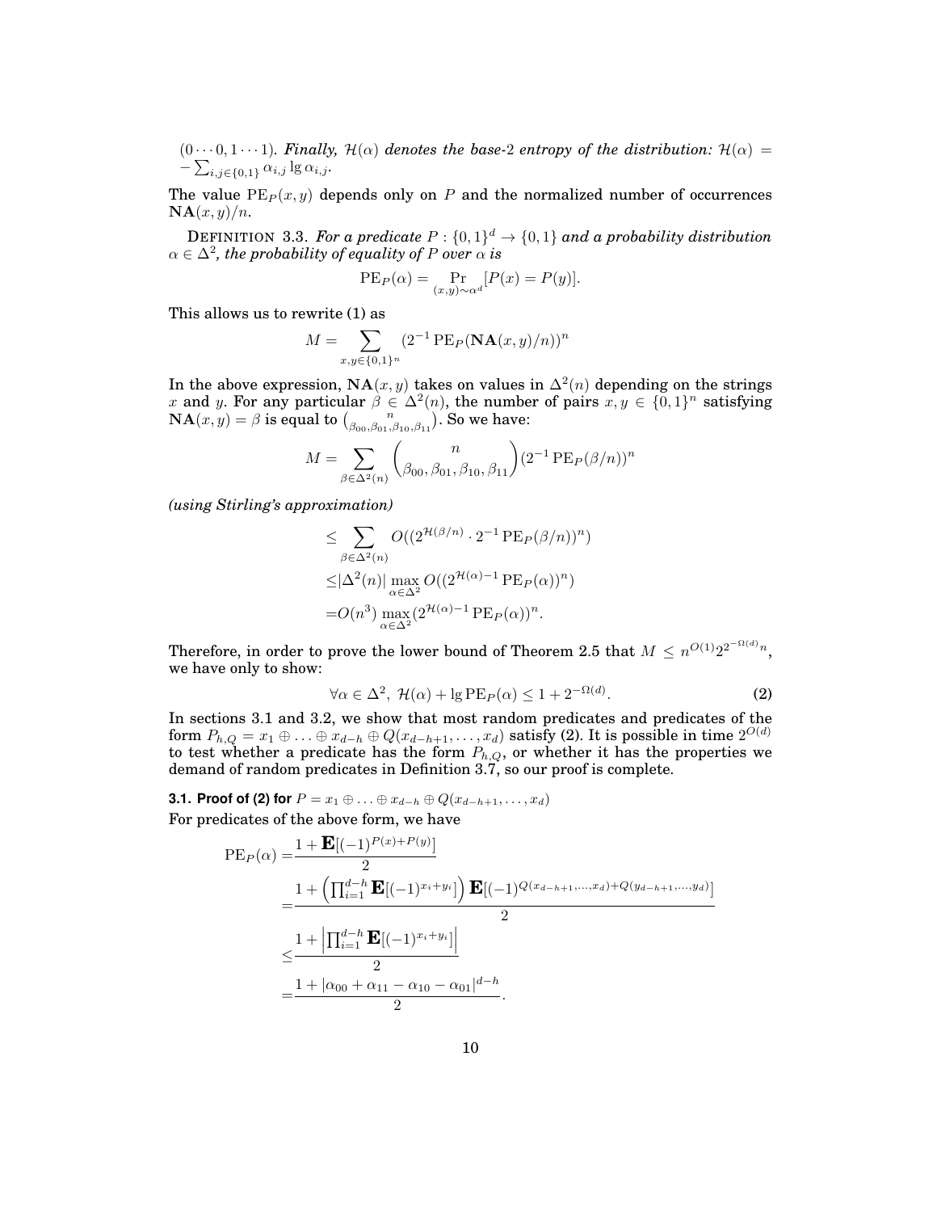$(0\cdots 0, 1\cdots 1)$. *Finally, $\mathcal{H}(\alpha)$ denotes the base-2 entropy of the distribution: $\mathcal{H}(\alpha) = -\sum_{i,j\in\{0,1\}} \alpha_{i,j} \lg \alpha_{i,j}$.*

The value $\mathrm{PE}_P(x,y)$ depends only on $P$ and the normalized number of occurrences $\mathbf{NA}(x,y)/n$.

DEFINITION 3.3. *For a predicate $P : \{0,1\}^d \to \{0,1\}$ and a probability distribution $\alpha \in \Delta^2$, the probability of equality of $P$ over $\alpha$ is*

$$\mathrm{PE}_P(\alpha) = \Pr_{(x,y)\sim\alpha^d}[P(x) = P(y)].$$

This allows us to rewrite (1) as

$$M = \sum_{x,y\in\{0,1\}^n} (2^{-1}\,\mathrm{PE}_P(\mathbf{NA}(x,y)/n))^n$$

In the above expression, $\mathbf{NA}(x,y)$ takes on values in $\Delta^2(n)$ depending on the strings $x$ and $y$. For any particular $\beta \in \Delta^2(n)$, the number of pairs $x, y \in \{0,1\}^n$ satisfying $\mathbf{NA}(x,y) = \beta$ is equal to $\binom{n}{\beta_{00},\beta_{01},\beta_{10},\beta_{11}}$. So we have:

$$M = \sum_{\beta\in\Delta^2(n)} \binom{n}{\beta_{00},\beta_{01},\beta_{10},\beta_{11}} (2^{-1}\,\mathrm{PE}_P(\beta/n))^n$$

*(using Stirling's approximation)*

$$\begin{aligned}
&\leq \sum_{\beta\in\Delta^2(n)} O((2^{\mathcal{H}(\beta/n)}\cdot 2^{-1}\,\mathrm{PE}_P(\beta/n))^n) \\
&\leq |\Delta^2(n)| \max_{\alpha\in\Delta^2} O((2^{\mathcal{H}(\alpha)-1}\,\mathrm{PE}_P(\alpha))^n) \\
&= O(n^3) \max_{\alpha\in\Delta^2} (2^{\mathcal{H}(\alpha)-1}\,\mathrm{PE}_P(\alpha))^n.
\end{aligned}$$

Therefore, in order to prove the lower bound of Theorem 2.5 that $M \leq n^{O(1)} 2^{2^{-\Omega(d)}n}$, we have only to show:

$$\forall\alpha\in\Delta^2,\ \mathcal{H}(\alpha) + \lg \mathrm{PE}_P(\alpha) \leq 1 + 2^{-\Omega(d)}. \tag{2}$$

In sections 3.1 and 3.2, we show that most random predicates and predicates of the form $P_{h,Q} = x_1 \oplus \ldots \oplus x_{d-h} \oplus Q(x_{d-h+1},\ldots,x_d)$ satisfy (2). It is possible in time $2^{O(d)}$ to test whether a predicate has the form $P_{h,Q}$, or whether it has the properties we demand of random predicates in Definition 3.7, so our proof is complete.

### 3.1. Proof of (2) for $P = x_1 \oplus \ldots \oplus x_{d-h} \oplus Q(x_{d-h+1},\ldots,x_d)$

For predicates of the above form, we have

$$\begin{aligned}
\mathrm{PE}_P(\alpha) &= \frac{1 + \mathbf{E}[(-1)^{P(x)+P(y)}]}{2} \\
&= \frac{1 + \left(\prod_{i=1}^{d-h} \mathbf{E}[(-1)^{x_i+y_i}]\right) \mathbf{E}[(-1)^{Q(x_{d-h+1},\ldots,x_d)+Q(y_{d-h+1},\ldots,y_d)}]}{2} \\
&\leq \frac{1 + \left|\prod_{i=1}^{d-h} \mathbf{E}[(-1)^{x_i+y_i}]\right|}{2} \\
&= \frac{1 + |\alpha_{00} + \alpha_{11} - \alpha_{10} - \alpha_{01}|^{d-h}}{2}.
\end{aligned}$$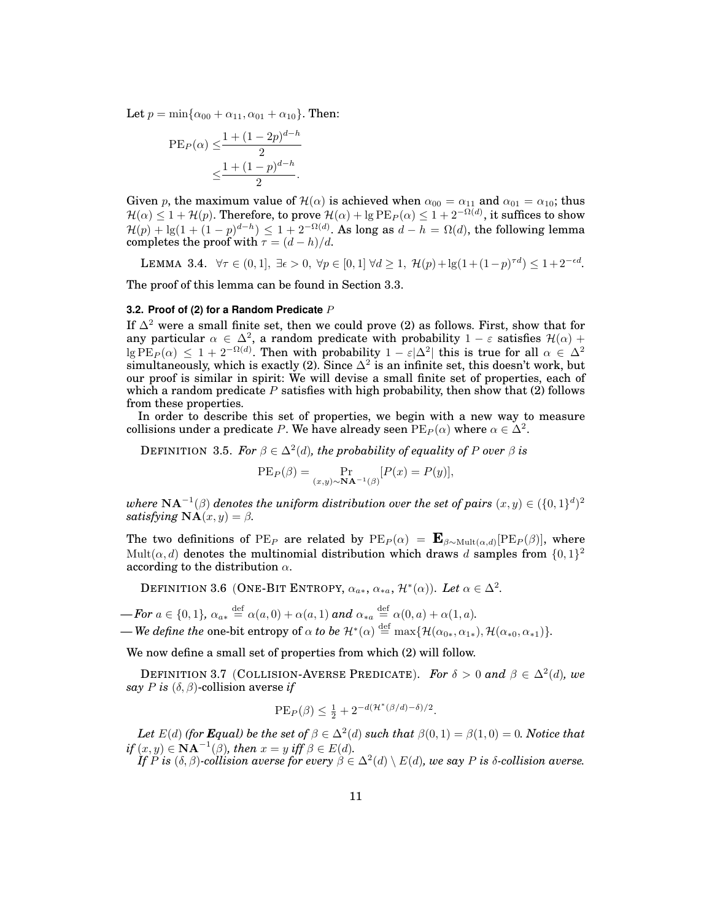Let $p = \min\{\alpha_{00} + \alpha_{11}, \alpha_{01} + \alpha_{10}\}$. Then:

$$\mathrm{PE}_P(\alpha) \leq \frac{1 + (1-2p)^{d-h}}{2} \leq \frac{1 + (1-p)^{d-h}}{2}.$$

Given $p$, the maximum value of $\mathcal{H}(\alpha)$ is achieved when $\alpha_{00} = \alpha_{11}$ and $\alpha_{01} = \alpha_{10}$; thus $\mathcal{H}(\alpha) \leq 1 + \mathcal{H}(p)$. Therefore, to prove $\mathcal{H}(\alpha) + \lg \mathrm{PE}_P(\alpha) \leq 1 + 2^{-\Omega(d)}$, it suffices to show $\mathcal{H}(p) + \lg(1 + (1-p)^{d-h}) \leq 1 + 2^{-\Omega(d)}$. As long as $d - h = \Omega(d)$, the following lemma completes the proof with $\tau = (d-h)/d$.

LEMMA 3.4. $\forall \tau \in (0, 1]$, $\exists \epsilon > 0$, $\forall p \in [0, 1]$ $\forall d \geq 1$, $\mathcal{H}(p) + \lg(1 + (1-p)^{\tau d}) \leq 1 + 2^{-\epsilon d}$.

The proof of this lemma can be found in Section 3.3.

### 3.2. Proof of (2) for a Random Predicate $P$

If $\Delta^2$ were a small finite set, then we could prove (2) as follows. First, show that for any particular $\alpha \in \Delta^2$, a random predicate with probability $1 - \varepsilon$ satisfies $\mathcal{H}(\alpha) + \lg \mathrm{PE}_P(\alpha) \leq 1 + 2^{-\Omega(d)}$. Then with probability $1 - \varepsilon|\Delta^2|$ this is true for all $\alpha \in \Delta^2$ simultaneously, which is exactly (2). Since $\Delta^2$ is an infinite set, this doesn't work, but our proof is similar in spirit: We will devise a small finite set of properties, each of which a random predicate $P$ satisfies with high probability, then show that (2) follows from these properties.

In order to describe this set of properties, we begin with a new way to measure collisions under a predicate $P$. We have already seen $\mathrm{PE}_P(\alpha)$ where $\alpha \in \Delta^2$.

DEFINITION 3.5. *For $\beta \in \Delta^2(d)$, the probability of equality of $P$ over $\beta$ is*

$$\mathrm{PE}_P(\beta) = \Pr_{(x,y)\sim \mathbf{NA}^{-1}(\beta)}[P(x) = P(y)],$$

*where $\mathbf{NA}^{-1}(\beta)$ denotes the uniform distribution over the set of pairs $(x, y) \in (\{0,1\}^d)^2$ satisfying $\mathbf{NA}(x, y) = \beta$.*

The two definitions of $\mathrm{PE}_P$ are related by $\mathrm{PE}_P(\alpha) = \mathbf{E}_{\beta\sim \mathrm{Mult}(\alpha,d)}[\mathrm{PE}_P(\beta)]$, where $\mathrm{Mult}(\alpha, d)$ denotes the multinomial distribution which draws $d$ samples from $\{0,1\}^2$ according to the distribution $\alpha$.

DEFINITION 3.6 (ONE-BIT ENTROPY, $\alpha_{a*}$, $\alpha_{*a}$, $\mathcal{H}^*(\alpha)$). *Let $\alpha \in \Delta^2$.*

- *For $a \in \{0, 1\}$, $\alpha_{a*} \stackrel{\text{def}}{=} \alpha(a, 0) + \alpha(a, 1)$ and $\alpha_{*a} \stackrel{\text{def}}{=} \alpha(0, a) + \alpha(1, a)$.*
- *We define the* one-bit entropy *of $\alpha$ to be $\mathcal{H}^*(\alpha) \stackrel{\text{def}}{=} \max\{\mathcal{H}(\alpha_{0*}, \alpha_{1*}), \mathcal{H}(\alpha_{*0}, \alpha_{*1})\}$.*

We now define a small set of properties from which (2) will follow.

DEFINITION 3.7 (COLLISION-AVERSE PREDICATE). *For $\delta > 0$ and $\beta \in \Delta^2(d)$, we say $P$ is $(\delta, \beta)$-*collision averse *if*

$$\mathrm{PE}_P(\beta) \leq \tfrac{1}{2} + 2^{-d(\mathcal{H}^*(\beta/d) - \delta)/2}.$$

*Let $E(d)$ (for **E**qual) be the set of $\beta \in \Delta^2(d)$ such that $\beta(0, 1) = \beta(1, 0) = 0$. Notice that if $(x, y) \in \mathbf{NA}^{-1}(\beta)$, then $x = y$ iff $\beta \in E(d)$.*

*If $P$ is $(\delta, \beta)$-collision averse for every $\beta \in \Delta^2(d) \setminus E(d)$, we say $P$ is $\delta$-collision averse.*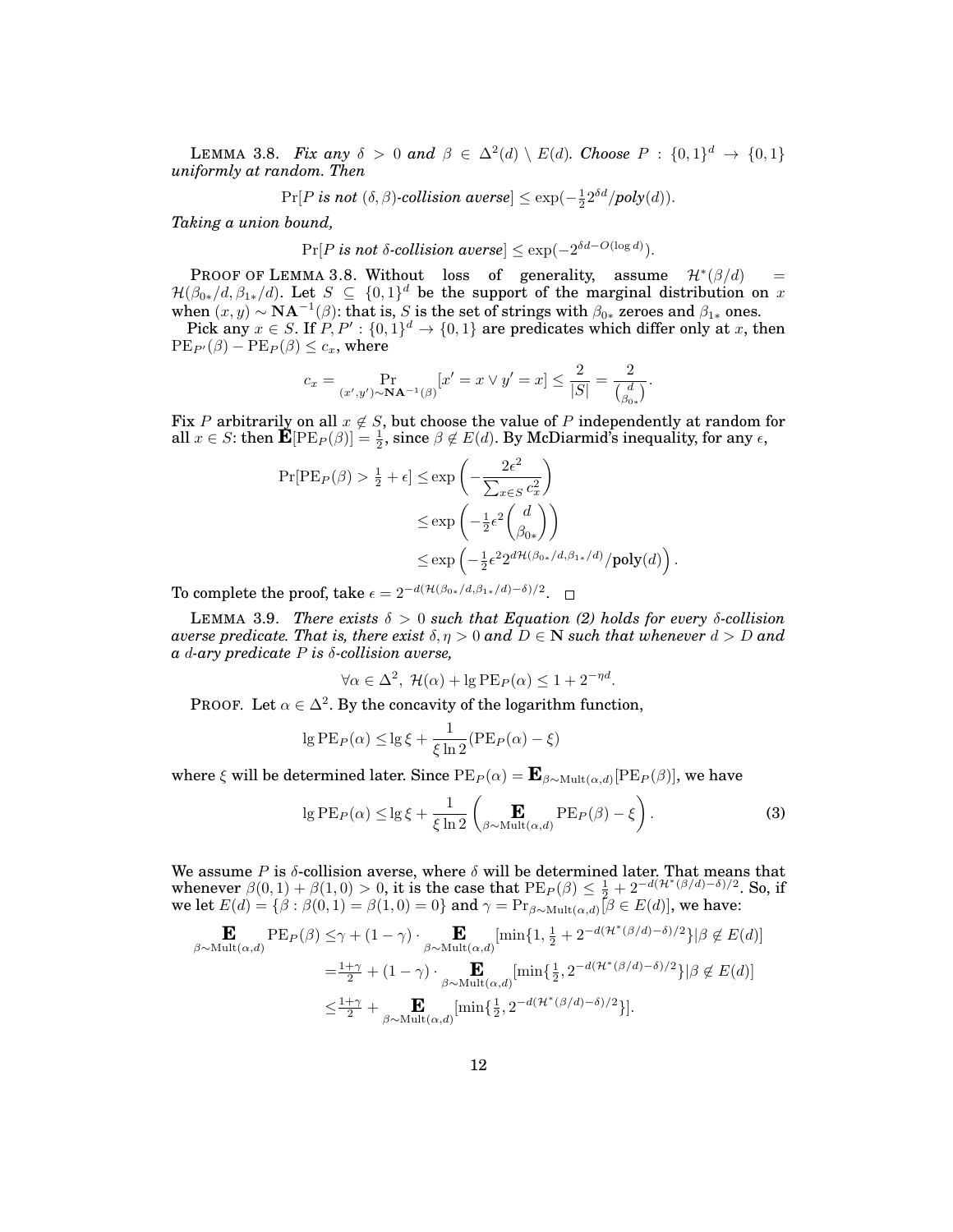LEMMA 3.8. *Fix any $\delta > 0$ and $\beta \in \Delta^2(d) \setminus E(d)$. Choose $P : \{0,1\}^d \to \{0,1\}$ uniformly at random. Then*

$$\Pr[P \text{ is not } (\delta,\beta)\text{-collision averse}] \leq \exp(-\tfrac{1}{2}2^{\delta d}/\mathbf{poly}(d)).$$

*Taking a union bound,*

$$\Pr[P \text{ is not } \delta\text{-collision averse}] \leq \exp(-2^{\delta d - O(\log d)}).$$

PROOF OF LEMMA 3.8. Without loss of generality, assume $\mathcal{H}^*(\beta/d) = \mathcal{H}(\beta_{0*}/d, \beta_{1*}/d)$. Let $S \subseteq \{0,1\}^d$ be the support of the marginal distribution on $x$ when $(x,y) \sim \mathbf{NA}^{-1}(\beta)$: that is, $S$ is the set of strings with $\beta_{0*}$ zeroes and $\beta_{1*}$ ones.

Pick any $x \in S$. If $P, P' : \{0,1\}^d \to \{0,1\}$ are predicates which differ only at $x$, then $\mathrm{PE}_{P'}(\beta) - \mathrm{PE}_P(\beta) \leq c_x$, where

$$c_x = \Pr_{(x',y') \sim \mathbf{NA}^{-1}(\beta)}[x' = x \vee y' = x] \leq \frac{2}{|S|} = \frac{2}{\binom{d}{\beta_{0*}}}.$$

Fix $P$ arbitrarily on all $x \notin S$, but choose the value of $P$ independently at random for all $x \in S$: then $\mathbf{E}[\mathrm{PE}_P(\beta)] = \frac{1}{2}$, since $\beta \notin E(d)$. By McDiarmid's inequality, for any $\epsilon$,

$$\begin{aligned}
\Pr[\mathrm{PE}_P(\beta) > \tfrac{1}{2} + \epsilon] &\leq \exp\left(-\frac{2\epsilon^2}{\sum_{x \in S} c_x^2}\right) \\
&\leq \exp\left(-\tfrac{1}{2}\epsilon^2 \binom{d}{\beta_{0*}}\right) \\
&\leq \exp\left(-\tfrac{1}{2}\epsilon^2 2^{d\mathcal{H}(\beta_{0*}/d, \beta_{1*}/d)}/\mathbf{poly}(d)\right).
\end{aligned}$$

To complete the proof, take $\epsilon = 2^{-d(\mathcal{H}(\beta_{0*}/d,\beta_{1*}/d) - \delta)/2}$. $\square$

LEMMA 3.9. *There exists $\delta > 0$ such that Equation (2) holds for every $\delta$-collision averse predicate. That is, there exist $\delta, \eta > 0$ and $D \in \mathbf{N}$ such that whenever $d > D$ and a $d$-ary predicate $P$ is $\delta$-collision averse,*

$$\forall \alpha \in \Delta^2,\ \mathcal{H}(\alpha) + \lg \mathrm{PE}_P(\alpha) \leq 1 + 2^{-\eta d}.$$

PROOF. Let $\alpha \in \Delta^2$. By the concavity of the logarithm function,

$$\lg \mathrm{PE}_P(\alpha) \leq \lg \xi + \frac{1}{\xi \ln 2}(\mathrm{PE}_P(\alpha) - \xi)$$

where $\xi$ will be determined later. Since $\mathrm{PE}_P(\alpha) = \mathbf{E}_{\beta \sim \mathrm{Mult}(\alpha,d)}[\mathrm{PE}_P(\beta)]$, we have

$$\lg \mathrm{PE}_P(\alpha) \leq \lg \xi + \frac{1}{\xi \ln 2}\left(\mathop{\mathbf{E}}_{\beta \sim \mathrm{Mult}(\alpha,d)} \mathrm{PE}_P(\beta) - \xi\right). \tag{3}$$

We assume $P$ is $\delta$-collision averse, where $\delta$ will be determined later. That means that whenever $\beta(0,1) + \beta(1,0) > 0$, it is the case that $\mathrm{PE}_P(\beta) \leq \frac{1}{2} + 2^{-d(\mathcal{H}^*(\beta/d) - \delta)/2}$. So, if we let $E(d) = \{\beta : \beta(0,1) = \beta(1,0) = 0\}$ and $\gamma = \Pr_{\beta \sim \mathrm{Mult}(\alpha,d)}[\beta \in E(d)]$, we have:

$$\begin{aligned}
\mathop{\mathbf{E}}_{\beta \sim \mathrm{Mult}(\alpha,d)} \mathrm{PE}_P(\beta) &\leq \gamma + (1-\gamma) \cdot \mathop{\mathbf{E}}_{\beta \sim \mathrm{Mult}(\alpha,d)}[\min\{1, \tfrac{1}{2} + 2^{-d(\mathcal{H}^*(\beta/d) - \delta)/2}\} | \beta \notin E(d)] \\
&= \tfrac{1+\gamma}{2} + (1-\gamma) \cdot \mathop{\mathbf{E}}_{\beta \sim \mathrm{Mult}(\alpha,d)}[\min\{\tfrac{1}{2}, 2^{-d(\mathcal{H}^*(\beta/d) - \delta)/2}\} | \beta \notin E(d)] \\
&\leq \tfrac{1+\gamma}{2} + \mathop{\mathbf{E}}_{\beta \sim \mathrm{Mult}(\alpha,d)}[\min\{\tfrac{1}{2}, 2^{-d(\mathcal{H}^*(\beta/d) - \delta)/2}\}].
\end{aligned}$$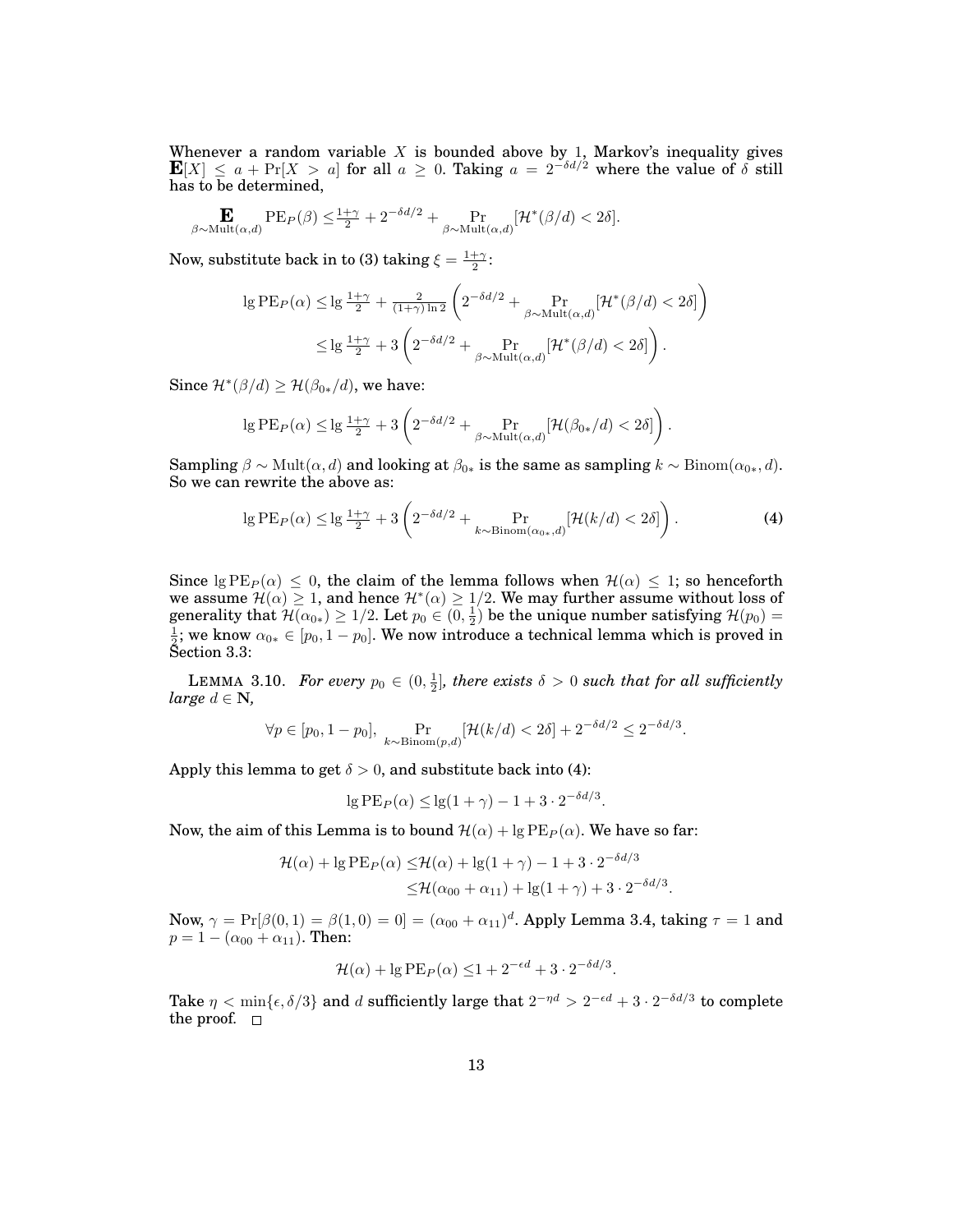Whenever a random variable $X$ is bounded above by 1, Markov's inequality gives $\mathbf{E}[X] \le a + \Pr[X > a]$ for all $a \ge 0$. Taking $a = 2^{-\delta d/2}$ where the value of $\delta$ still has to be determined,

$$\mathop{\mathbf{E}}_{\beta \sim \mathrm{Mult}(\alpha,d)} \mathrm{PE}_P(\beta) \le \tfrac{1+\gamma}{2} + 2^{-\delta d/2} + \Pr_{\beta \sim \mathrm{Mult}(\alpha,d)}[\mathcal{H}^*(\beta/d) < 2\delta].$$

Now, substitute back in to (3) taking $\xi = \frac{1+\gamma}{2}$:

$$\begin{aligned}
\lg \mathrm{PE}_P(\alpha) &\le \lg \tfrac{1+\gamma}{2} + \tfrac{2}{(1+\gamma)\ln 2}\left(2^{-\delta d/2} + \Pr_{\beta \sim \mathrm{Mult}(\alpha,d)}[\mathcal{H}^*(\beta/d) < 2\delta]\right) \\
&\le \lg \tfrac{1+\gamma}{2} + 3\left(2^{-\delta d/2} + \Pr_{\beta \sim \mathrm{Mult}(\alpha,d)}[\mathcal{H}^*(\beta/d) < 2\delta]\right).
\end{aligned}$$

Since $\mathcal{H}^*(\beta/d) \ge \mathcal{H}(\beta_{0*}/d)$, we have:

$$\lg \mathrm{PE}_P(\alpha) \le \lg \tfrac{1+\gamma}{2} + 3\left(2^{-\delta d/2} + \Pr_{\beta \sim \mathrm{Mult}(\alpha,d)}[\mathcal{H}(\beta_{0*}/d) < 2\delta]\right).$$

Sampling $\beta \sim \mathrm{Mult}(\alpha, d)$ and looking at $\beta_{0*}$ is the same as sampling $k \sim \mathrm{Binom}(\alpha_{0*}, d)$. So we can rewrite the above as:

$$\lg \mathrm{PE}_P(\alpha) \le \lg \tfrac{1+\gamma}{2} + 3\left(2^{-\delta d/2} + \Pr_{k \sim \mathrm{Binom}(\alpha_{0*},d)}[\mathcal{H}(k/d) < 2\delta]\right). \tag{4}$$

Since $\lg \mathrm{PE}_P(\alpha) \le 0$, the claim of the lemma follows when $\mathcal{H}(\alpha) \le 1$; so henceforth we assume $\mathcal{H}(\alpha) \ge 1$, and hence $\mathcal{H}^*(\alpha) \ge 1/2$. We may further assume without loss of generality that $\mathcal{H}(\alpha_{0*}) \ge 1/2$. Let $p_0 \in (0, \frac{1}{2})$ be the unique number satisfying $\mathcal{H}(p_0) = \frac{1}{2}$; we know $\alpha_{0*} \in [p_0, 1-p_0]$. We now introduce a technical lemma which is proved in Section 3.3:

LEMMA 3.10. *For every $p_0 \in (0, \frac{1}{2}]$, there exists $\delta > 0$ such that for all sufficiently large $d \in \mathbf{N}$,*

$$\forall p \in [p_0, 1-p_0], \Pr_{k \sim \mathrm{Binom}(p,d)}[\mathcal{H}(k/d) < 2\delta] + 2^{-\delta d/2} \le 2^{-\delta d/3}.$$

Apply this lemma to get $\delta > 0$, and substitute back into (4):

$$\lg \mathrm{PE}_P(\alpha) \le \lg(1+\gamma) - 1 + 3 \cdot 2^{-\delta d/3}.$$

Now, the aim of this Lemma is to bound $\mathcal{H}(\alpha) + \lg \mathrm{PE}_P(\alpha)$. We have so far:

$$\begin{aligned}
\mathcal{H}(\alpha) + \lg \mathrm{PE}_P(\alpha) &\le \mathcal{H}(\alpha) + \lg(1+\gamma) - 1 + 3 \cdot 2^{-\delta d/3} \\
&\le \mathcal{H}(\alpha_{00} + \alpha_{11}) + \lg(1+\gamma) + 3 \cdot 2^{-\delta d/3}.
\end{aligned}$$

Now, $\gamma = \Pr[\beta(0,1) = \beta(1,0) = 0] = (\alpha_{00} + \alpha_{11})^d$. Apply Lemma 3.4, taking $\tau = 1$ and $p = 1 - (\alpha_{00} + \alpha_{11})$. Then:

$$\mathcal{H}(\alpha) + \lg \mathrm{PE}_P(\alpha) \le 1 + 2^{-\epsilon d} + 3 \cdot 2^{-\delta d/3}.$$

Take $\eta < \min\{\epsilon, \delta/3\}$ and $d$ sufficiently large that $2^{-\eta d} > 2^{-\epsilon d} + 3 \cdot 2^{-\delta d/3}$ to complete the proof. $\square$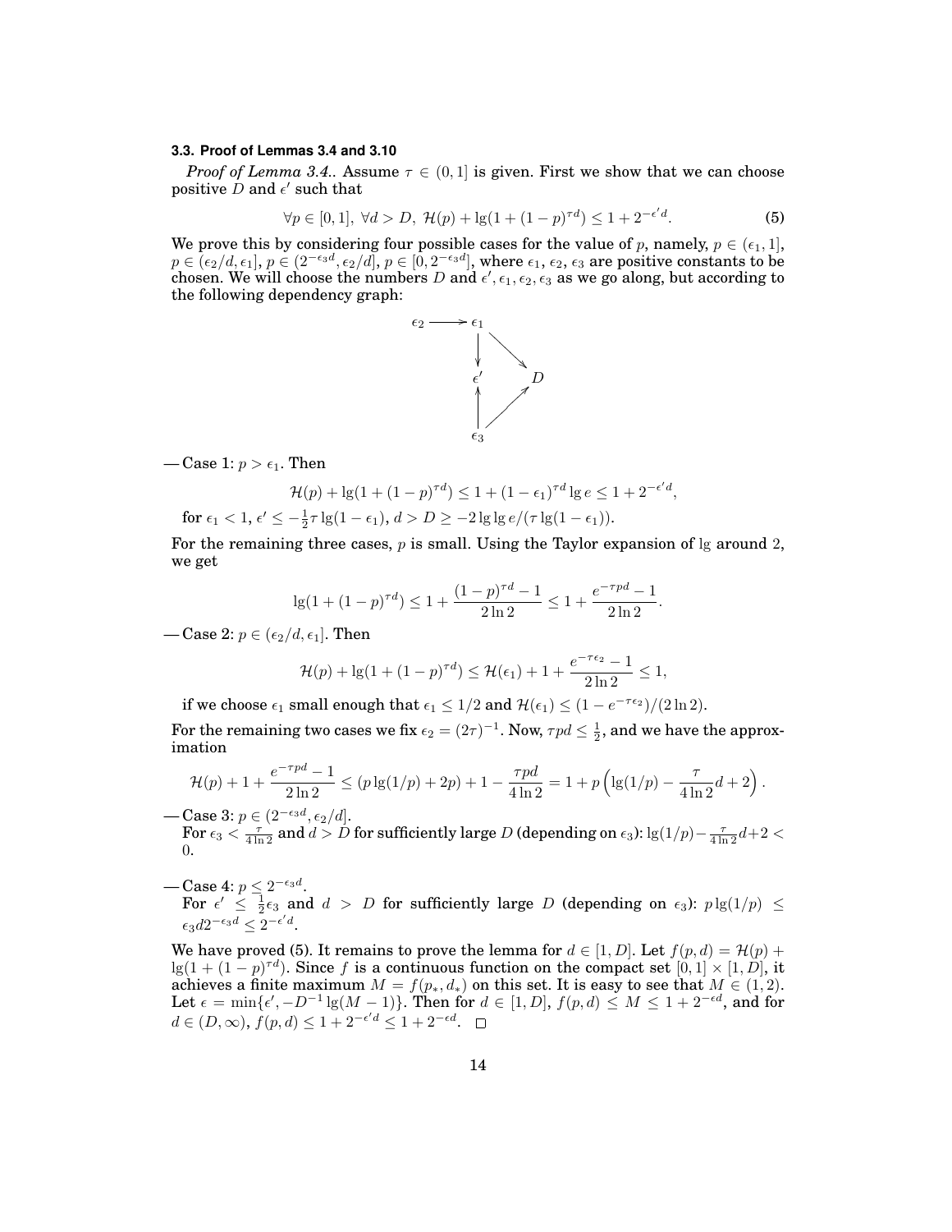### 3.3. Proof of Lemmas 3.4 and 3.10

*Proof of Lemma 3.4.*. Assume $\tau \in (0, 1]$ is given. First we show that we can choose positive $D$ and $\epsilon'$ such that

$$\forall p \in [0,1],\ \forall d > D,\ \mathcal{H}(p) + \lg(1 + (1-p)^{\tau d}) \le 1 + 2^{-\epsilon' d}. \tag{5}$$

We prove this by considering four possible cases for the value of $p$, namely, $p \in (\epsilon_1, 1]$, $p \in (\epsilon_2/d, \epsilon_1]$, $p \in (2^{-\epsilon_3 d}, \epsilon_2/d]$, $p \in [0, 2^{-\epsilon_3 d}]$, where $\epsilon_1$, $\epsilon_2$, $\epsilon_3$ are positive constants to be chosen. We will choose the numbers $D$ and $\epsilon', \epsilon_1, \epsilon_2, \epsilon_3$ as we go along, but according to the following dependency graph:

$$\begin{array}{ccc} \epsilon_2 \longrightarrow & \epsilon_1 & \\ & \downarrow & \searrow \\ & \epsilon' & \quad D \\ & \uparrow & \nearrow \\ & \epsilon_3 & \end{array}$$

— Case 1: $p > \epsilon_1$. Then

$$\mathcal{H}(p) + \lg(1 + (1-p)^{\tau d}) \le 1 + (1-\epsilon_1)^{\tau d} \lg e \le 1 + 2^{-\epsilon' d},$$

for $\epsilon_1 < 1$, $\epsilon' \le -\frac{1}{2}\tau \lg(1-\epsilon_1)$, $d > D \ge -2\lg\lg e/(\tau \lg(1-\epsilon_1))$.

For the remaining three cases, $p$ is small. Using the Taylor expansion of $\lg$ around $2$, we get

$$\lg(1 + (1-p)^{\tau d}) \le 1 + \frac{(1-p)^{\tau d} - 1}{2\ln 2} \le 1 + \frac{e^{-\tau p d} - 1}{2 \ln 2}.$$

— Case 2: $p \in (\epsilon_2/d, \epsilon_1]$. Then

$$\mathcal{H}(p) + \lg(1 + (1-p)^{\tau d}) \le \mathcal{H}(\epsilon_1) + 1 + \frac{e^{-\tau\epsilon_2} - 1}{2\ln 2} \le 1,$$

if we choose $\epsilon_1$ small enough that $\epsilon_1 \le 1/2$ and $\mathcal{H}(\epsilon_1) \le (1 - e^{-\tau\epsilon_2})/(2\ln 2)$.

For the remaining two cases we fix $\epsilon_2 = (2\tau)^{-1}$. Now, $\tau p d \le \frac{1}{2}$, and we have the approximation

$$\mathcal{H}(p) + 1 + \frac{e^{-\tau p d} - 1}{2\ln 2} \le (p\lg(1/p) + 2p) + 1 - \frac{\tau p d}{4 \ln 2} = 1 + p\left(\lg(1/p) - \frac{\tau}{4\ln 2} d + 2\right).$$

— Case 3: $p \in (2^{-\epsilon_3 d}, \epsilon_2/d]$.
For $\epsilon_3 < \frac{\tau}{4\ln 2}$ and $d > D$ for sufficiently large $D$ (depending on $\epsilon_3$): $\lg(1/p) - \frac{\tau}{4\ln 2}d + 2 < 0$.

— Case 4: $p \le 2^{-\epsilon_3 d}$.
For $\epsilon' \le \frac{1}{2}\epsilon_3$ and $d > D$ for sufficiently large $D$ (depending on $\epsilon_3$): $p\lg(1/p) \le \epsilon_3 d 2^{-\epsilon_3 d} \le 2^{-\epsilon' d}$.

We have proved (5). It remains to prove the lemma for $d \in [1, D]$. Let $f(p, d) = \mathcal{H}(p) + \lg(1 + (1-p)^{\tau d})$. Since $f$ is a continuous function on the compact set $[0,1] \times [1, D]$, it achieves a finite maximum $M = f(p_*, d_*)$ on this set. It is easy to see that $M \in (1, 2)$. Let $\epsilon = \min\{\epsilon', -D^{-1}\lg(M-1)\}$. Then for $d \in [1, D]$, $f(p, d) \le M \le 1 + 2^{-\epsilon d}$, and for $d \in (D, \infty)$, $f(p, d) \le 1 + 2^{-\epsilon' d} \le 1 + 2^{-\epsilon d}$. ◻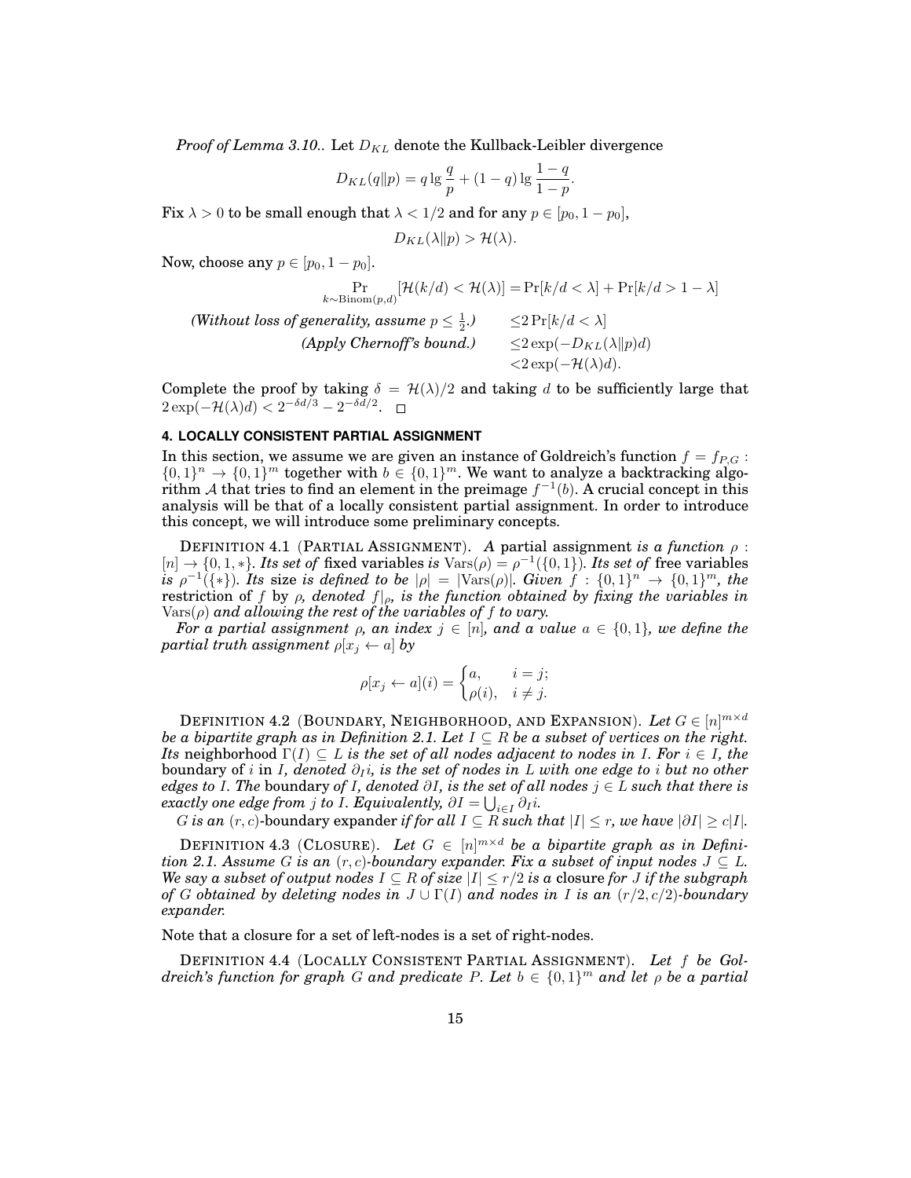*Proof of Lemma 3.10..* Let $D_{KL}$ denote the Kullback-Leibler divergence

$$D_{KL}(q\|p) = q \lg \frac{q}{p} + (1-q) \lg \frac{1-q}{1-p}.$$

Fix $\lambda > 0$ to be small enough that $\lambda < 1/2$ and for any $p \in [p_0, 1-p_0]$,

$$D_{KL}(\lambda\|p) > \mathcal{H}(\lambda).$$

Now, choose any $p \in [p_0, 1-p_0]$.

$$\begin{aligned}
\Pr_{k \sim \mathrm{Binom}(p,d)}[\mathcal{H}(k/d) < \mathcal{H}(\lambda)] &= \Pr[k/d < \lambda] + \Pr[k/d > 1-\lambda] \\
\textit{(Without loss of generality, assume } p \le \tfrac{1}{2}.\textit{)} \qquad &\le 2\Pr[k/d < \lambda] \\
\textit{(Apply Chernoff's bound.)} \qquad &\le 2\exp(-D_{KL}(\lambda\|p)d) \\
&< 2\exp(-\mathcal{H}(\lambda)d).
\end{aligned}$$

Complete the proof by taking $\delta = \mathcal{H}(\lambda)/2$ and taking $d$ to be sufficiently large that $2\exp(-\mathcal{H}(\lambda)d) < 2^{-\delta d/3} - 2^{-\delta d/2}$. $\square$

## 4. LOCALLY CONSISTENT PARTIAL ASSIGNMENT

In this section, we assume we are given an instance of Goldreich's function $f = f_{P,G} : \{0,1\}^n \to \{0,1\}^m$ together with $b \in \{0,1\}^m$. We want to analyze a backtracking algorithm $\mathcal{A}$ that tries to find an element in the preimage $f^{-1}(b)$. A crucial concept in this analysis will be that of a locally consistent partial assignment. In order to introduce this concept, we will introduce some preliminary concepts.

DEFINITION 4.1 (PARTIAL ASSIGNMENT). *A* partial assignment *is a function $\rho : [n] \to \{0,1,*\}$. Its set of* fixed variables *is $\mathrm{Vars}(\rho) = \rho^{-1}(\{0,1\})$. Its set of* free variables *is $\rho^{-1}(\{*\})$. Its* size *is defined to be $|\rho| = |\mathrm{Vars}(\rho)|$. Given $f : \{0,1\}^n \to \{0,1\}^m$, the* restriction *of $f$* by *$\rho$, denoted $f|_\rho$, is the function obtained by fixing the variables in $\mathrm{Vars}(\rho)$ and allowing the rest of the variables of $f$ to vary.*

*For a partial assignment $\rho$, an index $j \in [n]$, and a value $a \in \{0,1\}$, we define the partial truth assignment $\rho[x_j \leftarrow a]$ by*

$$\rho[x_j \leftarrow a](i) = \begin{cases} a, & i = j; \\ \rho(i), & i \neq j. \end{cases}$$

DEFINITION 4.2 (BOUNDARY, NEIGHBORHOOD, AND EXPANSION). *Let $G \in [n]^{m \times d}$ be a bipartite graph as in Definition 2.1. Let $I \subseteq R$ be a subset of vertices on the right. Its* neighborhood *$\Gamma(I) \subseteq L$ is the set of all nodes adjacent to nodes in $I$. For $i \in I$, the* boundary *of $i$ in $I$, denoted $\partial_I i$, is the set of nodes in $L$ with one edge to $i$ but no other edges to $I$. The* boundary *of $I$, denoted $\partial I$, is the set of all nodes $j \in L$ such that there is exactly one edge from $j$ to $I$. Equivalently, $\partial I = \bigcup_{i \in I} \partial_I i$.*

*$G$ is an $(r,c)$-*boundary expander *if for all $I \subseteq R$ such that $|I| \le r$, we have $|\partial I| \ge c|I|$.*

DEFINITION 4.3 (CLOSURE). *Let $G \in [n]^{m \times d}$ be a bipartite graph as in Definition 2.1. Assume $G$ is an $(r,c)$-boundary expander. Fix a subset of input nodes $J \subseteq L$. We say a subset of output nodes $I \subseteq R$ of size $|I| \le r/2$ is a* closure *for $J$ if the subgraph of $G$ obtained by deleting nodes in $J \cup \Gamma(I)$ and nodes in $I$ is an $(r/2, c/2)$-boundary expander.*

Note that a closure for a set of left-nodes is a set of right-nodes.

DEFINITION 4.4 (LOCALLY CONSISTENT PARTIAL ASSIGNMENT). *Let $f$ be Goldreich's function for graph $G$ and predicate $P$. Let $b \in \{0,1\}^m$ and let $\rho$ be a partial*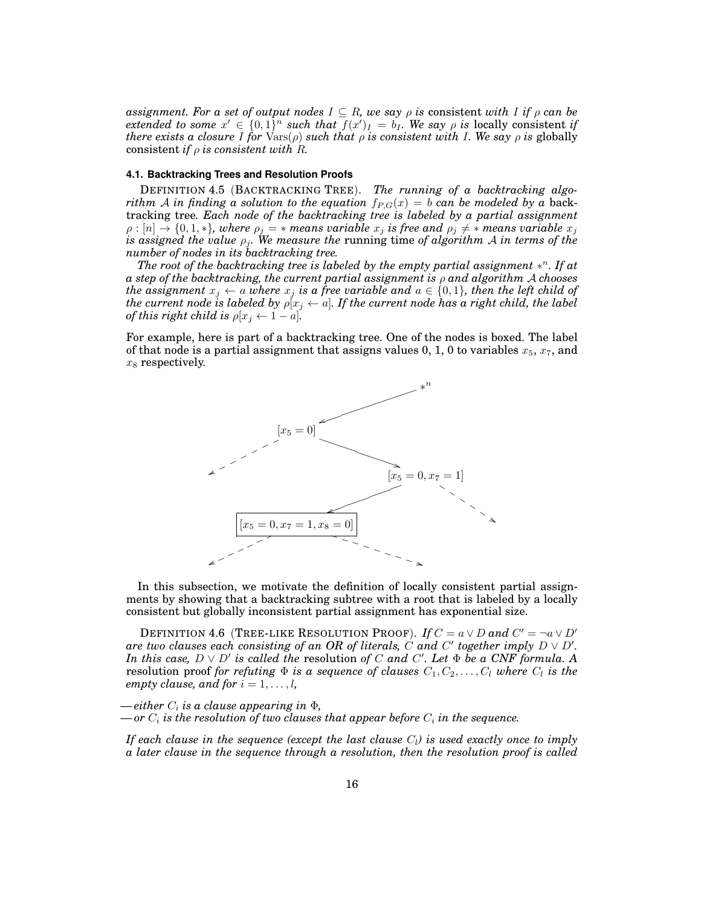*assignment. For a set of output nodes $I \subseteq R$, we say $\rho$ is* consistent *with $I$ if $\rho$ can be extended to some $x' \in \{0,1\}^n$ such that $f(x')_I = b_I$. We say $\rho$ is* locally consistent *if there exists a closure $I$ for $\mathrm{Vars}(\rho)$ such that $\rho$ is consistent with $I$. We say $\rho$ is* globally consistent *if $\rho$ is consistent with $R$.*

### 4.1. Backtracking Trees and Resolution Proofs

DEFINITION 4.5 (BACKTRACKING TREE). *The running of a backtracking algorithm $\mathcal{A}$ in finding a solution to the equation $f_{P,G}(x) = b$ can be modeled by a* backtracking tree*. Each node of the backtracking tree is labeled by a partial assignment $\rho : [n] \to \{0, 1, *\}$, where $\rho_j = *$ means variable $x_j$ is free and $\rho_j \neq *$ means variable $x_j$ is assigned the value $\rho_j$. We measure the* running time *of algorithm $\mathcal{A}$ in terms of the number of nodes in its backtracking tree.*

*The root of the backtracking tree is labeled by the empty partial assignment $*^n$. If at a step of the backtracking, the current partial assignment is $\rho$ and algorithm $\mathcal{A}$ chooses the assignment $x_j \leftarrow a$ where $x_j$ is a free variable and $a \in \{0, 1\}$, then the left child of the current node is labeled by $\rho[x_j \leftarrow a]$. If the current node has a right child, the label of this right child is $\rho[x_j \leftarrow 1 - a]$.*

For example, here is part of a backtracking tree. One of the nodes is boxed. The label of that node is a partial assignment that assigns values 0, 1, 0 to variables $x_5$, $x_7$, and $x_8$ respectively.

$*^n$

$[x_5 = 0]$

$[x_5 = 0, x_7 = 1]$

$[x_5 = 0, x_7 = 1, x_8 = 0]$

In this subsection, we motivate the definition of locally consistent partial assignments by showing that a backtracking subtree with a root that is labeled by a locally consistent but globally inconsistent partial assignment has exponential size.

DEFINITION 4.6 (TREE-LIKE RESOLUTION PROOF). *If $C = a \vee D$ and $C' = \neg a \vee D'$ are two clauses each consisting of an OR of literals, $C$ and $C'$ together imply $D \vee D'$. In this case, $D \vee D'$ is called the* resolution *of $C$ and $C'$. Let $\Phi$ be a CNF formula. A* resolution proof *for refuting $\Phi$ is a sequence of clauses $C_1, C_2, \ldots, C_l$ where $C_l$ is the empty clause, and for $i = 1, \ldots, l$,*

— *either $C_i$ is a clause appearing in $\Phi$,*
— *or $C_i$ is the resolution of two clauses that appear before $C_i$ in the sequence.*

*If each clause in the sequence (except the last clause $C_l$) is used exactly once to imply a later clause in the sequence through a resolution, then the resolution proof is called*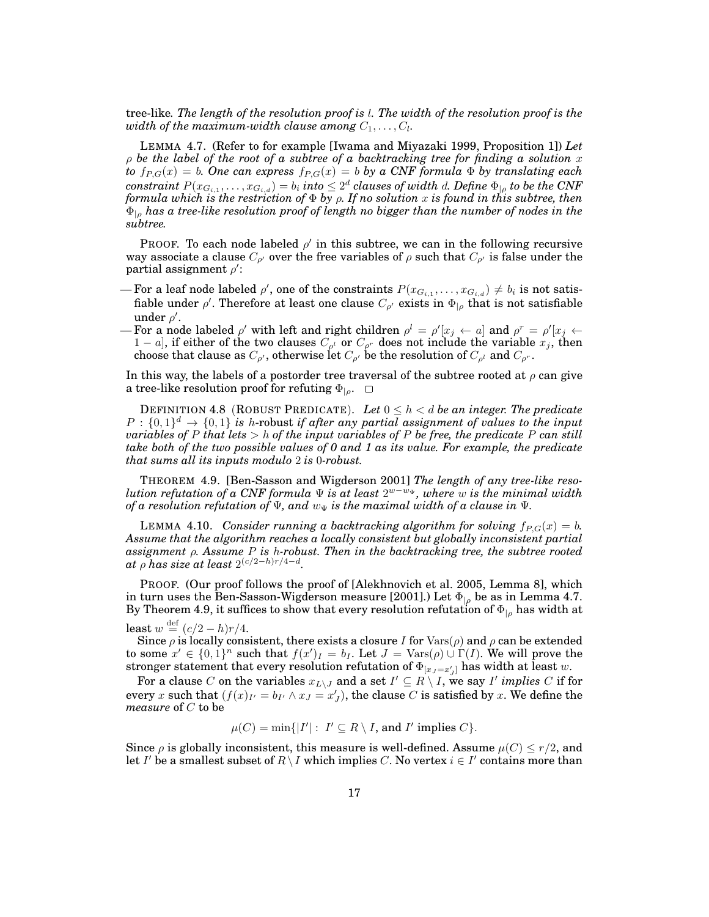tree-like. *The length of the resolution proof is $l$. The width of the resolution proof is the width of the maximum-width clause among $C_1, \ldots, C_l$.*

LEMMA 4.7. (Refer to for example [Iwama and Miyazaki 1999, Proposition 1]) *Let $\rho$ be the label of the root of a subtree of a backtracking tree for finding a solution $x$ to $f_{P,G}(x) = b$. One can express $f_{P,G}(x) = b$ by a CNF formula $\Phi$ by translating each constraint $P(x_{G_{i,1}}, \ldots, x_{G_{i,d}}) = b_i$ into $\leq 2^d$ clauses of width $d$. Define $\Phi_{|\rho}$ to be the CNF formula which is the restriction of $\Phi$ by $\rho$. If no solution $x$ is found in this subtree, then $\Phi_{|\rho}$ has a tree-like resolution proof of length no bigger than the number of nodes in the subtree.*

PROOF. To each node labeled $\rho'$ in this subtree, we can in the following recursive way associate a clause $C_{\rho'}$ over the free variables of $\rho$ such that $C_{\rho'}$ is false under the partial assignment $\rho'$:

— For a leaf node labeled $\rho'$, one of the constraints $P(x_{G_{i,1}}, \ldots, x_{G_{i,d}}) \neq b_i$ is not satisfiable under $\rho'$. Therefore at least one clause $C_{\rho'}$ exists in $\Phi_{|\rho}$ that is not satisfiable under $\rho'$.
— For a node labeled $\rho'$ with left and right children $\rho^l = \rho'[x_j \leftarrow a]$ and $\rho^r = \rho'[x_j \leftarrow 1 - a]$, if either of the two clauses $C_{\rho^l}$ or $C_{\rho^r}$ does not include the variable $x_j$, then choose that clause as $C_{\rho'}$, otherwise let $C_{\rho'}$ be the resolution of $C_{\rho^l}$ and $C_{\rho^r}$.

In this way, the labels of a postorder tree traversal of the subtree rooted at $\rho$ can give a tree-like resolution proof for refuting $\Phi_{|\rho}$. $\square$

DEFINITION 4.8 (ROBUST PREDICATE). *Let $0 \leq h < d$ be an integer. The predicate $P : \{0,1\}^d \rightarrow \{0,1\}$ is $h$-*robust *if after any partial assignment of values to the input variables of $P$ that lets $> h$ of the input variables of $P$ be free, the predicate $P$ can still take both of the two possible values of 0 and 1 as its value. For example, the predicate that sums all its inputs modulo 2 is 0-robust.*

THEOREM 4.9. [Ben-Sasson and Wigderson 2001] *The length of any tree-like resolution refutation of a CNF formula $\Psi$ is at least $2^{w - w_\Psi}$, where $w$ is the minimal width of a resolution refutation of $\Psi$, and $w_\Psi$ is the maximal width of a clause in $\Psi$.*

LEMMA 4.10. *Consider running a backtracking algorithm for solving $f_{P,G}(x) = b$. Assume that the algorithm reaches a locally consistent but globally inconsistent partial assignment $\rho$. Assume $P$ is $h$-robust. Then in the backtracking tree, the subtree rooted at $\rho$ has size at least $2^{(c/2-h)r/4-d}$.*

PROOF. (Our proof follows the proof of [Alekhnovich et al. 2005, Lemma 8], which in turn uses the Ben-Sasson-Wigderson measure [2001].) Let $\Phi_{|\rho}$ be as in Lemma 4.7. By Theorem 4.9, it suffices to show that every resolution refutation of $\Phi_{|\rho}$ has width at least $w \stackrel{\text{def}}{=} (c/2 - h)r/4$.

Since $\rho$ is locally consistent, there exists a closure $I$ for $\mathrm{Vars}(\rho)$ and $\rho$ can be extended to some $x' \in \{0,1\}^n$ such that $f(x')_I = b_I$. Let $J = \mathrm{Vars}(\rho) \cup \Gamma(I)$. We will prove the stronger statement that every resolution refutation of $\Phi_{[x_J = x'_J]}$ has width at least $w$.

For a clause $C$ on the variables $x_{L \setminus J}$ and a set $I' \subseteq R \setminus I$, we say $I'$ *implies* $C$ if for every $x$ such that $(f(x)_{I'} = b_{I'} \wedge x_J = x'_J)$, the clause $C$ is satisfied by $x$. We define the *measure* of $C$ to be

$$\mu(C) = \min\{|I'| : \ I' \subseteq R \setminus I, \text{ and } I' \text{ implies } C\}.$$

Since $\rho$ is globally inconsistent, this measure is well-defined. Assume $\mu(C) \leq r/2$, and let $I'$ be a smallest subset of $R \setminus I$ which implies $C$. No vertex $i \in I'$ contains more than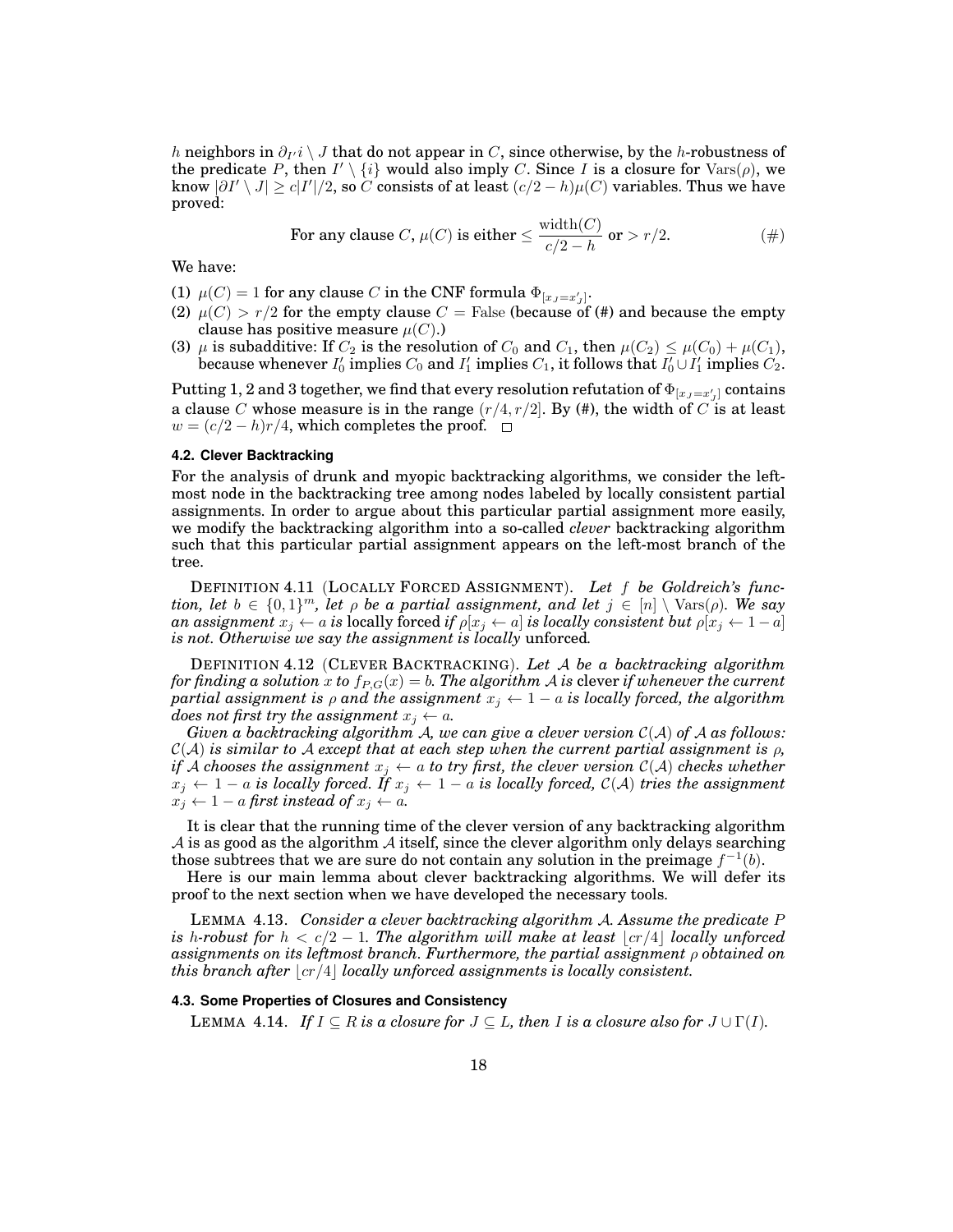$h$ neighbors in $\partial_{I'} i \setminus J$ that do not appear in $C$, since otherwise, by the $h$-robustness of the predicate $P$, then $I' \setminus \{i\}$ would also imply $C$. Since $I$ is a closure for $\mathrm{Vars}(\rho)$, we know $|\partial I' \setminus J| \geq c|I'|/2$, so $C$ consists of at least $(c/2 - h)\mu(C)$ variables. Thus we have proved:

$$\text{For any clause } C,\ \mu(C) \text{ is either } \leq \frac{\mathrm{width}(C)}{c/2 - h} \text{ or } > r/2. \qquad (\#)$$

We have:

(1) $\mu(C) = 1$ for any clause $C$ in the CNF formula $\Phi_{[x_J = x'_J]}$.
(2) $\mu(C) > r/2$ for the empty clause $C = \text{False}$ (because of (#) and because the empty clause has positive measure $\mu(C)$.)
(3) $\mu$ is subadditive: If $C_2$ is the resolution of $C_0$ and $C_1$, then $\mu(C_2) \leq \mu(C_0) + \mu(C_1)$, because whenever $I'_0$ implies $C_0$ and $I'_1$ implies $C_1$, it follows that $I'_0 \cup I'_1$ implies $C_2$.

Putting 1, 2 and 3 together, we find that every resolution refutation of $\Phi_{[x_J = x'_J]}$ contains a clause $C$ whose measure is in the range $(r/4, r/2]$. By (#), the width of $C$ is at least $w = (c/2 - h)r/4$, which completes the proof. $\square$

### 4.2. Clever Backtracking

For the analysis of drunk and myopic backtracking algorithms, we consider the left-most node in the backtracking tree among nodes labeled by locally consistent partial assignments. In order to argue about this particular partial assignment more easily, we modify the backtracking algorithm into a so-called *clever* backtracking algorithm such that this particular partial assignment appears on the left-most branch of the tree.

DEFINITION 4.11 (LOCALLY FORCED ASSIGNMENT). *Let $f$ be Goldreich's function, let $b \in \{0,1\}^m$, let $\rho$ be a partial assignment, and let $j \in [n] \setminus \mathrm{Vars}(\rho)$. We say an assignment $x_j \leftarrow a$ is* locally forced *if $\rho[x_j \leftarrow a]$ is locally consistent but $\rho[x_j \leftarrow 1-a]$ is not. Otherwise we say the assignment is locally* unforced*.*

DEFINITION 4.12 (CLEVER BACKTRACKING). *Let $\mathcal{A}$ be a backtracking algorithm for finding a solution $x$ to $f_{P,G}(x) = b$. The algorithm $\mathcal{A}$ is* clever *if whenever the current partial assignment is $\rho$ and the assignment $x_j \leftarrow 1-a$ is locally forced, the algorithm does not first try the assignment $x_j \leftarrow a$.*

*Given a backtracking algorithm $\mathcal{A}$, we can give a clever version $\mathcal{C}(\mathcal{A})$ of $\mathcal{A}$ as follows: $\mathcal{C}(\mathcal{A})$ is similar to $\mathcal{A}$ except that at each step when the current partial assignment is $\rho$, if $\mathcal{A}$ chooses the assignment $x_j \leftarrow a$ to try first, the clever version $\mathcal{C}(\mathcal{A})$ checks whether $x_j \leftarrow 1-a$ is locally forced. If $x_j \leftarrow 1-a$ is locally forced, $\mathcal{C}(\mathcal{A})$ tries the assignment $x_j \leftarrow 1-a$ first instead of $x_j \leftarrow a$.*

It is clear that the running time of the clever version of any backtracking algorithm $\mathcal{A}$ is as good as the algorithm $\mathcal{A}$ itself, since the clever algorithm only delays searching those subtrees that we are sure do not contain any solution in the preimage $f^{-1}(b)$.

Here is our main lemma about clever backtracking algorithms. We will defer its proof to the next section when we have developed the necessary tools.

LEMMA 4.13. *Consider a clever backtracking algorithm $\mathcal{A}$. Assume the predicate $P$ is $h$-robust for $h < c/2 - 1$. The algorithm will make at least $\lfloor cr/4 \rfloor$ locally unforced assignments on its leftmost branch. Furthermore, the partial assignment $\rho$ obtained on this branch after $\lfloor cr/4 \rfloor$ locally unforced assignments is locally consistent.*

### 4.3. Some Properties of Closures and Consistency

LEMMA 4.14. *If $I \subseteq R$ is a closure for $J \subseteq L$, then $I$ is a closure also for $J \cup \Gamma(I)$.*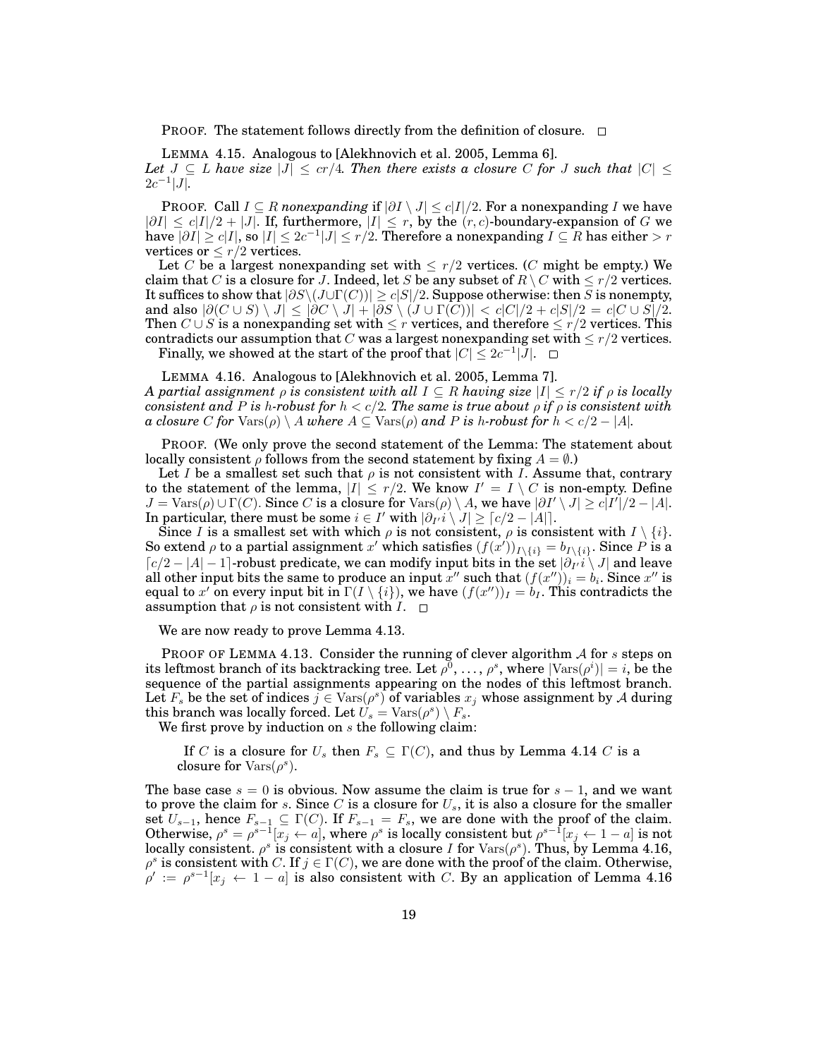PROOF. The statement follows directly from the definition of closure. $\square$

LEMMA 4.15. Analogous to [Alekhnovich et al. 2005, Lemma 6].
*Let $J \subseteq L$ have size $|J| \leq cr/4$. Then there exists a closure $C$ for $J$ such that $|C| \leq 2c^{-1}|J|$.*

PROOF. Call $I \subseteq R$ *nonexpanding* if $|\partial I \setminus J| \leq c|I|/2$. For a nonexpanding $I$ we have $|\partial I| \leq c|I|/2 + |J|$. If, furthermore, $|I| \leq r$, by the $(r, c)$-boundary-expansion of $G$ we have $|\partial I| \geq c|I|$, so $|I| \leq 2c^{-1}|J| \leq r/2$. Therefore a nonexpanding $I \subseteq R$ has either $> r$ vertices or $\leq r/2$ vertices.

Let $C$ be a largest nonexpanding set with $\leq r/2$ vertices. ($C$ might be empty.) We claim that $C$ is a closure for $J$. Indeed, let $S$ be any subset of $R \setminus C$ with $\leq r/2$ vertices. It suffices to show that $|\partial S \setminus (J \cup \Gamma(C))| \geq c|S|/2$. Suppose otherwise: then $S$ is nonempty, and also $|\partial(C \cup S) \setminus J| \leq |\partial C \setminus J| + |\partial S \setminus (J \cup \Gamma(C))| < c|C|/2 + c|S|/2 = c|C \cup S|/2$. Then $C \cup S$ is a nonexpanding set with $\leq r$ vertices, and therefore $\leq r/2$ vertices. This contradicts our assumption that $C$ was a largest nonexpanding set with $\leq r/2$ vertices.

Finally, we showed at the start of the proof that $|C| \leq 2c^{-1}|J|$. $\square$

LEMMA 4.16. Analogous to [Alekhnovich et al. 2005, Lemma 7].
*A partial assignment $\rho$ is consistent with all $I \subseteq R$ having size $|I| \leq r/2$ if $\rho$ is locally consistent and $P$ is $h$-robust for $h < c/2$. The same is true about $\rho$ if $\rho$ is consistent with a closure $C$ for $\mathrm{Vars}(\rho) \setminus A$ where $A \subseteq \mathrm{Vars}(\rho)$ and $P$ is $h$-robust for $h < c/2 - |A|$.*

PROOF. (We only prove the second statement of the Lemma: The statement about locally consistent $\rho$ follows from the second statement by fixing $A = \emptyset$.)

Let $I$ be a smallest set such that $\rho$ is not consistent with $I$. Assume that, contrary to the statement of the lemma, $|I| \leq r/2$. We know $I' = I \setminus C$ is non-empty. Define $J = \mathrm{Vars}(\rho) \cup \Gamma(C)$. Since $C$ is a closure for $\mathrm{Vars}(\rho) \setminus A$, we have $|\partial I' \setminus J| \geq c|I'|/2 - |A|$. In particular, there must be some $i \in I'$ with $|\partial_{I'} i \setminus J| \geq \lceil c/2 - |A| \rceil$.

Since $I$ is a smallest set with which $\rho$ is not consistent, $\rho$ is consistent with $I \setminus \{i\}$. So extend $\rho$ to a partial assignment $x'$ which satisfies $(f(x'))_{I \setminus \{i\}} = b_{I \setminus \{i\}}$. Since $P$ is a $\lceil c/2 - |A| - 1 \rceil$-robust predicate, we can modify input bits in the set $|\partial_{I'} i \setminus J|$ and leave all other input bits the same to produce an input $x''$ such that $(f(x''))_i = b_i$. Since $x''$ is equal to $x'$ on every input bit in $\Gamma(I \setminus \{i\})$, we have $(f(x''))_I = b_I$. This contradicts the assumption that $\rho$ is not consistent with $I$. $\square$

We are now ready to prove Lemma 4.13.

PROOF OF LEMMA 4.13. Consider the running of clever algorithm $\mathcal{A}$ for $s$ steps on its leftmost branch of its backtracking tree. Let $\rho^0, \ldots, \rho^s$, where $|\mathrm{Vars}(\rho^i)| = i$, be the sequence of the partial assignments appearing on the nodes of this leftmost branch. Let $F_s$ be the set of indices $j \in \mathrm{Vars}(\rho^s)$ of variables $x_j$ whose assignment by $\mathcal{A}$ during this branch was locally forced. Let $U_s = \mathrm{Vars}(\rho^s) \setminus F_s$.

We first prove by induction on $s$ the following claim:

> If $C$ is a closure for $U_s$ then $F_s \subseteq \Gamma(C)$, and thus by Lemma 4.14 $C$ is a closure for $\mathrm{Vars}(\rho^s)$.

The base case $s = 0$ is obvious. Now assume the claim is true for $s - 1$, and we want to prove the claim for $s$. Since $C$ is a closure for $U_s$, it is also a closure for the smaller set $U_{s-1}$, hence $F_{s-1} \subseteq \Gamma(C)$. If $F_{s-1} = F_s$, we are done with the proof of the claim. Otherwise, $\rho^s = \rho^{s-1}[x_j \leftarrow a]$, where $\rho^s$ is locally consistent but $\rho^{s-1}[x_j \leftarrow 1 - a]$ is not locally consistent. $\rho^s$ is consistent with a closure $I$ for $\mathrm{Vars}(\rho^s)$. Thus, by Lemma 4.16, $\rho^s$ is consistent with $C$. If $j \in \Gamma(C)$, we are done with the proof of the claim. Otherwise, $\rho' := \rho^{s-1}[x_j \leftarrow 1 - a]$ is also consistent with $C$. By an application of Lemma 4.16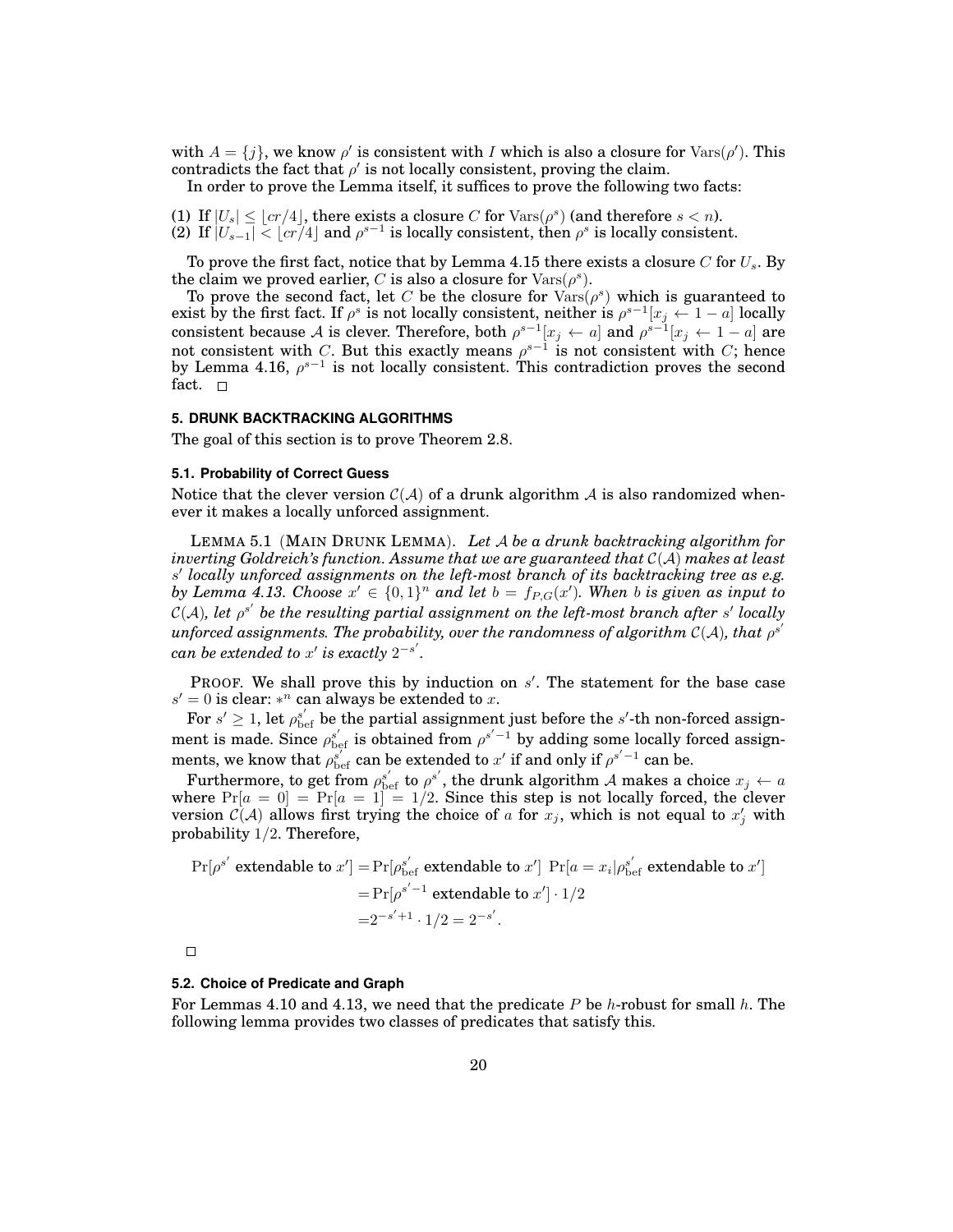with $A = \{j\}$, we know $\rho'$ is consistent with $I$ which is also a closure for $\mathrm{Vars}(\rho')$. This contradicts the fact that $\rho'$ is not locally consistent, proving the claim.

In order to prove the Lemma itself, it suffices to prove the following two facts:

(1) If $|U_s| \le \lfloor cr/4 \rfloor$, there exists a closure $C$ for $\mathrm{Vars}(\rho^s)$ (and therefore $s < n$).
(2) If $|U_{s-1}| < \lfloor cr/4 \rfloor$ and $\rho^{s-1}$ is locally consistent, then $\rho^s$ is locally consistent.

To prove the first fact, notice that by Lemma 4.15 there exists a closure $C$ for $U_s$. By the claim we proved earlier, $C$ is also a closure for $\mathrm{Vars}(\rho^s)$.

To prove the second fact, let $C$ be the closure for $\mathrm{Vars}(\rho^s)$ which is guaranteed to exist by the first fact. If $\rho^s$ is not locally consistent, neither is $\rho^{s-1}[x_j \leftarrow 1-a]$ locally consistent because $\mathcal{A}$ is clever. Therefore, both $\rho^{s-1}[x_j \leftarrow a]$ and $\rho^{s-1}[x_j \leftarrow 1-a]$ are not consistent with $C$. But this exactly means $\rho^{s-1}$ is not consistent with $C$; hence by Lemma 4.16, $\rho^{s-1}$ is not locally consistent. This contradiction proves the second fact. $\square$

## 5. DRUNK BACKTRACKING ALGORITHMS

The goal of this section is to prove Theorem 2.8.

### 5.1. Probability of Correct Guess

Notice that the clever version $\mathcal{C}(\mathcal{A})$ of a drunk algorithm $\mathcal{A}$ is also randomized whenever it makes a locally unforced assignment.

LEMMA 5.1 (MAIN DRUNK LEMMA). *Let $\mathcal{A}$ be a drunk backtracking algorithm for inverting Goldreich's function. Assume that we are guaranteed that $\mathcal{C}(\mathcal{A})$ makes at least $s'$ locally unforced assignments on the left-most branch of its backtracking tree as e.g. by Lemma 4.13. Choose $x' \in \{0,1\}^n$ and let $b = f_{P,G}(x')$. When $b$ is given as input to $\mathcal{C}(\mathcal{A})$, let $\rho^{s'}$ be the resulting partial assignment on the left-most branch after $s'$ locally unforced assignments. The probability, over the randomness of algorithm $\mathcal{C}(\mathcal{A})$, that $\rho^{s'}$ can be extended to $x'$ is exactly $2^{-s'}$.*

PROOF. We shall prove this by induction on $s'$. The statement for the base case $s' = 0$ is clear: $*^n$ can always be extended to $x$.

For $s' \ge 1$, let $\rho_{\mathrm{bef}}^{s'}$ be the partial assignment just before the $s'$-th non-forced assignment is made. Since $\rho_{\mathrm{bef}}^{s'}$ is obtained from $\rho^{s'-1}$ by adding some locally forced assignments, we know that $\rho_{\mathrm{bef}}^{s'}$ can be extended to $x'$ if and only if $\rho^{s'-1}$ can be.

Furthermore, to get from $\rho_{\mathrm{bef}}^{s'}$ to $\rho^{s'}$, the drunk algorithm $\mathcal{A}$ makes a choice $x_j \leftarrow a$ where $\Pr[a = 0] = \Pr[a = 1] = 1/2$. Since this step is not locally forced, the clever version $\mathcal{C}(\mathcal{A})$ allows first trying the choice of $a$ for $x_j$, which is not equal to $x'_j$ with probability $1/2$. Therefore,

$$
\begin{aligned}
\Pr[\rho^{s'} \text{ extendable to } x'] &= \Pr[\rho_{\mathrm{bef}}^{s'} \text{ extendable to } x'] \ \Pr[a = x_i | \rho_{\mathrm{bef}}^{s'} \text{ extendable to } x'] \\
&= \Pr[\rho^{s'-1} \text{ extendable to } x'] \cdot 1/2 \\
&= 2^{-s'+1} \cdot 1/2 = 2^{-s'}.
\end{aligned}
$$

$\square$

### 5.2. Choice of Predicate and Graph

For Lemmas 4.10 and 4.13, we need that the predicate $P$ be $h$-robust for small $h$. The following lemma provides two classes of predicates that satisfy this.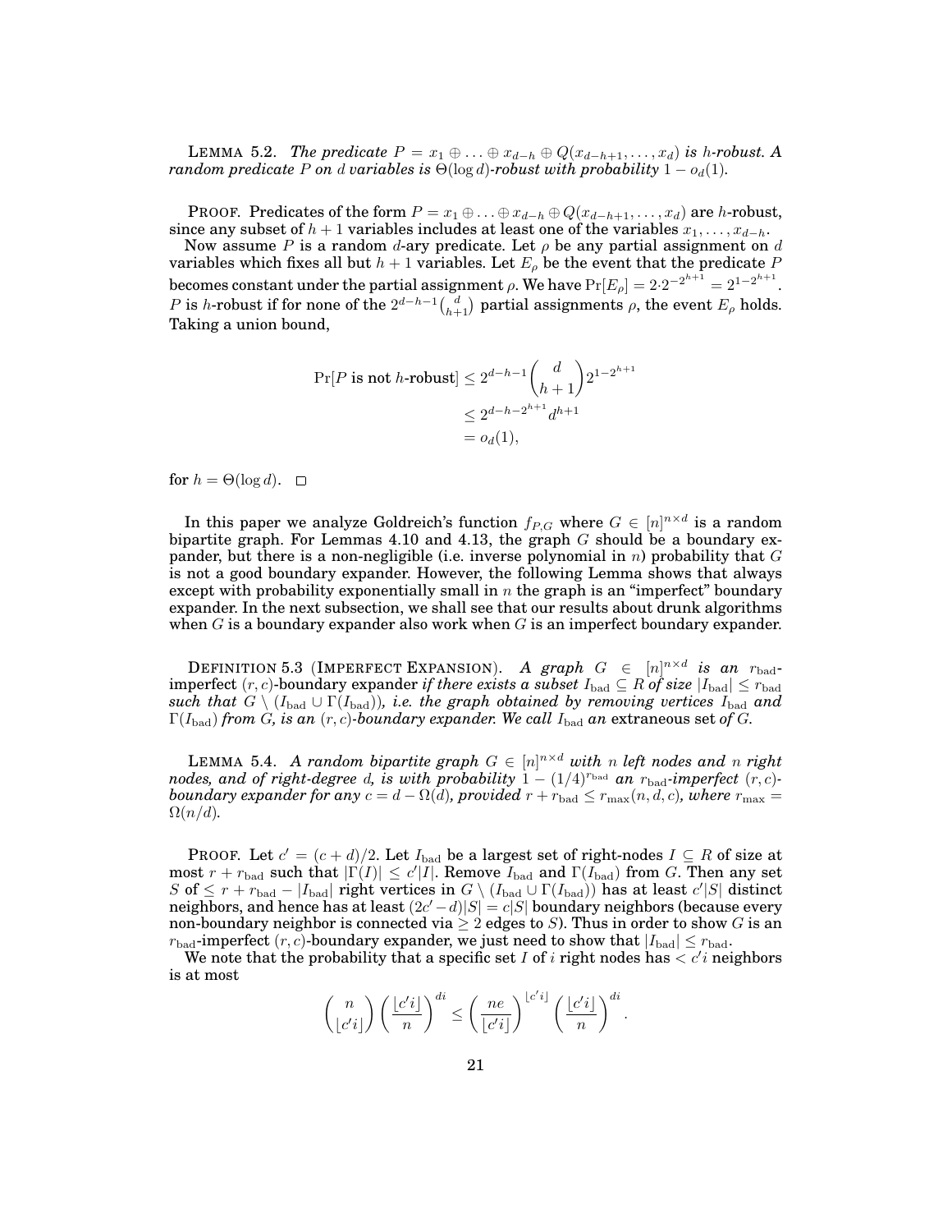LEMMA 5.2. *The predicate $P = x_1 \oplus \ldots \oplus x_{d-h} \oplus Q(x_{d-h+1}, \ldots, x_d)$ is $h$-robust. A random predicate $P$ on $d$ variables is $\Theta(\log d)$-robust with probability $1 - o_d(1)$.*

PROOF. Predicates of the form $P = x_1 \oplus \ldots \oplus x_{d-h} \oplus Q(x_{d-h+1}, \ldots, x_d)$ are $h$-robust, since any subset of $h+1$ variables includes at least one of the variables $x_1, \ldots, x_{d-h}$.

Now assume $P$ is a random $d$-ary predicate. Let $\rho$ be any partial assignment on $d$ variables which fixes all but $h+1$ variables. Let $E_\rho$ be the event that the predicate $P$ becomes constant under the partial assignment $\rho$. We have $\Pr[E_\rho] = 2 \cdot 2^{-2^{h+1}} = 2^{1-2^{h+1}}$. $P$ is $h$-robust if for none of the $2^{d-h-1}\binom{d}{h+1}$ partial assignments $\rho$, the event $E_\rho$ holds. Taking a union bound,

$$
\begin{aligned}
\Pr[P \text{ is not } h\text{-robust}] &\leq 2^{d-h-1}\binom{d}{h+1}2^{1-2^{h+1}} \\
&\leq 2^{d-h-2^{h+1}}d^{h+1} \\
&= o_d(1),
\end{aligned}
$$

for $h = \Theta(\log d)$. □

In this paper we analyze Goldreich's function $f_{P,G}$ where $G \in [n]^{n \times d}$ is a random bipartite graph. For Lemmas 4.10 and 4.13, the graph $G$ should be a boundary expander, but there is a non-negligible (i.e. inverse polynomial in $n$) probability that $G$ is not a good boundary expander. However, the following Lemma shows that always except with probability exponentially small in $n$ the graph is an "imperfect" boundary expander. In the next subsection, we shall see that our results about drunk algorithms when $G$ is a boundary expander also work when $G$ is an imperfect boundary expander.

DEFINITION 5.3 (IMPERFECT EXPANSION). *A graph $G \in [n]^{n \times d}$ is an $r_{\text{bad}}$-*imperfect *$(r, c)$-boundary expander if there exists a subset $I_{\text{bad}} \subseteq R$ of size $|I_{\text{bad}}| \leq r_{\text{bad}}$ such that $G \setminus (I_{\text{bad}} \cup \Gamma(I_{\text{bad}}))$, i.e. the graph obtained by removing vertices $I_{\text{bad}}$ and $\Gamma(I_{\text{bad}})$ from $G$, is an $(r, c)$-boundary expander. We call $I_{\text{bad}}$ an* extraneous set *of $G$.*

LEMMA 5.4. *A random bipartite graph $G \in [n]^{n \times d}$ with $n$ left nodes and $n$ right nodes, and of right-degree $d$, is with probability $1 - (1/4)^{r_{\text{bad}}}$ an $r_{\text{bad}}$-imperfect $(r, c)$-boundary expander for any $c = d - \Omega(d)$, provided $r + r_{\text{bad}} \leq r_{\max}(n, d, c)$, where $r_{\max} = \Omega(n/d)$.*

PROOF. Let $c' = (c+d)/2$. Let $I_{\text{bad}}$ be a largest set of right-nodes $I \subseteq R$ of size at most $r + r_{\text{bad}}$ such that $|\Gamma(I)| \leq c'|I|$. Remove $I_{\text{bad}}$ and $\Gamma(I_{\text{bad}})$ from $G$. Then any set $S$ of $\leq r + r_{\text{bad}} - |I_{\text{bad}}|$ right vertices in $G \setminus (I_{\text{bad}} \cup \Gamma(I_{\text{bad}}))$ has at least $c'|S|$ distinct neighbors, and hence has at least $(2c' - d)|S| = c|S|$ boundary neighbors (because every non-boundary neighbor is connected via $\geq 2$ edges to $S$). Thus in order to show $G$ is an $r_{\text{bad}}$-imperfect $(r, c)$-boundary expander, we just need to show that $|I_{\text{bad}}| \leq r_{\text{bad}}$.

We note that the probability that a specific set $I$ of $i$ right nodes has $< c'i$ neighbors is at most

$$
\binom{n}{\lfloor c'i \rfloor}\left(\frac{\lfloor c'i \rfloor}{n}\right)^{di} \leq \left(\frac{ne}{\lfloor c'i \rfloor}\right)^{\lfloor c'i \rfloor}\left(\frac{\lfloor c'i \rfloor}{n}\right)^{di}.
$$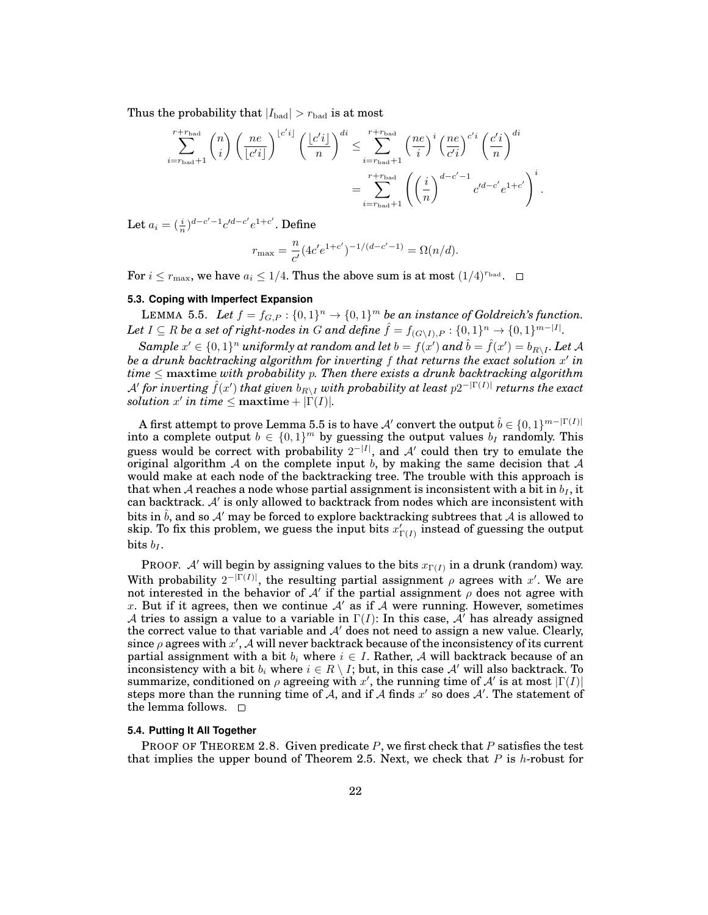Thus the probability that $|I_{\text{bad}}| > r_{\text{bad}}$ is at most

$$\sum_{i=r_{\text{bad}}+1}^{r+r_{\text{bad}}} \binom{n}{i} \left(\frac{ne}{\lfloor c'i \rfloor}\right)^{\lfloor c'i \rfloor} \left(\frac{\lfloor c'i \rfloor}{n}\right)^{di} \leq \sum_{i=r_{\text{bad}}+1}^{r+r_{\text{bad}}} \left(\frac{ne}{i}\right)^{i} \left(\frac{ne}{c'i}\right)^{c'i} \left(\frac{c'i}{n}\right)^{di}$$

$$= \sum_{i=r_{\text{bad}}+1}^{r+r_{\text{bad}}} \left( \left(\frac{i}{n}\right)^{d-c'-1} c'^{d-c'} e^{1+c'} \right)^{i}.$$

Let $a_i = (\frac{i}{n})^{d-c'-1} c'^{d-c'} e^{1+c'}$. Define

$$r_{\max} = \frac{n}{c'} (4c' e^{1+c'})^{-1/(d-c'-1)} = \Omega(n/d).$$

For $i \leq r_{\max}$, we have $a_i \leq 1/4$. Thus the above sum is at most $(1/4)^{r_{\text{bad}}}$. $\square$

### 5.3. Coping with Imperfect Expansion

LEMMA 5.5. *Let $f = f_{G,P} : \{0,1\}^n \to \{0,1\}^m$ be an instance of Goldreich's function. Let $I \subseteq R$ be a set of right-nodes in $G$ and define $\hat{f} = f_{(G\setminus I),P} : \{0,1\}^n \to \{0,1\}^{m-|I|}$.*

*Sample $x' \in \{0,1\}^n$ uniformly at random and let $b = f(x')$ and $\hat{b} = \hat{f}(x') = b_{R\setminus I}$. Let $\mathcal{A}$ be a drunk backtracking algorithm for inverting $f$ that returns the exact solution $x'$ in time $\leq$ **maxtime** with probability $p$. Then there exists a drunk backtracking algorithm $\mathcal{A}'$ for inverting $\hat{f}(x')$ that given $b_{R\setminus I}$ with probability at least $p2^{-|\Gamma(I)|}$ returns the exact solution $x'$ in time $\leq$ **maxtime** $+ |\Gamma(I)|$.*

A first attempt to prove Lemma 5.5 is to have $\mathcal{A}'$ convert the output $\hat{b} \in \{0,1\}^{m-|\Gamma(I)|}$ into a complete output $b \in \{0,1\}^m$ by guessing the output values $b_I$ randomly. This guess would be correct with probability $2^{-|I|}$, and $\mathcal{A}'$ could then try to emulate the original algorithm $\mathcal{A}$ on the complete input $b$, by making the same decision that $\mathcal{A}$ would make at each node of the backtracking tree. The trouble with this approach is that when $\mathcal{A}$ reaches a node whose partial assignment is inconsistent with a bit in $b_I$, it can backtrack. $\mathcal{A}'$ is only allowed to backtrack from nodes which are inconsistent with bits in $\hat{b}$, and so $\mathcal{A}'$ may be forced to explore backtracking subtrees that $\mathcal{A}$ is allowed to skip. To fix this problem, we guess the input bits $x'_{\Gamma(I)}$ instead of guessing the output bits $b_I$.

PROOF. $\mathcal{A}'$ will begin by assigning values to the bits $x_{\Gamma(I)}$ in a drunk (random) way. With probability $2^{-|\Gamma(I)|}$, the resulting partial assignment $\rho$ agrees with $x'$. We are not interested in the behavior of $\mathcal{A}'$ if the partial assignment $\rho$ does not agree with $x$. But if it agrees, then we continue $\mathcal{A}'$ as if $\mathcal{A}$ were running. However, sometimes $\mathcal{A}$ tries to assign a value to a variable in $\Gamma(I)$: In this case, $\mathcal{A}'$ has already assigned the correct value to that variable and $\mathcal{A}'$ does not need to assign a new value. Clearly, since $\rho$ agrees with $x'$, $\mathcal{A}$ will never backtrack because of the inconsistency of its current partial assignment with a bit $b_i$ where $i \in I$. Rather, $\mathcal{A}$ will backtrack because of an inconsistency with a bit $b_i$ where $i \in R \setminus I$; but, in this case $\mathcal{A}'$ will also backtrack. To summarize, conditioned on $\rho$ agreeing with $x'$, the running time of $\mathcal{A}'$ is at most $|\Gamma(I)|$ steps more than the running time of $\mathcal{A}$, and if $\mathcal{A}$ finds $x'$ so does $\mathcal{A}'$. The statement of the lemma follows. $\square$

### 5.4. Putting It All Together

PROOF OF THEOREM 2.8. Given predicate $P$, we first check that $P$ satisfies the test that implies the upper bound of Theorem 2.5. Next, we check that $P$ is $h$-robust for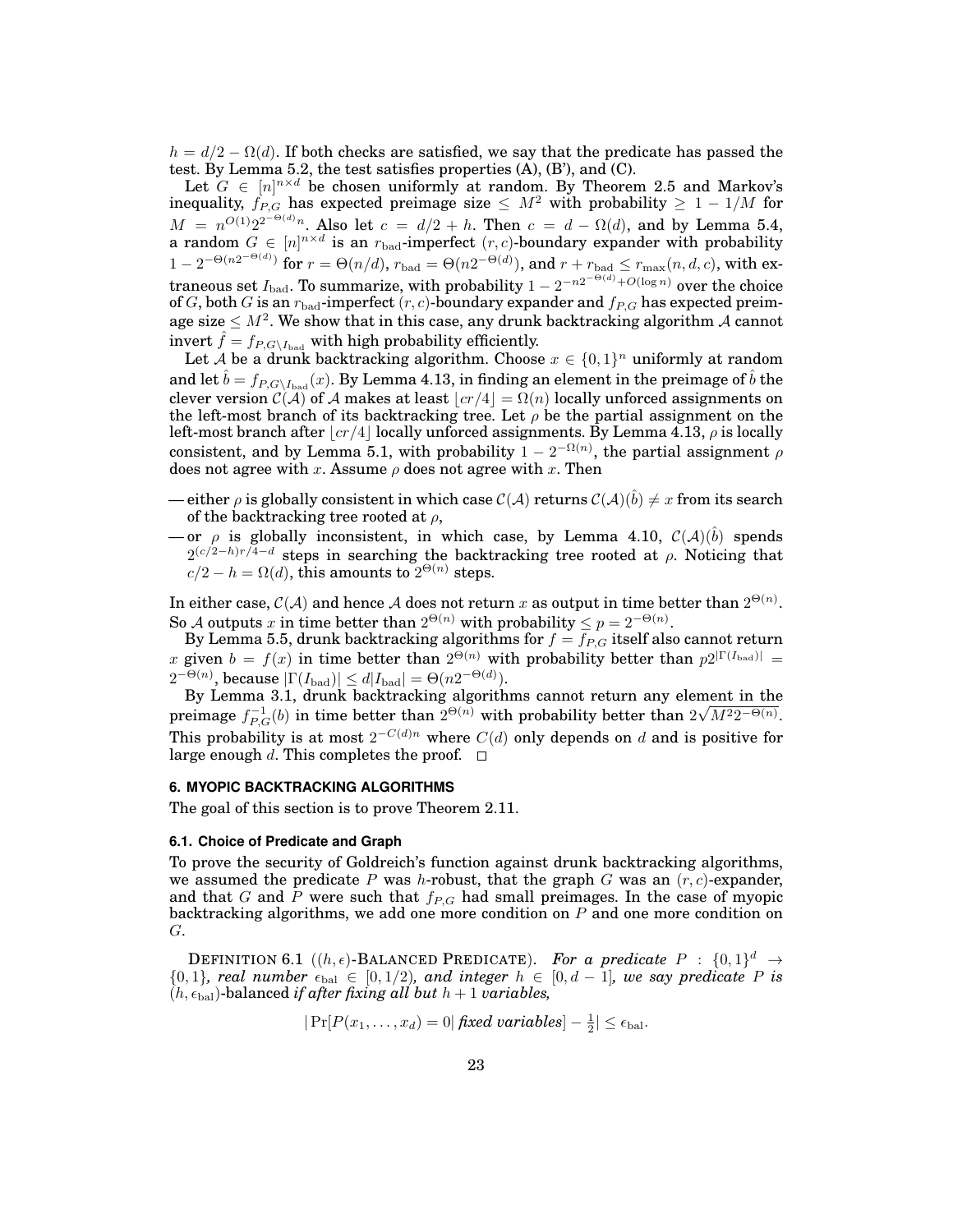$h = d/2 - \Omega(d)$. If both checks are satisfied, we say that the predicate has passed the test. By Lemma 5.2, the test satisfies properties (A), (B'), and (C).

Let $G \in [n]^{n\times d}$ be chosen uniformly at random. By Theorem 2.5 and Markov's inequality, $f_{P,G}$ has expected preimage size $\leq M^2$ with probability $\geq 1 - 1/M$ for $M = n^{O(1)}2^{2^{-\Theta(d)}n}$. Also let $c = d/2 + h$. Then $c = d - \Omega(d)$, and by Lemma 5.4, a random $G \in [n]^{n\times d}$ is an $r_{\text{bad}}$-imperfect $(r, c)$-boundary expander with probability $1 - 2^{-\Theta(n2^{-\Theta(d)})}$ for $r = \Theta(n/d)$, $r_{\text{bad}} = \Theta(n2^{-\Theta(d)})$, and $r + r_{\text{bad}} \leq r_{\max}(n, d, c)$, with extraneous set $I_{\text{bad}}$. To summarize, with probability $1 - 2^{-n2^{-\Theta(d)}+O(\log n)}$ over the choice of $G$, both $G$ is an $r_{\text{bad}}$-imperfect $(r, c)$-boundary expander and $f_{P,G}$ has expected preimage size $\leq M^2$. We show that in this case, any drunk backtracking algorithm $\mathcal{A}$ cannot invert $\hat{f} = f_{P,G\setminus I_{\text{bad}}}$ with high probability efficiently.

Let $\mathcal{A}$ be a drunk backtracking algorithm. Choose $x \in \{0,1\}^n$ uniformly at random and let $\hat{b} = f_{P,G\setminus I_{\text{bad}}}(x)$. By Lemma 4.13, in finding an element in the preimage of $\hat{b}$ the clever version $\mathcal{C}(\mathcal{A})$ of $\mathcal{A}$ makes at least $\lfloor cr/4 \rfloor = \Omega(n)$ locally unforced assignments on the left-most branch of its backtracking tree. Let $\rho$ be the partial assignment on the left-most branch after $\lfloor cr/4 \rfloor$ locally unforced assignments. By Lemma 4.13, $\rho$ is locally consistent, and by Lemma 5.1, with probability $1 - 2^{-\Omega(n)}$, the partial assignment $\rho$ does not agree with $x$. Assume $\rho$ does not agree with $x$. Then

— either $\rho$ is globally consistent in which case $\mathcal{C}(\mathcal{A})$ returns $\mathcal{C}(\mathcal{A})(\hat{b}) \neq x$ from its search of the backtracking tree rooted at $\rho$,

— or $\rho$ is globally inconsistent, in which case, by Lemma 4.10, $\mathcal{C}(\mathcal{A})(\hat{b})$ spends $2^{(c/2-h)r/4-d}$ steps in searching the backtracking tree rooted at $\rho$. Noticing that $c/2 - h = \Omega(d)$, this amounts to $2^{\Theta(n)}$ steps.

In either case, $\mathcal{C}(\mathcal{A})$ and hence $\mathcal{A}$ does not return $x$ as output in time better than $2^{\Theta(n)}$. So $\mathcal{A}$ outputs $x$ in time better than $2^{\Theta(n)}$ with probability $\leq p = 2^{-\Theta(n)}$.

By Lemma 5.5, drunk backtracking algorithms for $f = f_{P,G}$ itself also cannot return $x$ given $b = f(x)$ in time better than $2^{\Theta(n)}$ with probability better than $p2^{|\Gamma(I_{\text{bad}})|} = 2^{-\Theta(n)}$, because $|\Gamma(I_{\text{bad}})| \leq d|I_{\text{bad}}| = \Theta(n2^{-\Theta(d)})$.

By Lemma 3.1, drunk backtracking algorithms cannot return any element in the preimage $f^{-1}_{P,G}(b)$ in time better than $2^{\Theta(n)}$ with probability better than $2\sqrt{M^2 2^{-\Theta(n)}}$. This probability is at most $2^{-C(d)n}$ where $C(d)$ only depends on $d$ and is positive for large enough $d$. This completes the proof. □

## 6. MYOPIC BACKTRACKING ALGORITHMS

The goal of this section is to prove Theorem 2.11.

### 6.1. Choice of Predicate and Graph

To prove the security of Goldreich's function against drunk backtracking algorithms, we assumed the predicate $P$ was $h$-robust, that the graph $G$ was an $(r, c)$-expander, and that $G$ and $P$ were such that $f_{P,G}$ had small preimages. In the case of myopic backtracking algorithms, we add one more condition on $P$ and one more condition on $G$.

DEFINITION 6.1 ($(h, \epsilon)$-BALANCED PREDICATE). *For a predicate $P : \{0,1\}^d \to \{0,1\}$, real number $\epsilon_{\text{bal}} \in [0, 1/2)$, and integer $h \in [0, d-1]$, we say predicate $P$ is* $(h, \epsilon_{\text{bal}})$-balanced *if after fixing all but $h+1$ variables,*

$$|\Pr[P(x_1, \ldots, x_d) = 0 | \textit{ fixed variables}] - \tfrac{1}{2}| \leq \epsilon_{\text{bal}}.$$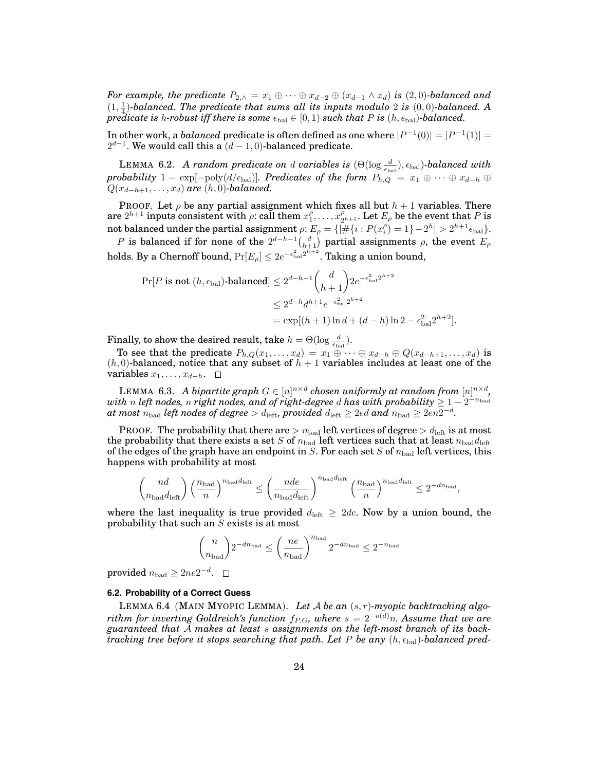*For example, the predicate $P_{2,\wedge} = x_1 \oplus \cdots \oplus x_{d-2} \oplus (x_{d-1} \wedge x_d)$ is $(2, 0)$-balanced and $(1, \frac{1}{4})$-balanced. The predicate that sums all its inputs modulo 2 is $(0, 0)$-balanced. A predicate is $h$-robust iff there is some $\epsilon_{\mathrm{bal}} \in [0, 1)$ such that $P$ is $(h, \epsilon_{\mathrm{bal}})$-balanced.*

In other work, a *balanced* predicate is often defined as one where $|P^{-1}(0)| = |P^{-1}(1)| = 2^{d-1}$. We would call this a $(d-1, 0)$-balanced predicate.

LEMMA 6.2. *A random predicate on $d$ variables is $(\Theta(\log \frac{d}{\epsilon_{\mathrm{bal}}}), \epsilon_{\mathrm{bal}})$-balanced with probability $1 - \exp[-\mathrm{poly}(d/\epsilon_{\mathrm{bal}})]$. Predicates of the form $P_{h,Q} = x_1 \oplus \cdots \oplus x_{d-h} \oplus Q(x_{d-h+1}, \ldots, x_d)$ are $(h, 0)$-balanced.*

PROOF. Let $\rho$ be any partial assignment which fixes all but $h+1$ variables. There are $2^{h+1}$ inputs consistent with $\rho$: call them $x_1^\rho, \ldots, x_{2^{h+1}}^\rho$. Let $E_\rho$ be the event that $P$ is not balanced under the partial assignment $\rho$: $E_\rho = \{|\#\{i : P(x_i^\rho) = 1\} - 2^h| > 2^{h+1}\epsilon_{\mathrm{bal}}\}$.

$P$ is balanced if for none of the $2^{d-h-1}\binom{d}{h+1}$ partial assignments $\rho$, the event $E_\rho$ holds. By a Chernoff bound, $\Pr[E_\rho] \leq 2e^{-\epsilon_{\mathrm{bal}}^2 2^{h+2}}$. Taking a union bound,

$$
\begin{aligned}
\Pr[P \text{ is not } (h, \epsilon_{\mathrm{bal}})\text{-balanced}] &\leq 2^{d-h-1}\binom{d}{h+1} 2e^{-\epsilon_{\mathrm{bal}}^2 2^{h+2}} \\
&\leq 2^{d-h} d^{h+1} e^{-\epsilon_{\mathrm{bal}}^2 2^{h+2}} \\
&= \exp[(h+1)\ln d + (d-h)\ln 2 - \epsilon_{\mathrm{bal}}^2 2^{h+2}].
\end{aligned}
$$

Finally, to show the desired result, take $h = \Theta(\log \frac{d}{\epsilon_{\mathrm{bal}}})$.

To see that the predicate $P_{h,Q}(x_1, \ldots, x_d) = x_1 \oplus \cdots \oplus x_{d-h} \oplus Q(x_{d-h+1}, \ldots, x_d)$ is $(h, 0)$-balanced, notice that any subset of $h+1$ variables includes at least one of the variables $x_1, \ldots, x_{d-h}$. $\square$

LEMMA 6.3. *A bipartite graph $G \in [n]^{n \times d}$ chosen uniformly at random from $[n]^{n \times d}$, with $n$ left nodes, $n$ right nodes, and of right-degree $d$ has with probability $\geq 1 - 2^{-n_{\mathrm{bad}}}$ at most $n_{\mathrm{bad}}$ left nodes of degree $> d_{\mathrm{left}}$, provided $d_{\mathrm{left}} \geq 2ed$ and $n_{\mathrm{bad}} \geq 2en2^{-d}$.*

PROOF. The probability that there are $> n_{\mathrm{bad}}$ left vertices of degree $> d_{\mathrm{left}}$ is at most the probability that there exists a set $S$ of $n_{\mathrm{bad}}$ left vertices such that at least $n_{\mathrm{bad}} d_{\mathrm{left}}$ of the edges of the graph have an endpoint in $S$. For each set $S$ of $n_{\mathrm{bad}}$ left vertices, this happens with probability at most

$$
\binom{nd}{n_{\mathrm{bad}} d_{\mathrm{left}}} \left(\frac{n_{\mathrm{bad}}}{n}\right)^{n_{\mathrm{bad}} d_{\mathrm{left}}} \leq \left(\frac{nde}{n_{\mathrm{bad}} d_{\mathrm{left}}}\right)^{n_{\mathrm{bad}} d_{\mathrm{left}}} \left(\frac{n_{\mathrm{bad}}}{n}\right)^{n_{\mathrm{bad}} d_{\mathrm{left}}} \leq 2^{-dn_{\mathrm{bad}}},
$$

where the last inequality is true provided $d_{\mathrm{left}} \geq 2de$. Now by a union bound, the probability that such an $S$ exists is at most

$$
\binom{n}{n_{\mathrm{bad}}} 2^{-dn_{\mathrm{bad}}} \leq \left(\frac{ne}{n_{\mathrm{bad}}}\right)^{n_{\mathrm{bad}}} 2^{-dn_{\mathrm{bad}}} \leq 2^{-n_{\mathrm{bad}}}
$$

provided $n_{\mathrm{bad}} \geq 2ne2^{-d}$. $\square$

### 6.2. Probability of a Correct Guess

LEMMA 6.4 (MAIN MYOPIC LEMMA). *Let $\mathcal{A}$ be an $(s, r)$-myopic backtracking algorithm for inverting Goldreich's function $f_{P,G}$, where $s = 2^{-o(d)}n$. Assume that we are guaranteed that $\mathcal{A}$ makes at least $s$ assignments on the left-most branch of its backtracking tree before it stops searching that path. Let $P$ be any $(h, \epsilon_{\mathrm{bal}})$-balanced pred-*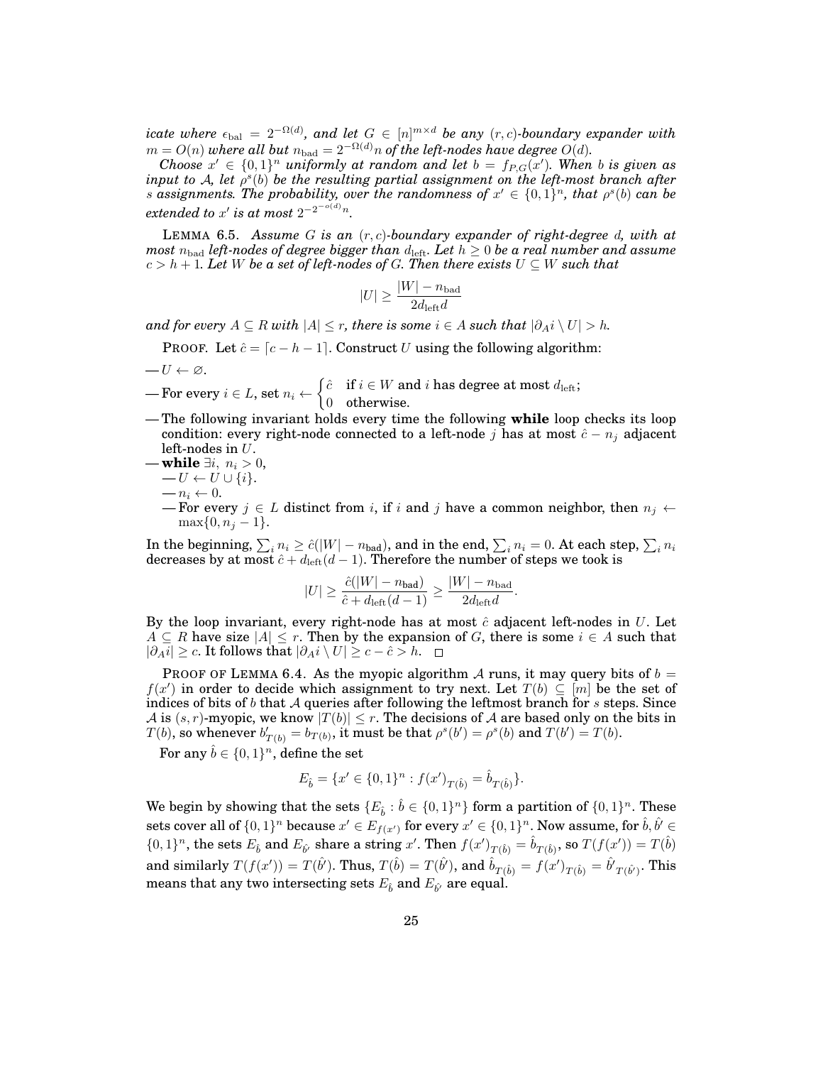*icate where $\epsilon_{\text{bal}} = 2^{-\Omega(d)}$, and let $G \in [n]^{m \times d}$ be any $(r,c)$-boundary expander with $m = O(n)$ where all but $n_{\text{bad}} = 2^{-\Omega(d)}n$ of the left-nodes have degree $O(d)$.*

*Choose $x' \in \{0,1\}^n$ uniformly at random and let $b = f_{P,G}(x')$. When $b$ is given as input to $\mathcal{A}$, let $\rho^s(b)$ be the resulting partial assignment on the left-most branch after $s$ assignments. The probability, over the randomness of $x' \in \{0,1\}^n$, that $\rho^s(b)$ can be extended to $x'$ is at most $2^{-2^{-o(d)}n}$.*

LEMMA 6.5. *Assume $G$ is an $(r,c)$-boundary expander of right-degree $d$, with at most $n_{\text{bad}}$ left-nodes of degree bigger than $d_{\text{left}}$. Let $h \geq 0$ be a real number and assume $c > h+1$. Let $W$ be a set of left-nodes of $G$. Then there exists $U \subseteq W$ such that*

$$|U| \geq \frac{|W| - n_{\text{bad}}}{2 d_{\text{left}} d}$$

*and for every $A \subseteq R$ with $|A| \leq r$, there is some $i \in A$ such that $|\partial_A i \setminus U| > h$.*

PROOF. Let $\hat{c} = \lceil c - h - 1 \rceil$. Construct $U$ using the following algorithm:

— $U \leftarrow \varnothing$.

— For every $i \in L$, set $n_i \leftarrow \begin{cases} \hat{c} & \text{if } i \in W \text{ and } i \text{ has degree at most } d_{\text{left}}; \\ 0 & \text{otherwise.} \end{cases}$

— The following invariant holds every time the following **while** loop checks its loop condition: every right-node connected to a left-node $j$ has at most $\hat{c} - n_j$ adjacent left-nodes in $U$.

— **while** $\exists i,\ n_i > 0$,
  - — $U \leftarrow U \cup \{i\}$.
  - — $n_i \leftarrow 0$.
  - — For every $j \in L$ distinct from $i$, if $i$ and $j$ have a common neighbor, then $n_j \leftarrow \max\{0, n_j - 1\}$.

In the beginning, $\sum_i n_i \geq \hat{c}(|W| - n_{\text{bad}})$, and in the end, $\sum_i n_i = 0$. At each step, $\sum_i n_i$ decreases by at most $\hat{c} + d_{\text{left}}(d-1)$. Therefore the number of steps we took is

$$|U| \geq \frac{\hat{c}(|W| - n_{\text{bad}})}{\hat{c} + d_{\text{left}}(d-1)} \geq \frac{|W| - n_{\text{bad}}}{2 d_{\text{left}} d}.$$

By the loop invariant, every right-node has at most $\hat{c}$ adjacent left-nodes in $U$. Let $A \subseteq R$ have size $|A| \leq r$. Then by the expansion of $G$, there is some $i \in A$ such that $|\partial_A i| \geq c$. It follows that $|\partial_A i \setminus U| \geq c - \hat{c} > h$. $\square$

PROOF OF LEMMA 6.4. As the myopic algorithm $\mathcal{A}$ runs, it may query bits of $b = f(x')$ in order to decide which assignment to try next. Let $T(b) \subseteq [m]$ be the set of indices of bits of $b$ that $\mathcal{A}$ queries after following the leftmost branch for $s$ steps. Since $\mathcal{A}$ is $(s,r)$-myopic, we know $|T(b)| \leq r$. The decisions of $\mathcal{A}$ are based only on the bits in $T(b)$, so whenever $b'_{T(b)} = b_{T(b)}$, it must be that $\rho^s(b') = \rho^s(b)$ and $T(b') = T(b)$.

For any $\hat{b} \in \{0,1\}^n$, define the set

$$E_{\hat{b}} = \{x' \in \{0,1\}^n : f(x')_{T(\hat{b})} = \hat{b}_{T(\hat{b})}\}.$$

We begin by showing that the sets $\{E_{\hat{b}} : \hat{b} \in \{0,1\}^n\}$ form a partition of $\{0,1\}^n$. These sets cover all of $\{0,1\}^n$ because $x' \in E_{f(x')}$ for every $x' \in \{0,1\}^n$. Now assume, for $\hat{b}, \hat{b}' \in \{0,1\}^n$, the sets $E_{\hat{b}}$ and $E_{\hat{b}'}$ share a string $x'$. Then $f(x')_{T(\hat{b})} = \hat{b}_{T(\hat{b})}$, so $T(f(x')) = T(\hat{b})$ and similarly $T(f(x')) = T(\hat{b}')$. Thus, $T(\hat{b}) = T(\hat{b}')$, and $\hat{b}_{T(\hat{b})} = f(x')_{T(\hat{b})} = \hat{b}'_{T(\hat{b}')}$. This means that any two intersecting sets $E_{\hat{b}}$ and $E_{\hat{b}'}$ are equal.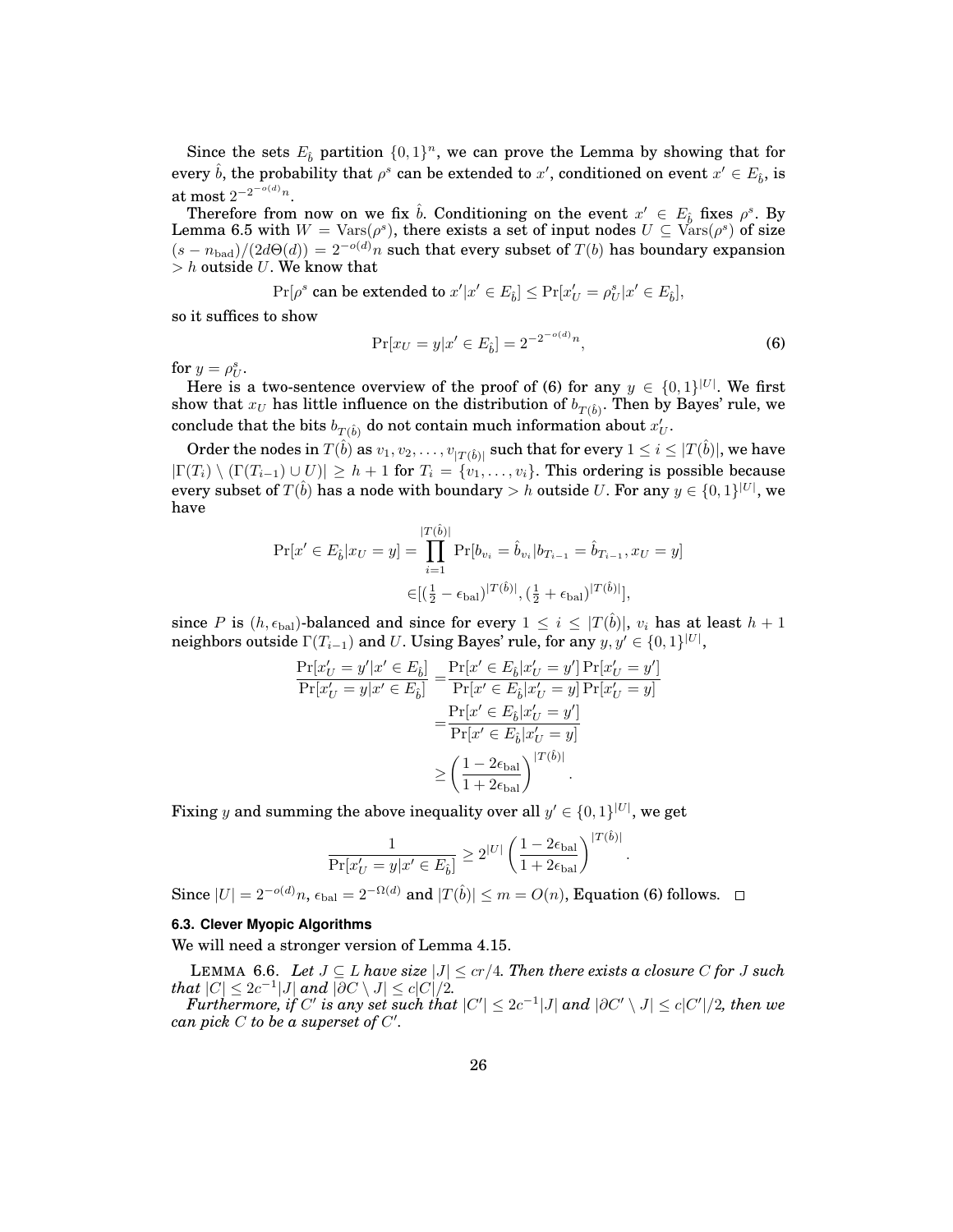Since the sets $E_{\hat{b}}$ partition $\{0,1\}^n$, we can prove the Lemma by showing that for every $\hat{b}$, the probability that $\rho^s$ can be extended to $x'$, conditioned on event $x' \in E_{\hat{b}}$, is at most $2^{-2^{-o(d)}n}$.

Therefore from now on we fix $\hat{b}$. Conditioning on the event $x' \in E_{\hat{b}}$ fixes $\rho^s$. By Lemma 6.5 with $W = \mathrm{Vars}(\rho^s)$, there exists a set of input nodes $U \subseteq \mathrm{Vars}(\rho^s)$ of size $(s - n_{\mathrm{bad}})/(2d\Theta(d)) = 2^{-o(d)}n$ such that every subset of $T(b)$ has boundary expansion $> h$ outside $U$. We know that

$$\Pr[\rho^s \text{ can be extended to } x' | x' \in E_{\hat{b}}] \leq \Pr[x'_U = \rho^s_U | x' \in E_{\hat{b}}],$$

so it suffices to show

$$\Pr[x_U = y | x' \in E_{\hat{b}}] = 2^{-2^{-o(d)}n}, \tag{6}$$

for $y = \rho^s_U$.

Here is a two-sentence overview of the proof of (6) for any $y \in \{0,1\}^{|U|}$. We first show that $x_U$ has little influence on the distribution of $b_{T(\hat{b})}$. Then by Bayes' rule, we conclude that the bits $b_{T(\hat{b})}$ do not contain much information about $x'_U$.

Order the nodes in $T(\hat{b})$ as $v_1, v_2, \ldots, v_{|T(\hat{b})|}$ such that for every $1 \leq i \leq |T(\hat{b})|$, we have $|\Gamma(T_i) \setminus (\Gamma(T_{i-1}) \cup U)| \geq h + 1$ for $T_i = \{v_1, \ldots, v_i\}$. This ordering is possible because every subset of $T(\hat{b})$ has a node with boundary $> h$ outside $U$. For any $y \in \{0,1\}^{|U|}$, we have

$$\begin{aligned}
\Pr[x' \in E_{\hat{b}} | x_U = y] = &\prod_{i=1}^{|T(\hat{b})|} \Pr[b_{v_i} = \hat{b}_{v_i} | b_{T_{i-1}} = \hat{b}_{T_{i-1}}, x_U = y] \\
&\in [(\tfrac{1}{2} - \epsilon_{\mathrm{bal}})^{|T(\hat{b})|}, (\tfrac{1}{2} + \epsilon_{\mathrm{bal}})^{|T(\hat{b})|}],
\end{aligned}$$

since $P$ is $(h, \epsilon_{\mathrm{bal}})$-balanced and since for every $1 \leq i \leq |T(\hat{b})|$, $v_i$ has at least $h+1$ neighbors outside $\Gamma(T_{i-1})$ and $U$. Using Bayes' rule, for any $y, y' \in \{0,1\}^{|U|}$,

$$\begin{aligned}
\frac{\Pr[x'_U = y' | x' \in E_{\hat{b}}]}{\Pr[x'_U = y | x' \in E_{\hat{b}}]} &= \frac{\Pr[x' \in E_{\hat{b}} | x'_U = y'] \Pr[x'_U = y']}{\Pr[x' \in E_{\hat{b}} | x'_U = y] \Pr[x'_U = y]} \\
&= \frac{\Pr[x' \in E_{\hat{b}} | x'_U = y']}{\Pr[x' \in E_{\hat{b}} | x'_U = y]} \\
&\geq \left( \frac{1 - 2\epsilon_{\mathrm{bal}}}{1 + 2\epsilon_{\mathrm{bal}}} \right)^{|T(\hat{b})|}.
\end{aligned}$$

Fixing $y$ and summing the above inequality over all $y' \in \{0,1\}^{|U|}$, we get

$$\frac{1}{\Pr[x'_U = y | x' \in E_{\hat{b}}]} \geq 2^{|U|} \left( \frac{1 - 2\epsilon_{\mathrm{bal}}}{1 + 2\epsilon_{\mathrm{bal}}} \right)^{|T(\hat{b})|}.$$

Since $|U| = 2^{-o(d)}n$, $\epsilon_{\mathrm{bal}} = 2^{-\Omega(d)}$ and $|T(\hat{b})| \leq m = O(n)$, Equation (6) follows. □

### 6.3. Clever Myopic Algorithms

We will need a stronger version of Lemma 4.15.

LEMMA 6.6. *Let $J \subseteq L$ have size $|J| \leq cr/4$. Then there exists a closure $C$ for $J$ such that $|C| \leq 2c^{-1}|J|$ and $|\partial C \setminus J| \leq c|C|/2$.*

*Furthermore, if $C'$ is any set such that $|C'| \leq 2c^{-1}|J|$ and $|\partial C' \setminus J| \leq c|C'|/2$, then we can pick $C$ to be a superset of $C'$.*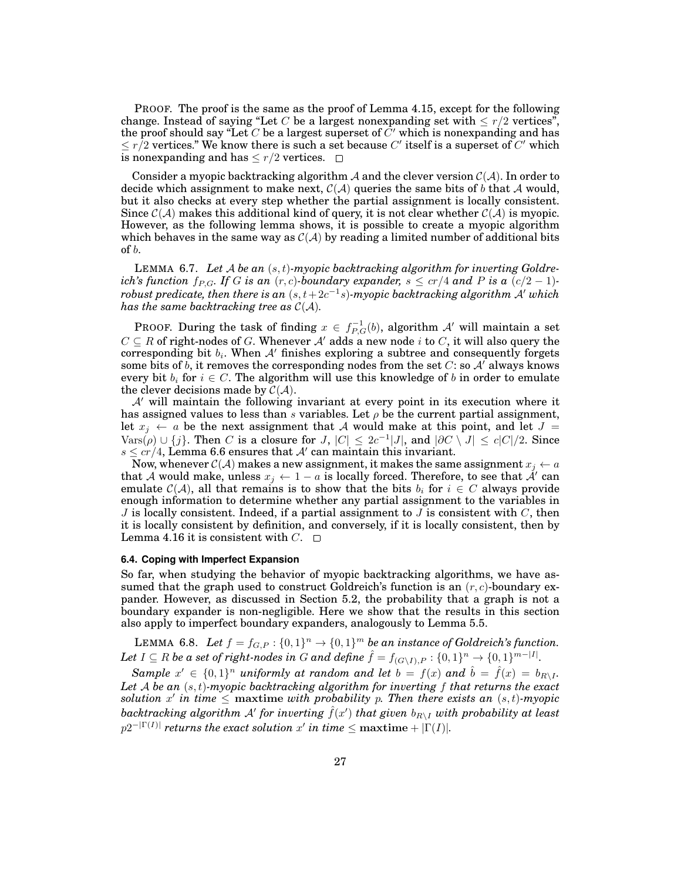PROOF. The proof is the same as the proof of Lemma 4.15, except for the following change. Instead of saying "Let $C$ be a largest nonexpanding set with $\leq r/2$ vertices", the proof should say "Let $C$ be a largest superset of $C'$ which is nonexpanding and has $\leq r/2$ vertices." We know there is such a set because $C'$ itself is a superset of $C'$ which is nonexpanding and has $\leq r/2$ vertices. □

Consider a myopic backtracking algorithm $\mathcal{A}$ and the clever version $\mathcal{C}(\mathcal{A})$. In order to decide which assignment to make next, $\mathcal{C}(\mathcal{A})$ queries the same bits of $b$ that $\mathcal{A}$ would, but it also checks at every step whether the partial assignment is locally consistent. Since $\mathcal{C}(\mathcal{A})$ makes this additional kind of query, it is not clear whether $\mathcal{C}(\mathcal{A})$ is myopic. However, as the following lemma shows, it is possible to create a myopic algorithm which behaves in the same way as $\mathcal{C}(\mathcal{A})$ by reading a limited number of additional bits of $b$.

LEMMA 6.7. *Let $\mathcal{A}$ be an $(s,t)$-myopic backtracking algorithm for inverting Goldreich's function $f_{P,G}$. If $G$ is an $(r,c)$-boundary expander, $s \leq cr/4$ and $P$ is a $(c/2-1)$-robust predicate, then there is an $(s, t+2c^{-1}s)$-myopic backtracking algorithm $\mathcal{A}'$ which has the same backtracking tree as $\mathcal{C}(\mathcal{A})$.*

PROOF. During the task of finding $x \in f_{P,G}^{-1}(b)$, algorithm $\mathcal{A}'$ will maintain a set $C \subseteq R$ of right-nodes of $G$. Whenever $\mathcal{A}'$ adds a new node $i$ to $C$, it will also query the corresponding bit $b_i$. When $\mathcal{A}'$ finishes exploring a subtree and consequently forgets some bits of $b$, it removes the corresponding nodes from the set $C$: so $\mathcal{A}'$ always knows every bit $b_i$ for $i \in C$. The algorithm will use this knowledge of $b$ in order to emulate the clever decisions made by $\mathcal{C}(\mathcal{A})$.

$\mathcal{A}'$ will maintain the following invariant at every point in its execution where it has assigned values to less than $s$ variables. Let $\rho$ be the current partial assignment, let $x_j \leftarrow a$ be the next assignment that $\mathcal{A}$ would make at this point, and let $J = \mathrm{Vars}(\rho) \cup \{j\}$. Then $C$ is a closure for $J$, $|C| \leq 2c^{-1}|J|$, and $|\partial C \setminus J| \leq c|C|/2$. Since $s \leq cr/4$, Lemma 6.6 ensures that $\mathcal{A}'$ can maintain this invariant.

Now, whenever $\mathcal{C}(\mathcal{A})$ makes a new assignment, it makes the same assignment $x_j \leftarrow a$ that $\mathcal{A}$ would make, unless $x_j \leftarrow 1-a$ is locally forced. Therefore, to see that $\mathcal{A}'$ can emulate $\mathcal{C}(\mathcal{A})$, all that remains is to show that the bits $b_i$ for $i \in C$ always provide enough information to determine whether any partial assignment to the variables in $J$ is locally consistent. Indeed, if a partial assignment to $J$ is consistent with $C$, then it is locally consistent by definition, and conversely, if it is locally consistent, then by Lemma 4.16 it is consistent with $C$. □

### 6.4. Coping with Imperfect Expansion

So far, when studying the behavior of myopic backtracking algorithms, we have assumed that the graph used to construct Goldreich's function is an $(r,c)$-boundary expander. However, as discussed in Section 5.2, the probability that a graph is not a boundary expander is non-negligible. Here we show that the results in this section also apply to imperfect boundary expanders, analogously to Lemma 5.5.

LEMMA 6.8. *Let $f = f_{G,P} : \{0,1\}^n \to \{0,1\}^m$ be an instance of Goldreich's function. Let $I \subseteq R$ be a set of right-nodes in $G$ and define $\hat{f} = f_{(G \setminus I),P} : \{0,1\}^n \to \{0,1\}^{m-|I|}$.*

*Sample $x' \in \{0,1\}^n$ uniformly at random and let $b = f(x)$ and $\hat{b} = \hat{f}(x) = b_{R \setminus I}$. Let $\mathcal{A}$ be an $(s,t)$-myopic backtracking algorithm for inverting $f$ that returns the exact solution $x'$ in time $\leq$ **maxtime** with probability $p$. Then there exists an $(s,t)$-myopic backtracking algorithm $\mathcal{A}'$ for inverting $\hat{f}(x')$ that given $b_{R \setminus I}$ with probability at least $p2^{-|\Gamma(I)|}$ returns the exact solution $x'$ in time $\leq$ **maxtime** $+ |\Gamma(I)|$.*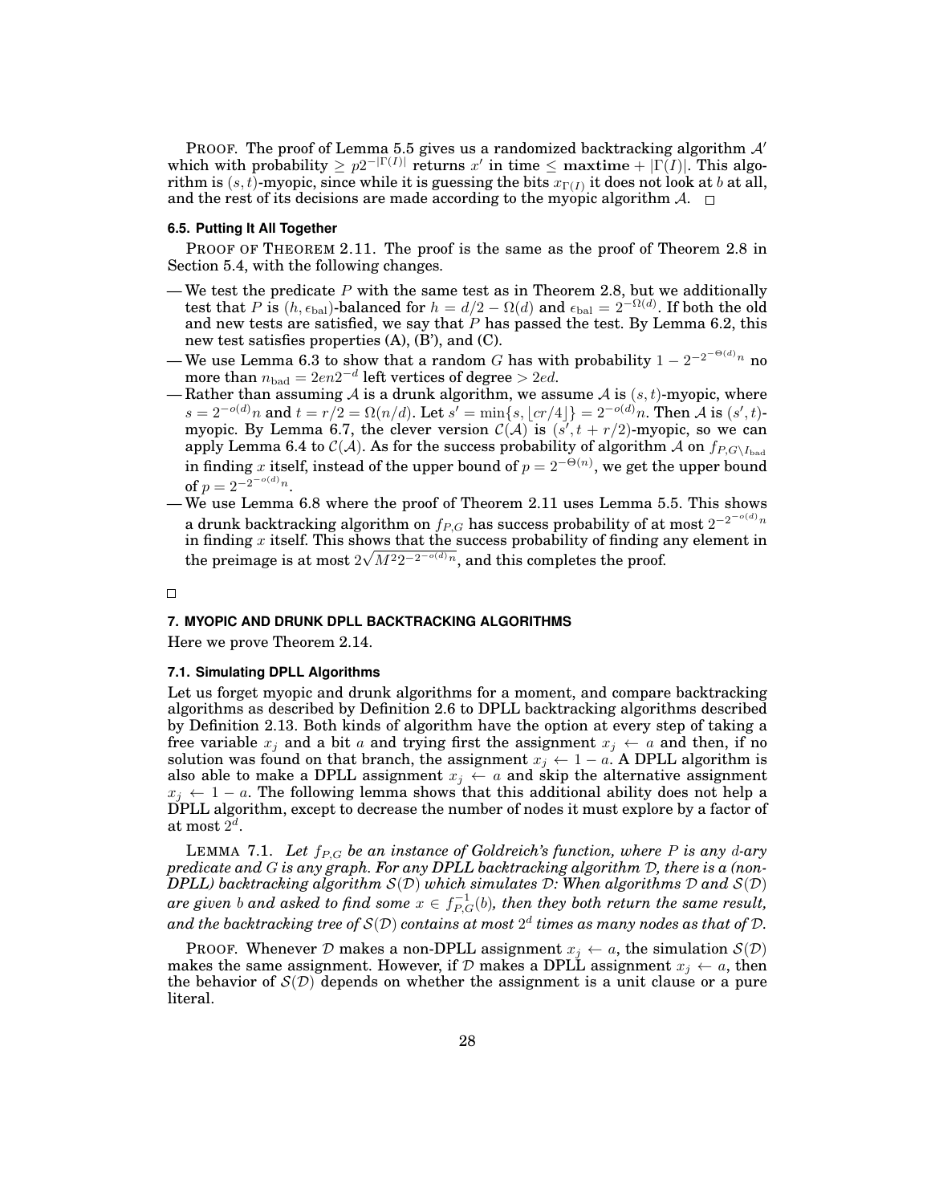PROOF. The proof of Lemma 5.5 gives us a randomized backtracking algorithm $\mathcal{A}'$ which with probability $\geq p2^{-|\Gamma(I)|}$ returns $x'$ in time $\leq \mathbf{maxtime} + |\Gamma(I)|$. This algorithm is $(s,t)$-myopic, since while it is guessing the bits $x_{\Gamma(I)}$ it does not look at $b$ at all, and the rest of its decisions are made according to the myopic algorithm $\mathcal{A}$. □

### 6.5. Putting It All Together

PROOF OF THEOREM 2.11. The proof is the same as the proof of Theorem 2.8 in Section 5.4, with the following changes.

- We test the predicate $P$ with the same test as in Theorem 2.8, but we additionally test that $P$ is $(h, \epsilon_{\text{bal}})$-balanced for $h = d/2 - \Omega(d)$ and $\epsilon_{\text{bal}} = 2^{-\Omega(d)}$. If both the old and new tests are satisfied, we say that $P$ has passed the test. By Lemma 6.2, this new test satisfies properties (A), (B'), and (C).
- We use Lemma 6.3 to show that a random $G$ has with probability $1 - 2^{-2^{-\Theta(d)}n}$ no more than $n_{\text{bad}} = 2en2^{-d}$ left vertices of degree $> 2ed$.
- Rather than assuming $\mathcal{A}$ is a drunk algorithm, we assume $\mathcal{A}$ is $(s,t)$-myopic, where $s = 2^{-o(d)}n$ and $t = r/2 = \Omega(n/d)$. Let $s' = \min\{s, \lfloor cr/4 \rfloor\} = 2^{-o(d)}n$. Then $\mathcal{A}$ is $(s', t)$-myopic. By Lemma 6.7, the clever version $\mathcal{C}(\mathcal{A})$ is $(s', t + r/2)$-myopic, so we can apply Lemma 6.4 to $\mathcal{C}(\mathcal{A})$. As for the success probability of algorithm $\mathcal{A}$ on $f_{P,G \setminus I_{\text{bad}}}$ in finding $x$ itself, instead of the upper bound of $p = 2^{-\Theta(n)}$, we get the upper bound of $p = 2^{-2^{-o(d)}n}$.
- We use Lemma 6.8 where the proof of Theorem 2.11 uses Lemma 5.5. This shows a drunk backtracking algorithm on $f_{P,G}$ has success probability of at most $2^{-2^{-o(d)}n}$ in finding $x$ itself. This shows that the success probability of finding any element in the preimage is at most $2\sqrt{M^2 2^{-2^{-o(d)}n}}$, and this completes the proof.

□

## 7. MYOPIC AND DRUNK DPLL BACKTRACKING ALGORITHMS

Here we prove Theorem 2.14.

### 7.1. Simulating DPLL Algorithms

Let us forget myopic and drunk algorithms for a moment, and compare backtracking algorithms as described by Definition 2.6 to DPLL backtracking algorithms described by Definition 2.13. Both kinds of algorithm have the option at every step of taking a free variable $x_j$ and a bit $a$ and trying first the assignment $x_j \leftarrow a$ and then, if no solution was found on that branch, the assignment $x_j \leftarrow 1 - a$. A DPLL algorithm is also able to make a DPLL assignment $x_j \leftarrow a$ and skip the alternative assignment $x_j \leftarrow 1 - a$. The following lemma shows that this additional ability does not help a DPLL algorithm, except to decrease the number of nodes it must explore by a factor of at most $2^d$.

LEMMA 7.1. *Let $f_{P,G}$ be an instance of Goldreich's function, where $P$ is any $d$-ary predicate and $G$ is any graph. For any DPLL backtracking algorithm $\mathcal{D}$, there is a (non-DPLL) backtracking algorithm $\mathcal{S}(\mathcal{D})$ which simulates $\mathcal{D}$: When algorithms $\mathcal{D}$ and $\mathcal{S}(\mathcal{D})$ are given $b$ and asked to find some $x \in f_{P,G}^{-1}(b)$, then they both return the same result, and the backtracking tree of $\mathcal{S}(\mathcal{D})$ contains at most $2^d$ times as many nodes as that of $\mathcal{D}$.*

PROOF. Whenever $\mathcal{D}$ makes a non-DPLL assignment $x_j \leftarrow a$, the simulation $\mathcal{S}(\mathcal{D})$ makes the same assignment. However, if $\mathcal{D}$ makes a DPLL assignment $x_j \leftarrow a$, then the behavior of $\mathcal{S}(\mathcal{D})$ depends on whether the assignment is a unit clause or a pure literal.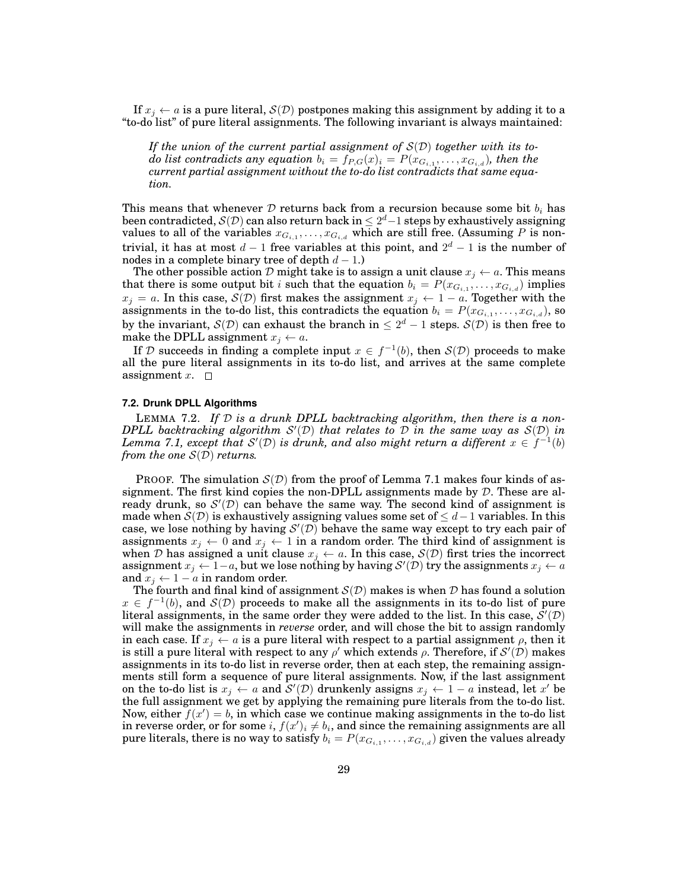If $x_j \leftarrow a$ is a pure literal, $\mathcal{S}(\mathcal{D})$ postpones making this assignment by adding it to a "to-do list" of pure literal assignments. The following invariant is always maintained:

> *If the union of the current partial assignment of $\mathcal{S}(\mathcal{D})$ together with its to-do list contradicts any equation $b_i = f_{P,G}(x)_i = P(x_{G_{i,1}}, \ldots, x_{G_{i,d}})$, then the current partial assignment without the to-do list contradicts that same equation.*

This means that whenever $\mathcal{D}$ returns back from a recursion because some bit $b_i$ has been contradicted, $\mathcal{S}(\mathcal{D})$ can also return back in $\leq 2^d - 1$ steps by exhaustively assigning values to all of the variables $x_{G_{i,1}}, \ldots, x_{G_{i,d}}$ which are still free. (Assuming $P$ is nontrivial, it has at most $d-1$ free variables at this point, and $2^d - 1$ is the number of nodes in a complete binary tree of depth $d-1$.)

The other possible action $\mathcal{D}$ might take is to assign a unit clause $x_j \leftarrow a$. This means that there is some output bit $i$ such that the equation $b_i = P(x_{G_{i,1}}, \ldots, x_{G_{i,d}})$ implies $x_j = a$. In this case, $\mathcal{S}(\mathcal{D})$ first makes the assignment $x_j \leftarrow 1 - a$. Together with the assignments in the to-do list, this contradicts the equation $b_i = P(x_{G_{i,1}}, \ldots, x_{G_{i,d}})$, so by the invariant, $\mathcal{S}(\mathcal{D})$ can exhaust the branch in $\leq 2^d - 1$ steps. $\mathcal{S}(\mathcal{D})$ is then free to make the DPLL assignment $x_j \leftarrow a$.

If $\mathcal{D}$ succeeds in finding a complete input $x \in f^{-1}(b)$, then $\mathcal{S}(\mathcal{D})$ proceeds to make all the pure literal assignments in its to-do list, and arrives at the same complete assignment $x$. $\square$

### 7.2. Drunk DPLL Algorithms

LEMMA 7.2. *If $\mathcal{D}$ is a drunk DPLL backtracking algorithm, then there is a non-DPLL backtracking algorithm $\mathcal{S}'(\mathcal{D})$ that relates to $\mathcal{D}$ in the same way as $\mathcal{S}(\mathcal{D})$ in Lemma 7.1, except that $\mathcal{S}'(\mathcal{D})$ is drunk, and also might return a different $x \in f^{-1}(b)$ from the one $\mathcal{S}(\mathcal{D})$ returns.*

PROOF. The simulation $\mathcal{S}(\mathcal{D})$ from the proof of Lemma 7.1 makes four kinds of assignment. The first kind copies the non-DPLL assignments made by $\mathcal{D}$. These are already drunk, so $\mathcal{S}'(\mathcal{D})$ can behave the same way. The second kind of assignment is made when $\mathcal{S}(\mathcal{D})$ is exhaustively assigning values some set of $\leq d-1$ variables. In this case, we lose nothing by having $\mathcal{S}'(\mathcal{D})$ behave the same way except to try each pair of assignments $x_j \leftarrow 0$ and $x_j \leftarrow 1$ in a random order. The third kind of assignment is when $\mathcal{D}$ has assigned a unit clause $x_j \leftarrow a$. In this case, $\mathcal{S}(\mathcal{D})$ first tries the incorrect assignment $x_j \leftarrow 1-a$, but we lose nothing by having $\mathcal{S}'(\mathcal{D})$ try the assignments $x_j \leftarrow a$ and $x_j \leftarrow 1-a$ in random order.

The fourth and final kind of assignment $\mathcal{S}(\mathcal{D})$ makes is when $\mathcal{D}$ has found a solution $x \in f^{-1}(b)$, and $\mathcal{S}(\mathcal{D})$ proceeds to make all the assignments in its to-do list of pure literal assignments, in the same order they were added to the list. In this case, $\mathcal{S}'(\mathcal{D})$ will make the assignments in *reverse* order, and will chose the bit to assign randomly in each case. If $x_j \leftarrow a$ is a pure literal with respect to a partial assignment $\rho$, then it is still a pure literal with respect to any $\rho'$ which extends $\rho$. Therefore, if $\mathcal{S}'(\mathcal{D})$ makes assignments in its to-do list in reverse order, then at each step, the remaining assignments still form a sequence of pure literal assignments. Now, if the last assignment on the to-do list is $x_j \leftarrow a$ and $\mathcal{S}'(\mathcal{D})$ drunkenly assigns $x_j \leftarrow 1-a$ instead, let $x'$ be the full assignment we get by applying the remaining pure literals from the to-do list. Now, either $f(x') = b$, in which case we continue making assignments in the to-do list in reverse order, or for some $i$, $f(x')_i \neq b_i$, and since the remaining assignments are all pure literals, there is no way to satisfy $b_i = P(x_{G_{i,1}}, \ldots, x_{G_{i,d}})$ given the values already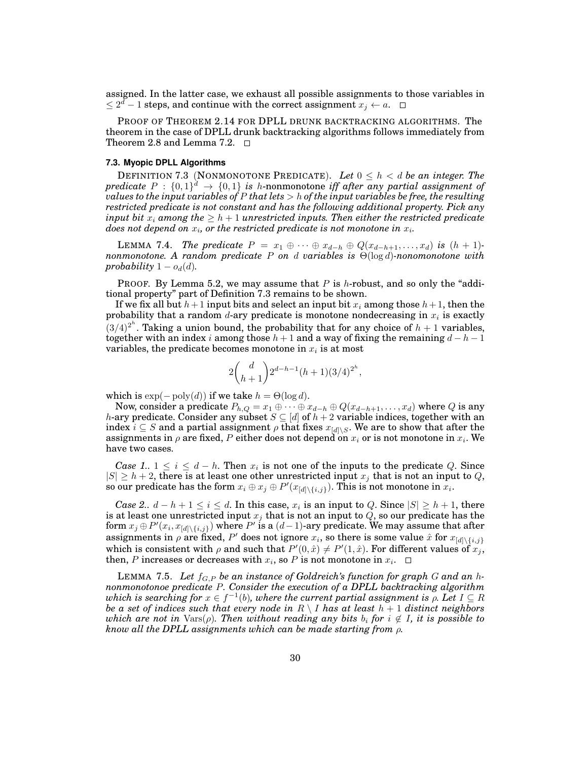assigned. In the latter case, we exhaust all possible assignments to those variables in $\leq 2^d - 1$ steps, and continue with the correct assignment $x_j \leftarrow a$. $\square$

PROOF OF THEOREM 2.14 FOR DPLL DRUNK BACKTRACKING ALGORITHMS. The theorem in the case of DPLL drunk backtracking algorithms follows immediately from Theorem 2.8 and Lemma 7.2. $\square$

### 7.3. Myopic DPLL Algorithms

DEFINITION 7.3 (NONMONOTONE PREDICATE). *Let $0 \leq h < d$ be an integer. The predicate $P : \{0,1\}^d \to \{0,1\}$ is $h$-nonmonotone iff after any partial assignment of values to the input variables of $P$ that lets $> h$ of the input variables be free, the resulting restricted predicate is not constant and has the following additional property. Pick any input bit $x_i$ among the $\geq h+1$ unrestricted inputs. Then either the restricted predicate does not depend on $x_i$, or the restricted predicate is not monotone in $x_i$.*

LEMMA 7.4. *The predicate $P = x_1 \oplus \cdots \oplus x_{d-h} \oplus Q(x_{d-h+1}, \ldots, x_d)$ is $(h+1)$-nonmonotone. A random predicate $P$ on $d$ variables is $\Theta(\log d)$-nonomonotone with probability $1 - o_d(d)$.*

PROOF. By Lemma 5.2, we may assume that $P$ is $h$-robust, and so only the "additional property" part of Definition 7.3 remains to be shown.

If we fix all but $h+1$ input bits and select an input bit $x_i$ among those $h+1$, then the probability that a random $d$-ary predicate is monotone nondecreasing in $x_i$ is exactly $(3/4)^{2^h}$. Taking a union bound, the probability that for any choice of $h+1$ variables, together with an index $i$ among those $h+1$ and a way of fixing the remaining $d-h-1$ variables, the predicate becomes monotone in $x_i$ is at most

$$2\binom{d}{h+1}2^{d-h-1}(h+1)(3/4)^{2^h},$$

which is $\exp(-\operatorname{poly}(d))$ if we take $h = \Theta(\log d)$.

Now, consider a predicate $P_{h,Q} = x_1 \oplus \cdots \oplus x_{d-h} \oplus Q(x_{d-h+1}, \ldots, x_d)$ where $Q$ is any $h$-ary predicate. Consider any subset $S \subseteq [d]$ of $h+2$ variable indices, together with an index $i \subseteq S$ and a partial assignment $\rho$ that fixes $x_{[d]\setminus S}$. We are to show that after the assignments in $\rho$ are fixed, $P$ either does not depend on $x_i$ or is not monotone in $x_i$. We have two cases.

*Case 1.*. $1 \leq i \leq d-h$. Then $x_i$ is not one of the inputs to the predicate $Q$. Since $|S| \geq h+2$, there is at least one other unrestricted input $x_j$ that is not an input to $Q$, so our predicate has the form $x_i \oplus x_j \oplus P'(x_{[d]\setminus\{i,j\}})$. This is not monotone in $x_i$.

*Case 2.*. $d-h+1 \leq i \leq d$. In this case, $x_i$ is an input to $Q$. Since $|S| \geq h+1$, there is at least one unrestricted input $x_j$ that is not an input to $Q$, so our predicate has the form $x_j \oplus P'(x_i, x_{[d]\setminus\{i,j\}})$ where $P'$ is a $(d-1)$-ary predicate. We may assume that after assignments in $\rho$ are fixed, $P'$ does not ignore $x_i$, so there is some value $\hat{x}$ for $x_{[d]\setminus\{i,j\}}$ which is consistent with $\rho$ and such that $P'(0,\hat{x}) \neq P'(1,\hat{x})$. For different values of $x_j$, then, $P$ increases or decreases with $x_i$, so $P$ is not monotone in $x_i$. $\square$

LEMMA 7.5. *Let $f_{G,P}$ be an instance of Goldreich's function for graph $G$ and an $h$-nonmonotonoe predicate $P$. Consider the execution of a DPLL backtracking algorithm which is searching for $x \in f^{-1}(b)$, where the current partial assignment is $\rho$. Let $I \subseteq R$ be a set of indices such that every node in $R \setminus I$ has at least $h+1$ distinct neighbors which are not in $\operatorname{Vars}(\rho)$. Then without reading any bits $b_i$ for $i \notin I$, it is possible to know all the DPLL assignments which can be made starting from $\rho$.*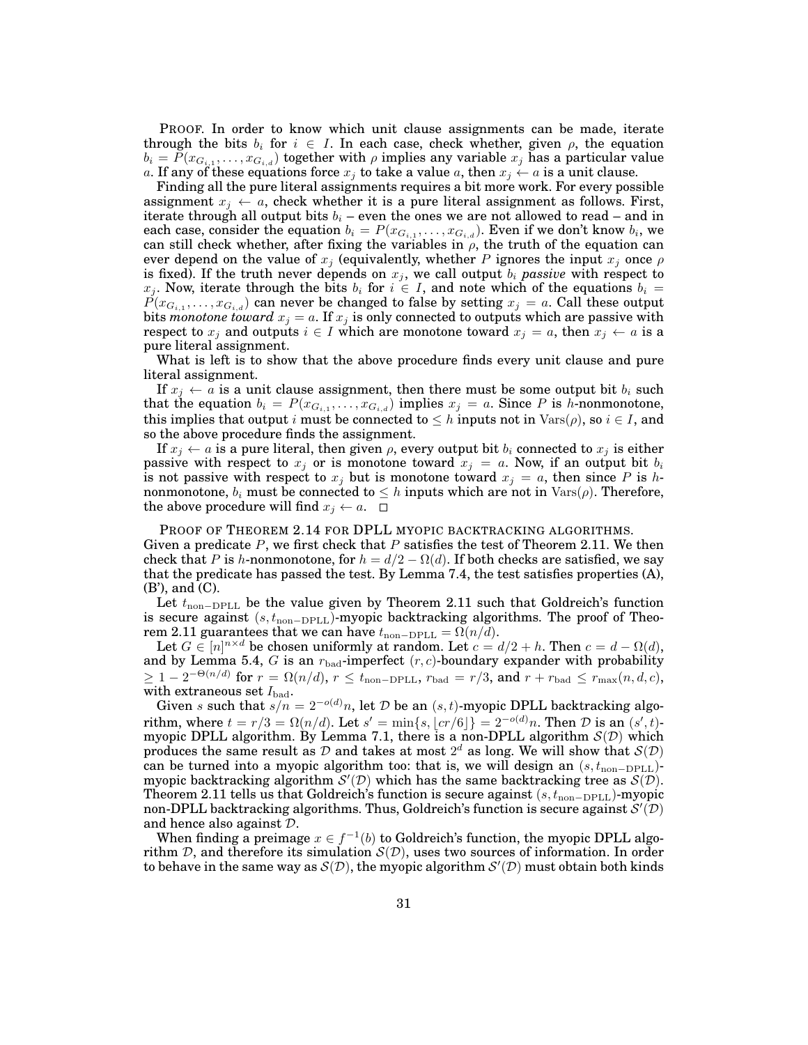PROOF. In order to know which unit clause assignments can be made, iterate through the bits $b_i$ for $i \in I$. In each case, check whether, given $\rho$, the equation $b_i = P(x_{G_{i,1}}, \ldots, x_{G_{i,d}})$ together with $\rho$ implies any variable $x_j$ has a particular value $a$. If any of these equations force $x_j$ to take a value $a$, then $x_j \leftarrow a$ is a unit clause.

Finding all the pure literal assignments requires a bit more work. For every possible assignment $x_j \leftarrow a$, check whether it is a pure literal assignment as follows. First, iterate through all output bits $b_i$ – even the ones we are not allowed to read – and in each case, consider the equation $b_i = P(x_{G_{i,1}}, \ldots, x_{G_{i,d}})$. Even if we don't know $b_i$, we can still check whether, after fixing the variables in $\rho$, the truth of the equation can ever depend on the value of $x_j$ (equivalently, whether $P$ ignores the input $x_j$ once $\rho$ is fixed). If the truth never depends on $x_j$, we call output $b_i$ *passive* with respect to $x_j$. Now, iterate through the bits $b_i$ for $i \in I$, and note which of the equations $b_i = P(x_{G_{i,1}}, \ldots, x_{G_{i,d}})$ can never be changed to false by setting $x_j = a$. Call these output bits *monotone toward* $x_j = a$. If $x_j$ is only connected to outputs which are passive with respect to $x_j$ and outputs $i \in I$ which are monotone toward $x_j = a$, then $x_j \leftarrow a$ is a pure literal assignment.

What is left is to show that the above procedure finds every unit clause and pure literal assignment.

If $x_j \leftarrow a$ is a unit clause assignment, then there must be some output bit $b_i$ such that the equation $b_i = P(x_{G_{i,1}}, \ldots, x_{G_{i,d}})$ implies $x_j = a$. Since $P$ is $h$-nonmonotone, this implies that output $i$ must be connected to $\leq h$ inputs not in $\mathrm{Vars}(\rho)$, so $i \in I$, and so the above procedure finds the assignment.

If $x_j \leftarrow a$ is a pure literal, then given $\rho$, every output bit $b_i$ connected to $x_j$ is either passive with respect to $x_j$ or is monotone toward $x_j = a$. Now, if an output bit $b_i$ is not passive with respect to $x_j$ but is monotone toward $x_j = a$, then since $P$ is $h$-nonmonotone, $b_i$ must be connected to $\leq h$ inputs which are not in $\mathrm{Vars}(\rho)$. Therefore, the above procedure will find $x_j \leftarrow a$. $\square$

PROOF OF THEOREM 2.14 FOR DPLL MYOPIC BACKTRACKING ALGORITHMS. Given a predicate $P$, we first check that $P$ satisfies the test of Theorem 2.11. We then check that $P$ is $h$-nonmonotone, for $h = d/2 - \Omega(d)$. If both checks are satisfied, we say that the predicate has passed the test. By Lemma 7.4, the test satisfies properties (A), (B'), and (C).

Let $t_{\mathrm{non-DPLL}}$ be the value given by Theorem 2.11 such that Goldreich's function is secure against $(s, t_{\mathrm{non-DPLL}})$-myopic backtracking algorithms. The proof of Theorem 2.11 guarantees that we can have $t_{\mathrm{non-DPLL}} = \Omega(n/d)$.

Let $G \in [n]^{n \times d}$ be chosen uniformly at random. Let $c = d/2 + h$. Then $c = d - \Omega(d)$, and by Lemma 5.4, $G$ is an $r_{\mathrm{bad}}$-imperfect $(r, c)$-boundary expander with probability $\geq 1 - 2^{-\Theta(n/d)}$ for $r = \Omega(n/d)$, $r \leq t_{\mathrm{non-DPLL}}$, $r_{\mathrm{bad}} = r/3$, and $r + r_{\mathrm{bad}} \leq r_{\max}(n, d, c)$, with extraneous set $I_{\mathrm{bad}}$.

Given $s$ such that $s/n = 2^{-o(d)}n$, let $\mathcal{D}$ be an $(s, t)$-myopic DPLL backtracking algorithm, where $t = r/3 = \Omega(n/d)$. Let $s' = \min\{s, \lfloor cr/6 \rfloor\} = 2^{-o(d)}n$. Then $\mathcal{D}$ is an $(s', t)$-myopic DPLL algorithm. By Lemma 7.1, there is a non-DPLL algorithm $\mathcal{S}(\mathcal{D})$ which produces the same result as $\mathcal{D}$ and takes at most $2^d$ as long. We will show that $\mathcal{S}(\mathcal{D})$ can be turned into a myopic algorithm too: that is, we will design an $(s, t_{\mathrm{non-DPLL}})$-myopic backtracking algorithm $\mathcal{S}'(\mathcal{D})$ which has the same backtracking tree as $\mathcal{S}(\mathcal{D})$. Theorem 2.11 tells us that Goldreich's function is secure against $(s, t_{\mathrm{non-DPLL}})$-myopic non-DPLL backtracking algorithms. Thus, Goldreich's function is secure against $\mathcal{S}'(\mathcal{D})$ and hence also against $\mathcal{D}$.

When finding a preimage $x \in f^{-1}(b)$ to Goldreich's function, the myopic DPLL algorithm $\mathcal{D}$, and therefore its simulation $\mathcal{S}(\mathcal{D})$, uses two sources of information. In order to behave in the same way as $\mathcal{S}(\mathcal{D})$, the myopic algorithm $\mathcal{S}'(\mathcal{D})$ must obtain both kinds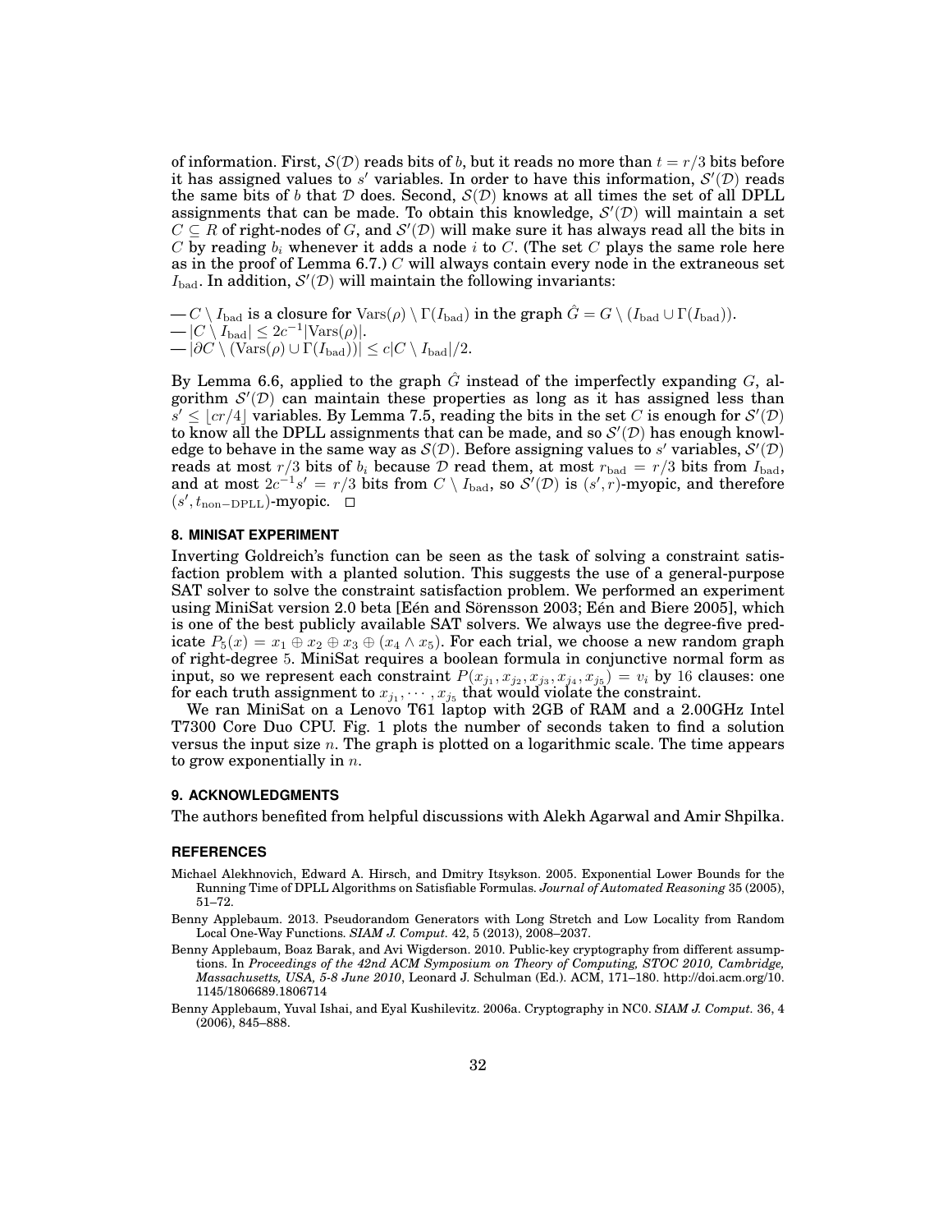of information. First, $\mathcal{S}(\mathcal{D})$ reads bits of $b$, but it reads no more than $t = r/3$ bits before it has assigned values to $s'$ variables. In order to have this information, $\mathcal{S}'(\mathcal{D})$ reads the same bits of $b$ that $\mathcal{D}$ does. Second, $\mathcal{S}(\mathcal{D})$ knows at all times the set of all DPLL assignments that can be made. To obtain this knowledge, $\mathcal{S}'(\mathcal{D})$ will maintain a set $C \subseteq R$ of right-nodes of $G$, and $\mathcal{S}'(\mathcal{D})$ will make sure it has always read all the bits in $C$ by reading $b_i$ whenever it adds a node $i$ to $C$. (The set $C$ plays the same role here as in the proof of Lemma 6.7.) $C$ will always contain every node in the extraneous set $I_{\text{bad}}$. In addition, $\mathcal{S}'(\mathcal{D})$ will maintain the following invariants:

— $C \setminus I_{\text{bad}}$ is a closure for $\text{Vars}(\rho) \setminus \Gamma(I_{\text{bad}})$ in the graph $\hat{G} = G \setminus (I_{\text{bad}} \cup \Gamma(I_{\text{bad}}))$.
— $|C \setminus I_{\text{bad}}| \leq 2c^{-1}|\text{Vars}(\rho)|$.
— $|\partial C \setminus (\text{Vars}(\rho) \cup \Gamma(I_{\text{bad}}))| \leq c|C \setminus I_{\text{bad}}|/2$.

By Lemma 6.6, applied to the graph $\hat{G}$ instead of the imperfectly expanding $G$, algorithm $\mathcal{S}'(\mathcal{D})$ can maintain these properties as long as it has assigned less than $s' \leq \lfloor cr/4 \rfloor$ variables. By Lemma 7.5, reading the bits in the set $C$ is enough for $\mathcal{S}'(\mathcal{D})$ to know all the DPLL assignments that can be made, and so $\mathcal{S}'(\mathcal{D})$ has enough knowledge to behave in the same way as $\mathcal{S}(\mathcal{D})$. Before assigning values to $s'$ variables, $\mathcal{S}'(\mathcal{D})$ reads at most $r/3$ bits of $b_i$ because $\mathcal{D}$ read them, at most $r_{\text{bad}} = r/3$ bits from $I_{\text{bad}}$, and at most $2c^{-1}s' = r/3$ bits from $C \setminus I_{\text{bad}}$, so $\mathcal{S}'(\mathcal{D})$ is $(s', r)$-myopic, and therefore $(s', t_{\text{non-DPLL}})$-myopic. □

## 8. MINISAT EXPERIMENT

Inverting Goldreich's function can be seen as the task of solving a constraint satisfaction problem with a planted solution. This suggests the use of a general-purpose SAT solver to solve the constraint satisfaction problem. We performed an experiment using MiniSat version 2.0 beta [Eén and Sörensson 2003; Eén and Biere 2005], which is one of the best publicly available SAT solvers. We always use the degree-five predicate $P_5(x) = x_1 \oplus x_2 \oplus x_3 \oplus (x_4 \wedge x_5)$. For each trial, we choose a new random graph of right-degree 5. MiniSat requires a boolean formula in conjunctive normal form as input, so we represent each constraint $P(x_{j_1}, x_{j_2}, x_{j_3}, x_{j_4}, x_{j_5}) = v_i$ by 16 clauses: one for each truth assignment to $x_{j_1}, \cdots, x_{j_5}$ that would violate the constraint.

We ran MiniSat on a Lenovo T61 laptop with 2GB of RAM and a 2.00GHz Intel T7300 Core Duo CPU. Fig. 1 plots the number of seconds taken to find a solution versus the input size $n$. The graph is plotted on a logarithmic scale. The time appears to grow exponentially in $n$.

## 9. ACKNOWLEDGMENTS

The authors benefited from helpful discussions with Alekh Agarwal and Amir Shpilka.

## REFERENCES

Michael Alekhnovich, Edward A. Hirsch, and Dmitry Itsykson. 2005. Exponential Lower Bounds for the Running Time of DPLL Algorithms on Satisfiable Formulas. *Journal of Automated Reasoning* 35 (2005), 51–72.

Benny Applebaum. 2013. Pseudorandom Generators with Long Stretch and Low Locality from Random Local One-Way Functions. *SIAM J. Comput.* 42, 5 (2013), 2008–2037.

Benny Applebaum, Boaz Barak, and Avi Wigderson. 2010. Public-key cryptography from different assumptions. In *Proceedings of the 42nd ACM Symposium on Theory of Computing, STOC 2010, Cambridge, Massachusetts, USA, 5-8 June 2010*, Leonard J. Schulman (Ed.). ACM, 171–180. http://doi.acm.org/10.1145/1806689.1806714

Benny Applebaum, Yuval Ishai, and Eyal Kushilevitz. 2006a. Cryptography in NC0. *SIAM J. Comput.* 36, 4 (2006), 845–888.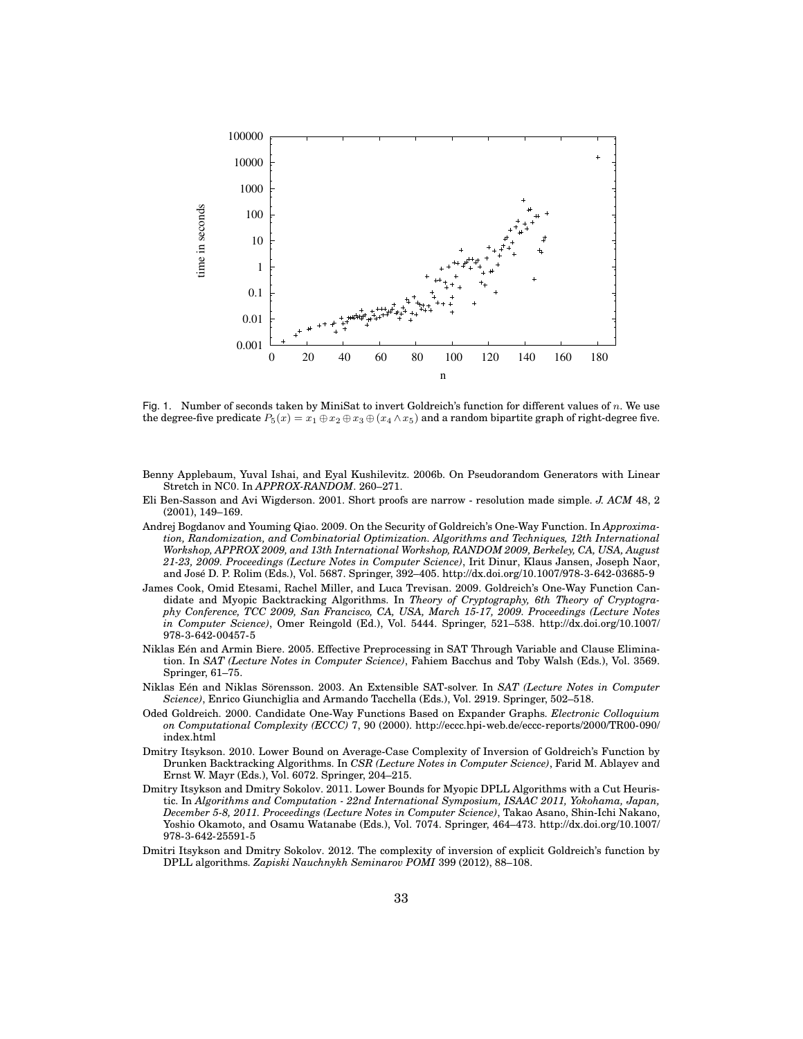Fig. 1. Number of seconds taken by MiniSat to invert Goldreich's function for different values of $n$. We use the degree-five predicate $P_5(x) = x_1 \oplus x_2 \oplus x_3 \oplus (x_4 \wedge x_5)$ and a random bipartite graph of right-degree five.

Benny Applebaum, Yuval Ishai, and Eyal Kushilevitz. 2006b. On Pseudorandom Generators with Linear Stretch in NC0. In *APPROX-RANDOM*. 260–271.

Eli Ben-Sasson and Avi Wigderson. 2001. Short proofs are narrow - resolution made simple. *J. ACM* 48, 2 (2001), 149–169.

Andrej Bogdanov and Youming Qiao. 2009. On the Security of Goldreich's One-Way Function. In *Approximation, Randomization, and Combinatorial Optimization. Algorithms and Techniques, 12th International Workshop, APPROX 2009, and 13th International Workshop, RANDOM 2009, Berkeley, CA, USA, August 21-23, 2009. Proceedings (Lecture Notes in Computer Science)*, Irit Dinur, Klaus Jansen, Joseph Naor, and José D. P. Rolim (Eds.), Vol. 5687. Springer, 392–405. http://dx.doi.org/10.1007/978-3-642-03685-9

James Cook, Omid Etesami, Rachel Miller, and Luca Trevisan. 2009. Goldreich's One-Way Function Candidate and Myopic Backtracking Algorithms. In *Theory of Cryptography, 6th Theory of Cryptography Conference, TCC 2009, San Francisco, CA, USA, March 15-17, 2009. Proceedings (Lecture Notes in Computer Science)*, Omer Reingold (Ed.), Vol. 5444. Springer, 521–538. http://dx.doi.org/10.1007/978-3-642-00457-5

Niklas Eén and Armin Biere. 2005. Effective Preprocessing in SAT Through Variable and Clause Elimination. In *SAT (Lecture Notes in Computer Science)*, Fahiem Bacchus and Toby Walsh (Eds.), Vol. 3569. Springer, 61–75.

Niklas Eén and Niklas Sörensson. 2003. An Extensible SAT-solver. In *SAT (Lecture Notes in Computer Science)*, Enrico Giunchiglia and Armando Tacchella (Eds.), Vol. 2919. Springer, 502–518.

Oded Goldreich. 2000. Candidate One-Way Functions Based on Expander Graphs. *Electronic Colloquium on Computational Complexity (ECCC)* 7, 90 (2000). http://eccc.hpi-web.de/eccc-reports/2000/TR00-090/index.html

Dmitry Itsykson. 2010. Lower Bound on Average-Case Complexity of Inversion of Goldreich's Function by Drunken Backtracking Algorithms. In *CSR (Lecture Notes in Computer Science)*, Farid M. Ablayev and Ernst W. Mayr (Eds.), Vol. 6072. Springer, 204–215.

Dmitry Itsykson and Dmitry Sokolov. 2011. Lower Bounds for Myopic DPLL Algorithms with a Cut Heuristic. In *Algorithms and Computation - 22nd International Symposium, ISAAC 2011, Yokohama, Japan, December 5-8, 2011. Proceedings (Lecture Notes in Computer Science)*, Takao Asano, Shin-Ichi Nakano, Yoshio Okamoto, and Osamu Watanabe (Eds.), Vol. 7074. Springer, 464–473. http://dx.doi.org/10.1007/978-3-642-25591-5

Dmitri Itsykson and Dmitry Sokolov. 2012. The complexity of inversion of explicit Goldreich's function by DPLL algorithms. *Zapiski Nauchnykh Seminarov POMI* 399 (2012), 88–108.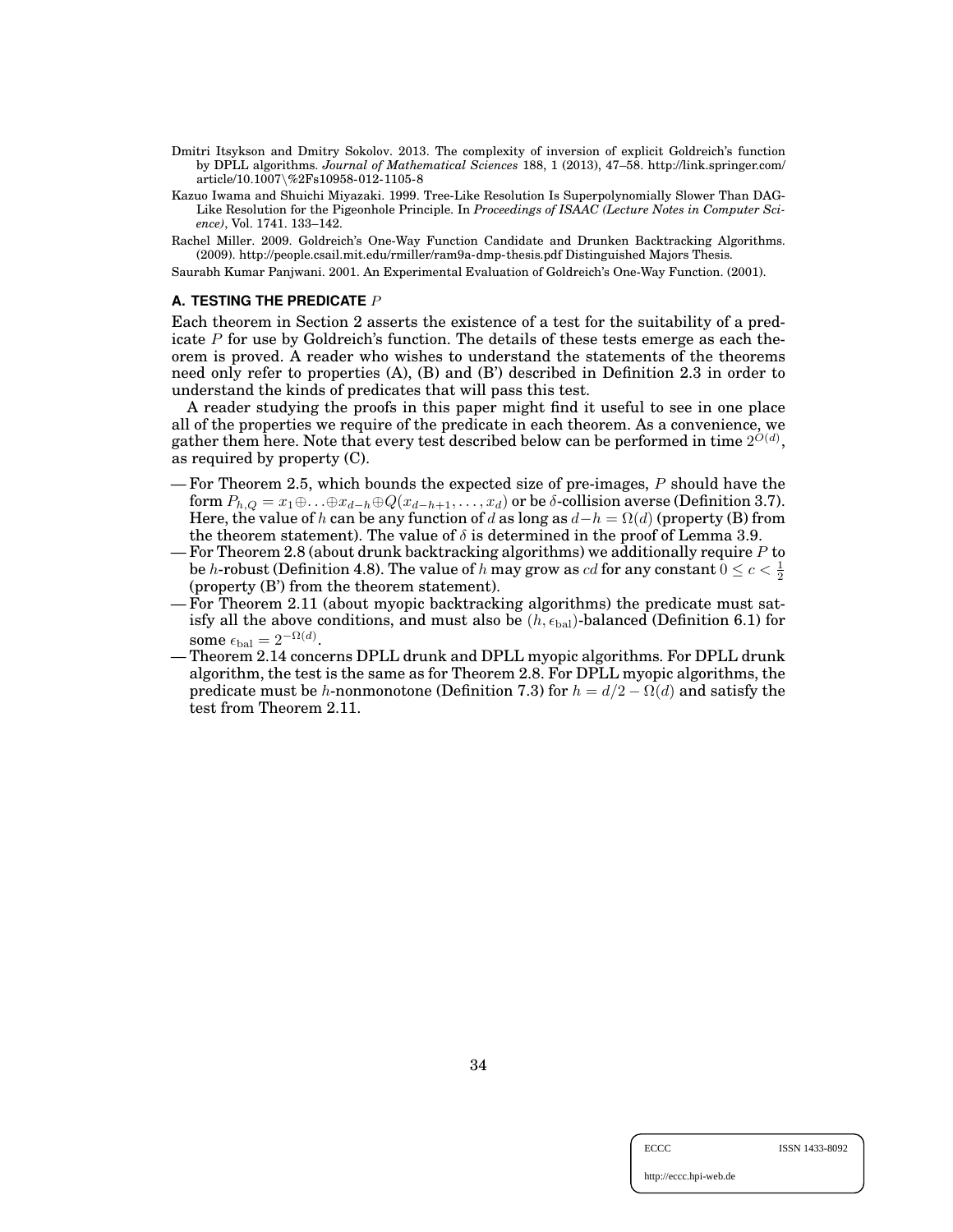Dmitri Itsykson and Dmitry Sokolov. 2013. The complexity of inversion of explicit Goldreich's function by DPLL algorithms. *Journal of Mathematical Sciences* 188, 1 (2013), 47–58. http://link.springer.com/article/10.1007\%2Fs10958-012-1105-8

Kazuo Iwama and Shuichi Miyazaki. 1999. Tree-Like Resolution Is Superpolynomially Slower Than DAG-Like Resolution for the Pigeonhole Principle. In *Proceedings of ISAAC (Lecture Notes in Computer Science)*, Vol. 1741. 133–142.

Rachel Miller. 2009. Goldreich's One-Way Function Candidate and Drunken Backtracking Algorithms. (2009). http://people.csail.mit.edu/rmiller/ram9a-dmp-thesis.pdf Distinguished Majors Thesis.

Saurabh Kumar Panjwani. 2001. An Experimental Evaluation of Goldreich's One-Way Function. (2001).

## A. TESTING THE PREDICATE $P$

Each theorem in Section 2 asserts the existence of a test for the suitability of a predicate $P$ for use by Goldreich's function. The details of these tests emerge as each theorem is proved. A reader who wishes to understand the statements of the theorems need only refer to properties (A), (B) and (B') described in Definition 2.3 in order to understand the kinds of predicates that will pass this test.

A reader studying the proofs in this paper might find it useful to see in one place all of the properties we require of the predicate in each theorem. As a convenience, we gather them here. Note that every test described below can be performed in time $2^{O(d)}$, as required by property (C).

— For Theorem 2.5, which bounds the expected size of pre-images, $P$ should have the form $P_{h,Q} = x_1 \oplus \ldots \oplus x_{d-h} \oplus Q(x_{d-h+1}, \ldots, x_d)$ or be $\delta$-collision averse (Definition 3.7). Here, the value of $h$ can be any function of $d$ as long as $d-h = \Omega(d)$ (property (B) from the theorem statement). The value of $\delta$ is determined in the proof of Lemma 3.9.

— For Theorem 2.8 (about drunk backtracking algorithms) we additionally require $P$ to be $h$-robust (Definition 4.8). The value of $h$ may grow as $cd$ for any constant $0 \leq c < \frac{1}{2}$ (property (B') from the theorem statement).

— For Theorem 2.11 (about myopic backtracking algorithms) the predicate must satisfy all the above conditions, and must also be $(h, \epsilon_{\text{bal}})$-balanced (Definition 6.1) for some $\epsilon_{\text{bal}} = 2^{-\Omega(d)}$.

— Theorem 2.14 concerns DPLL drunk and DPLL myopic algorithms. For DPLL drunk algorithm, the test is the same as for Theorem 2.8. For DPLL myopic algorithms, the predicate must be $h$-nonmonotone (Definition 7.3) for $h = d/2 - \Omega(d)$ and satisfy the test from Theorem 2.11.

ECCC ISSN 1433-8092

http://eccc.hpi-web.de